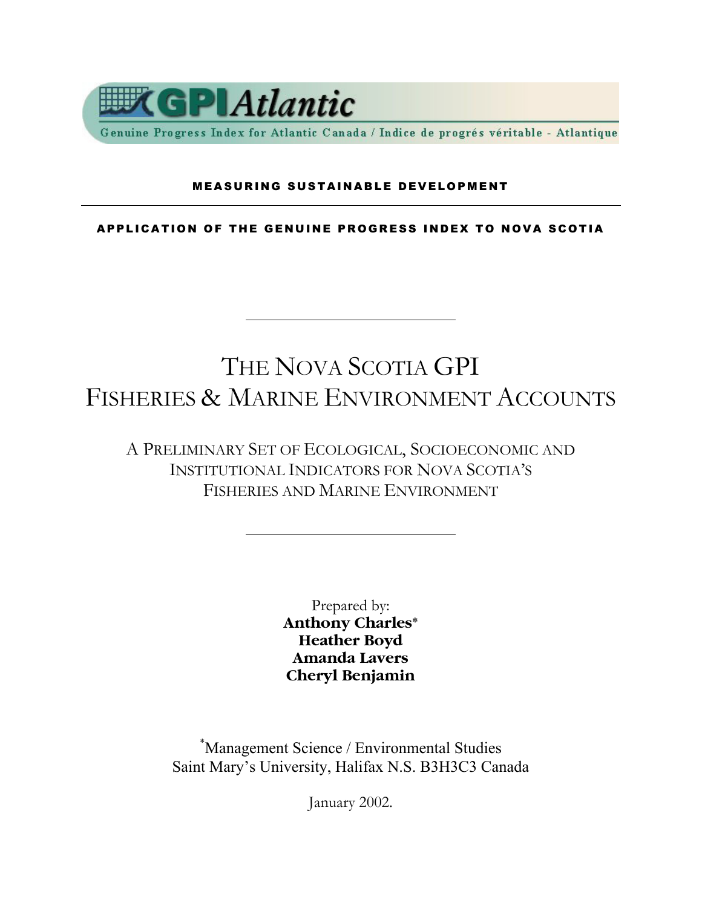GPIAtlantic

Genuine Progress Index for Atlantic Canada / Indice de progrés véritable - Atlantique

**MEASURING SUSTAINABLE DEVELOPMENT**

---

**APPLICATION OF THE GENUINE PROGRESS INDEX TO NOVA SCOTIA**

# THE NOVA SCOTIA GPI FISHERIES & MARINE ENVIRONMENT ACCOUNTS

## A PRELIMINARY SET OF ECOLOGICAL, SOCIOECONOMIC AND INSTITUTIONAL INDICATORS FOR NOVA SCOTIA'S FISHERIES AND MARINE ENVIRONMENT

Prepared by:

**Anthony Charles***
**Heather Boyd**
**Amanda Lavers**
**Cheryl Benjamin**

*Management Science / Environmental Studies
Saint Mary's University, Halifax N.S. B3H3C3 Canada

January 2002.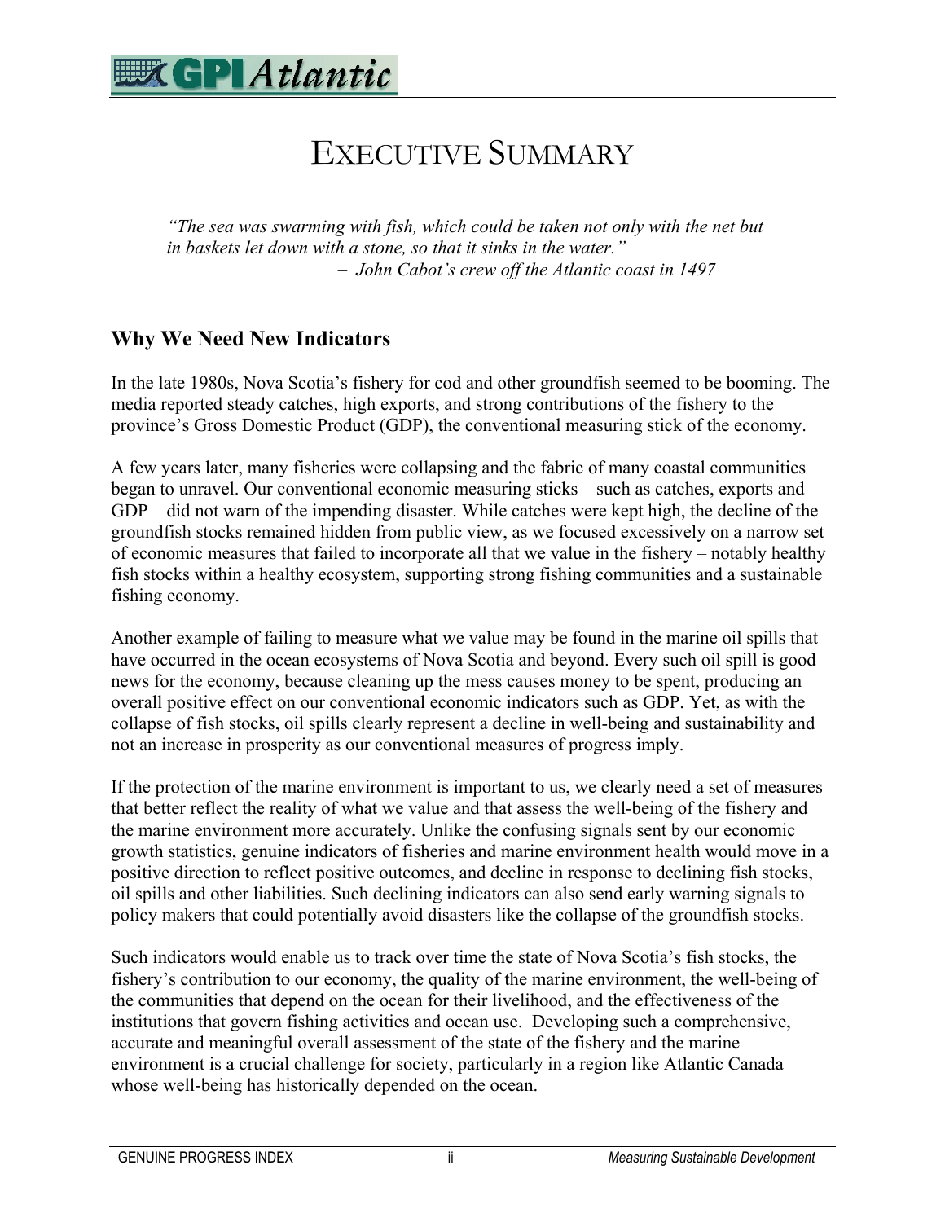# Executive Summary

> *"The sea was swarming with fish, which could be taken not only with the net but in baskets let down with a stone, so that it sinks in the water."*
> *– John Cabot's crew off the Atlantic coast in 1497*

## Why We Need New Indicators

In the late 1980s, Nova Scotia's fishery for cod and other groundfish seemed to be booming. The media reported steady catches, high exports, and strong contributions of the fishery to the province's Gross Domestic Product (GDP), the conventional measuring stick of the economy.

A few years later, many fisheries were collapsing and the fabric of many coastal communities began to unravel. Our conventional economic measuring sticks – such as catches, exports and GDP – did not warn of the impending disaster. While catches were kept high, the decline of the groundfish stocks remained hidden from public view, as we focused excessively on a narrow set of economic measures that failed to incorporate all that we value in the fishery – notably healthy fish stocks within a healthy ecosystem, supporting strong fishing communities and a sustainable fishing economy.

Another example of failing to measure what we value may be found in the marine oil spills that have occurred in the ocean ecosystems of Nova Scotia and beyond. Every such oil spill is good news for the economy, because cleaning up the mess causes money to be spent, producing an overall positive effect on our conventional economic indicators such as GDP. Yet, as with the collapse of fish stocks, oil spills clearly represent a decline in well-being and sustainability and not an increase in prosperity as our conventional measures of progress imply.

If the protection of the marine environment is important to us, we clearly need a set of measures that better reflect the reality of what we value and that assess the well-being of the fishery and the marine environment more accurately. Unlike the confusing signals sent by our economic growth statistics, genuine indicators of fisheries and marine environment health would move in a positive direction to reflect positive outcomes, and decline in response to declining fish stocks, oil spills and other liabilities. Such declining indicators can also send early warning signals to policy makers that could potentially avoid disasters like the collapse of the groundfish stocks.

Such indicators would enable us to track over time the state of Nova Scotia's fish stocks, the fishery's contribution to our economy, the quality of the marine environment, the well-being of the communities that depend on the ocean for their livelihood, and the effectiveness of the institutions that govern fishing activities and ocean use. Developing such a comprehensive, accurate and meaningful overall assessment of the state of the fishery and the marine environment is a crucial challenge for society, particularly in a region like Atlantic Canada whose well-being has historically depended on the ocean.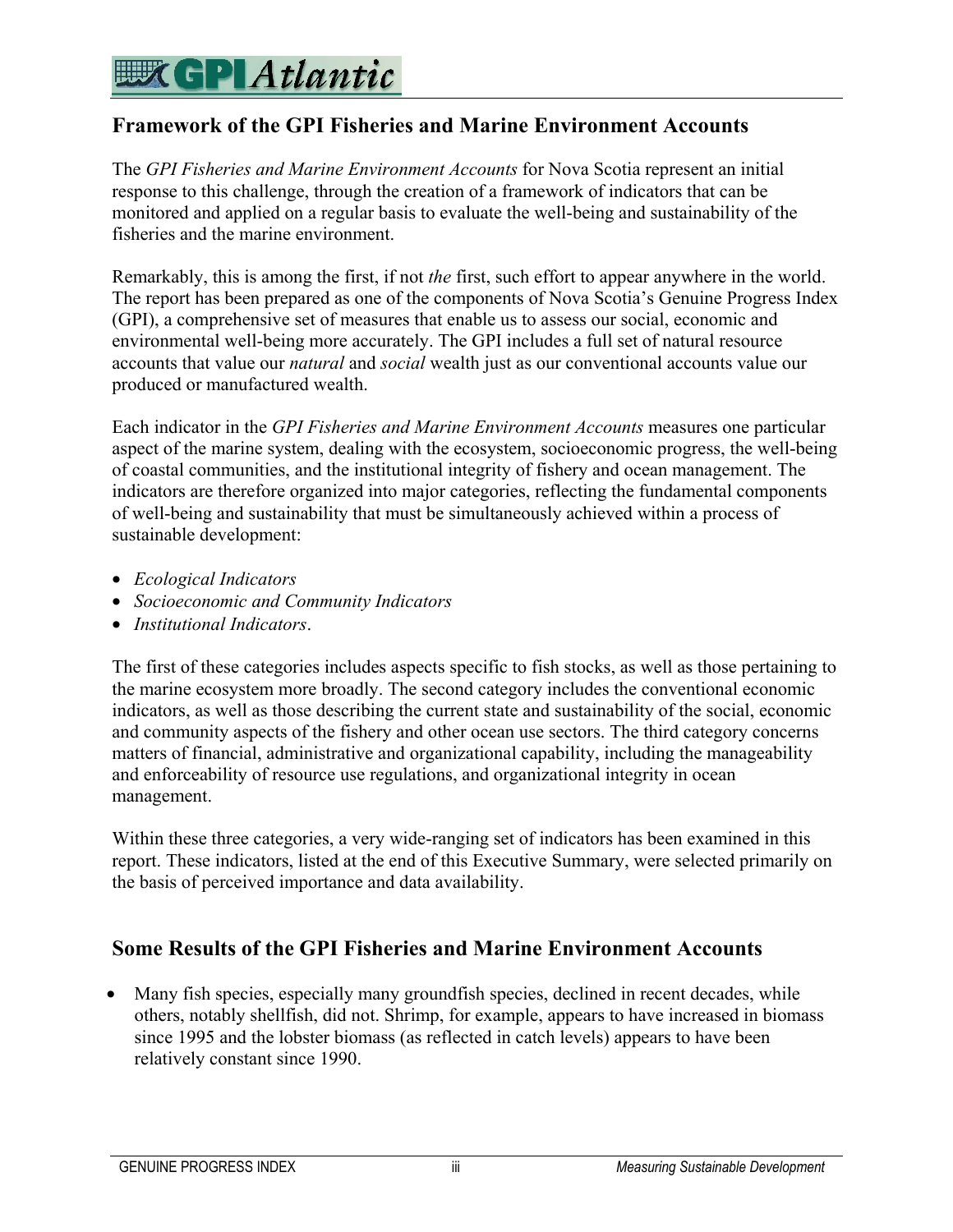## Framework of the GPI Fisheries and Marine Environment Accounts

The *GPI Fisheries and Marine Environment Accounts* for Nova Scotia represent an initial response to this challenge, through the creation of a framework of indicators that can be monitored and applied on a regular basis to evaluate the well-being and sustainability of the fisheries and the marine environment.

Remarkably, this is among the first, if not *the* first, such effort to appear anywhere in the world. The report has been prepared as one of the components of Nova Scotia's Genuine Progress Index (GPI), a comprehensive set of measures that enable us to assess our social, economic and environmental well-being more accurately. The GPI includes a full set of natural resource accounts that value our *natural* and *social* wealth just as our conventional accounts value our produced or manufactured wealth.

Each indicator in the *GPI Fisheries and Marine Environment Accounts* measures one particular aspect of the marine system, dealing with the ecosystem, socioeconomic progress, the well-being of coastal communities, and the institutional integrity of fishery and ocean management. The indicators are therefore organized into major categories, reflecting the fundamental components of well-being and sustainability that must be simultaneously achieved within a process of sustainable development:

- *Ecological Indicators*
- *Socioeconomic and Community Indicators*
- *Institutional Indicators*.

The first of these categories includes aspects specific to fish stocks, as well as those pertaining to the marine ecosystem more broadly. The second category includes the conventional economic indicators, as well as those describing the current state and sustainability of the social, economic and community aspects of the fishery and other ocean use sectors. The third category concerns matters of financial, administrative and organizational capability, including the manageability and enforceability of resource use regulations, and organizational integrity in ocean management.

Within these three categories, a very wide-ranging set of indicators has been examined in this report. These indicators, listed at the end of this Executive Summary, were selected primarily on the basis of perceived importance and data availability.

## Some Results of the GPI Fisheries and Marine Environment Accounts

- Many fish species, especially many groundfish species, declined in recent decades, while others, notably shellfish, did not. Shrimp, for example, appears to have increased in biomass since 1995 and the lobster biomass (as reflected in catch levels) appears to have been relatively constant since 1990.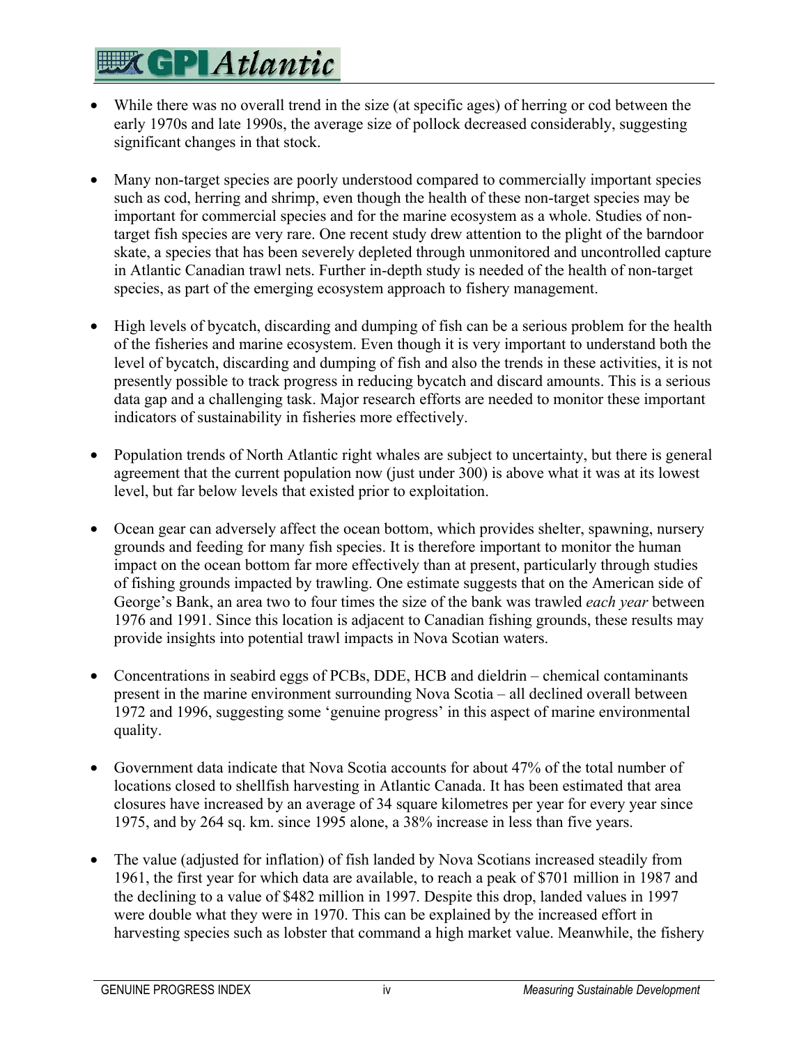- While there was no overall trend in the size (at specific ages) of herring or cod between the early 1970s and late 1990s, the average size of pollock decreased considerably, suggesting significant changes in that stock.

- Many non-target species are poorly understood compared to commercially important species such as cod, herring and shrimp, even though the health of these non-target species may be important for commercial species and for the marine ecosystem as a whole. Studies of non-target fish species are very rare. One recent study drew attention to the plight of the barndoor skate, a species that has been severely depleted through unmonitored and uncontrolled capture in Atlantic Canadian trawl nets. Further in-depth study is needed of the health of non-target species, as part of the emerging ecosystem approach to fishery management.

- High levels of bycatch, discarding and dumping of fish can be a serious problem for the health of the fisheries and marine ecosystem. Even though it is very important to understand both the level of bycatch, discarding and dumping of fish and also the trends in these activities, it is not presently possible to track progress in reducing bycatch and discard amounts. This is a serious data gap and a challenging task. Major research efforts are needed to monitor these important indicators of sustainability in fisheries more effectively.

- Population trends of North Atlantic right whales are subject to uncertainty, but there is general agreement that the current population now (just under 300) is above what it was at its lowest level, but far below levels that existed prior to exploitation.

- Ocean gear can adversely affect the ocean bottom, which provides shelter, spawning, nursery grounds and feeding for many fish species. It is therefore important to monitor the human impact on the ocean bottom far more effectively than at present, particularly through studies of fishing grounds impacted by trawling. One estimate suggests that on the American side of George's Bank, an area two to four times the size of the bank was trawled *each year* between 1976 and 1991. Since this location is adjacent to Canadian fishing grounds, these results may provide insights into potential trawl impacts in Nova Scotian waters.

- Concentrations in seabird eggs of PCBs, DDE, HCB and dieldrin – chemical contaminants present in the marine environment surrounding Nova Scotia – all declined overall between 1972 and 1996, suggesting some 'genuine progress' in this aspect of marine environmental quality.

- Government data indicate that Nova Scotia accounts for about 47% of the total number of locations closed to shellfish harvesting in Atlantic Canada. It has been estimated that area closures have increased by an average of 34 square kilometres per year for every year since 1975, and by 264 sq. km. since 1995 alone, a 38% increase in less than five years.

- The value (adjusted for inflation) of fish landed by Nova Scotians increased steadily from 1961, the first year for which data are available, to reach a peak of $701 million in 1987 and the declining to a value of $482 million in 1997. Despite this drop, landed values in 1997 were double what they were in 1970. This can be explained by the increased effort in harvesting species such as lobster that command a high market value. Meanwhile, the fishery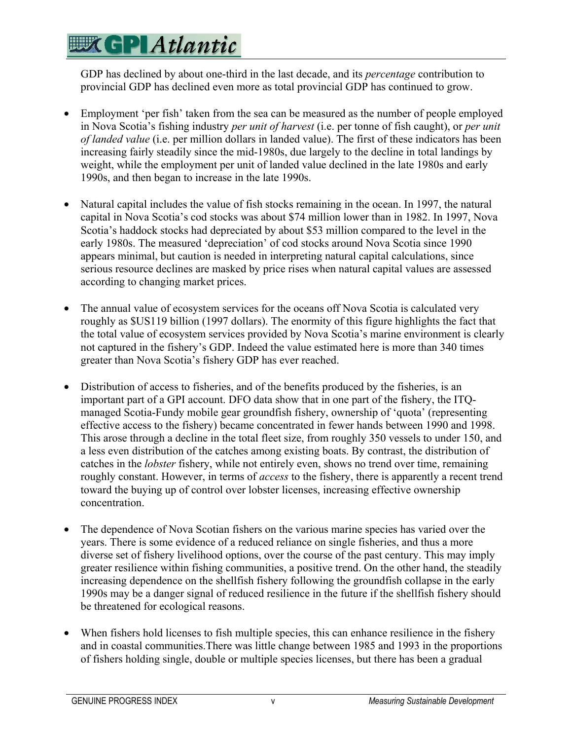GDP has declined by about one-third in the last decade, and its *percentage* contribution to provincial GDP has declined even more as total provincial GDP has continued to grow.

- Employment 'per fish' taken from the sea can be measured as the number of people employed in Nova Scotia's fishing industry *per unit of harvest* (i.e. per tonne of fish caught), or *per unit of landed value* (i.e. per million dollars in landed value). The first of these indicators has been increasing fairly steadily since the mid-1980s, due largely to the decline in total landings by weight, while the employment per unit of landed value declined in the late 1980s and early 1990s, and then began to increase in the late 1990s.

- Natural capital includes the value of fish stocks remaining in the ocean. In 1997, the natural capital in Nova Scotia's cod stocks was about $74 million lower than in 1982. In 1997, Nova Scotia's haddock stocks had depreciated by about $53 million compared to the level in the early 1980s. The measured 'depreciation' of cod stocks around Nova Scotia since 1990 appears minimal, but caution is needed in interpreting natural capital calculations, since serious resource declines are masked by price rises when natural capital values are assessed according to changing market prices.

- The annual value of ecosystem services for the oceans off Nova Scotia is calculated very roughly as $US119 billion (1997 dollars). The enormity of this figure highlights the fact that the total value of ecosystem services provided by Nova Scotia's marine environment is clearly not captured in the fishery's GDP. Indeed the value estimated here is more than 340 times greater than Nova Scotia's fishery GDP has ever reached.

- Distribution of access to fisheries, and of the benefits produced by the fisheries, is an important part of a GPI account. DFO data show that in one part of the fishery, the ITQ-managed Scotia-Fundy mobile gear groundfish fishery, ownership of 'quota' (representing effective access to the fishery) became concentrated in fewer hands between 1990 and 1998. This arose through a decline in the total fleet size, from roughly 350 vessels to under 150, and a less even distribution of the catches among existing boats. By contrast, the distribution of catches in the *lobster* fishery, while not entirely even, shows no trend over time, remaining roughly constant. However, in terms of *access* to the fishery, there is apparently a recent trend toward the buying up of control over lobster licenses, increasing effective ownership concentration.

- The dependence of Nova Scotian fishers on the various marine species has varied over the years. There is some evidence of a reduced reliance on single fisheries, and thus a more diverse set of fishery livelihood options, over the course of the past century. This may imply greater resilience within fishing communities, a positive trend. On the other hand, the steadily increasing dependence on the shellfish fishery following the groundfish collapse in the early 1990s may be a danger signal of reduced resilience in the future if the shellfish fishery should be threatened for ecological reasons.

- When fishers hold licenses to fish multiple species, this can enhance resilience in the fishery and in coastal communities.There was little change between 1985 and 1993 in the proportions of fishers holding single, double or multiple species licenses, but there has been a gradual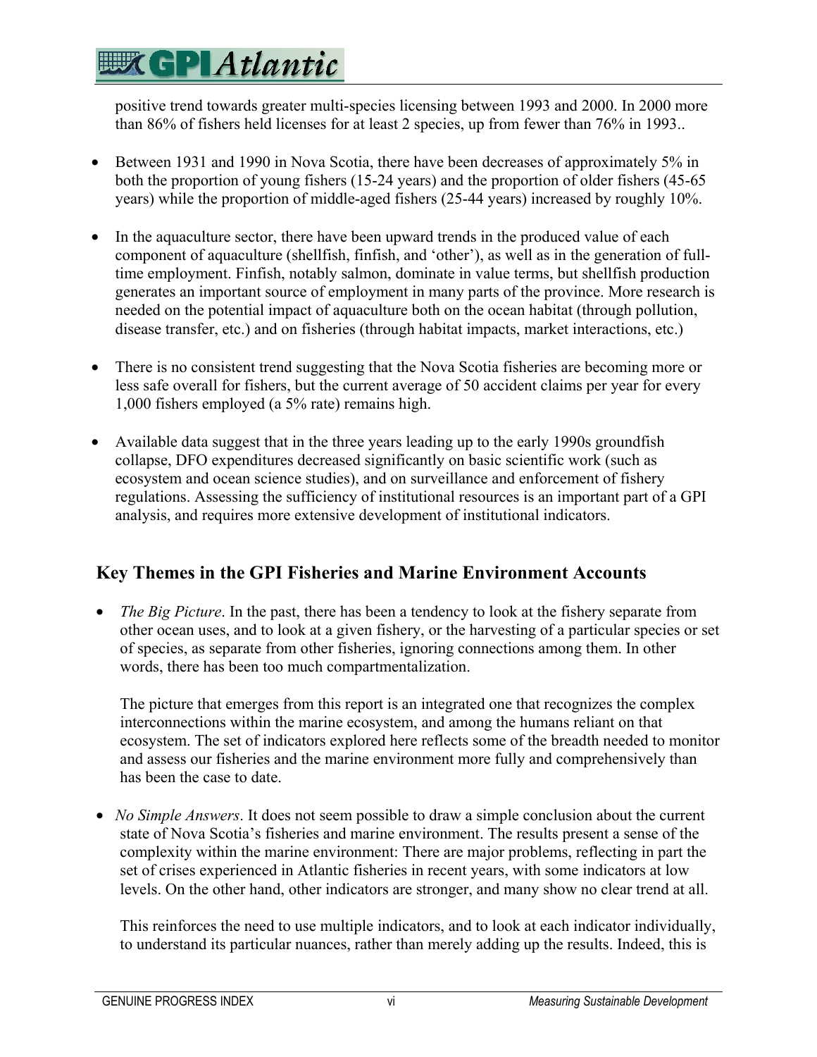positive trend towards greater multi-species licensing between 1993 and 2000. In 2000 more than 86% of fishers held licenses for at least 2 species, up from fewer than 76% in 1993..

- Between 1931 and 1990 in Nova Scotia, there have been decreases of approximately 5% in both the proportion of young fishers (15-24 years) and the proportion of older fishers (45-65 years) while the proportion of middle-aged fishers (25-44 years) increased by roughly 10%.

- In the aquaculture sector, there have been upward trends in the produced value of each component of aquaculture (shellfish, finfish, and 'other'), as well as in the generation of full-time employment. Finfish, notably salmon, dominate in value terms, but shellfish production generates an important source of employment in many parts of the province. More research is needed on the potential impact of aquaculture both on the ocean habitat (through pollution, disease transfer, etc.) and on fisheries (through habitat impacts, market interactions, etc.)

- There is no consistent trend suggesting that the Nova Scotia fisheries are becoming more or less safe overall for fishers, but the current average of 50 accident claims per year for every 1,000 fishers employed (a 5% rate) remains high.

- Available data suggest that in the three years leading up to the early 1990s groundfish collapse, DFO expenditures decreased significantly on basic scientific work (such as ecosystem and ocean science studies), and on surveillance and enforcement of fishery regulations. Assessing the sufficiency of institutional resources is an important part of a GPI analysis, and requires more extensive development of institutional indicators.

## Key Themes in the GPI Fisheries and Marine Environment Accounts

- *The Big Picture*. In the past, there has been a tendency to look at the fishery separate from other ocean uses, and to look at a given fishery, or the harvesting of a particular species or set of species, as separate from other fisheries, ignoring connections among them. In other words, there has been too much compartmentalization.

  The picture that emerges from this report is an integrated one that recognizes the complex interconnections within the marine ecosystem, and among the humans reliant on that ecosystem. The set of indicators explored here reflects some of the breadth needed to monitor and assess our fisheries and the marine environment more fully and comprehensively than has been the case to date.

- *No Simple Answers*. It does not seem possible to draw a simple conclusion about the current state of Nova Scotia's fisheries and marine environment. The results present a sense of the complexity within the marine environment: There are major problems, reflecting in part the set of crises experienced in Atlantic fisheries in recent years, with some indicators at low levels. On the other hand, other indicators are stronger, and many show no clear trend at all.

  This reinforces the need to use multiple indicators, and to look at each indicator individually, to understand its particular nuances, rather than merely adding up the results. Indeed, this is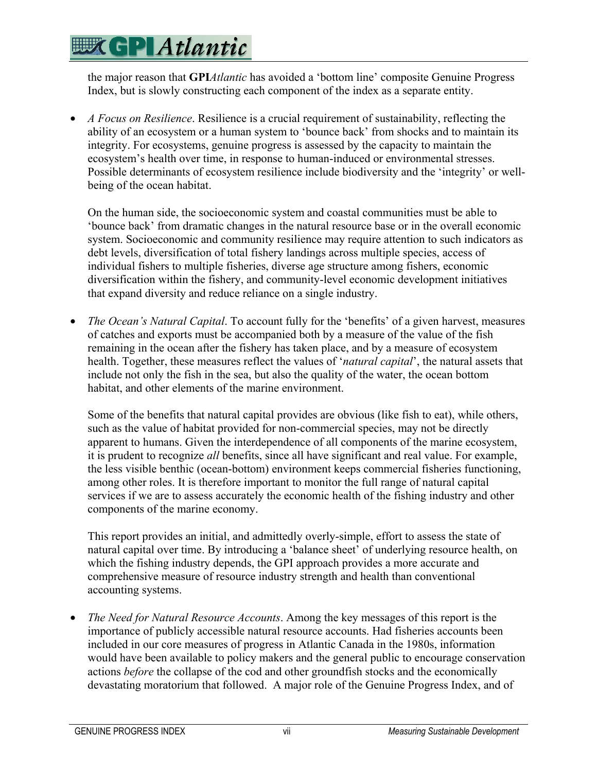the major reason that **GPI***Atlantic* has avoided a 'bottom line' composite Genuine Progress Index, but is slowly constructing each component of the index as a separate entity.

- *A Focus on Resilience*. Resilience is a crucial requirement of sustainability, reflecting the ability of an ecosystem or a human system to 'bounce back' from shocks and to maintain its integrity. For ecosystems, genuine progress is assessed by the capacity to maintain the ecosystem's health over time, in response to human-induced or environmental stresses. Possible determinants of ecosystem resilience include biodiversity and the 'integrity' or well-being of the ocean habitat.

  On the human side, the socioeconomic system and coastal communities must be able to 'bounce back' from dramatic changes in the natural resource base or in the overall economic system. Socioeconomic and community resilience may require attention to such indicators as debt levels, diversification of total fishery landings across multiple species, access of individual fishers to multiple fisheries, diverse age structure among fishers, economic diversification within the fishery, and community-level economic development initiatives that expand diversity and reduce reliance on a single industry.

- *The Ocean's Natural Capital*. To account fully for the 'benefits' of a given harvest, measures of catches and exports must be accompanied both by a measure of the value of the fish remaining in the ocean after the fishery has taken place, and by a measure of ecosystem health. Together, these measures reflect the values of '*natural capital*', the natural assets that include not only the fish in the sea, but also the quality of the water, the ocean bottom habitat, and other elements of the marine environment.

  Some of the benefits that natural capital provides are obvious (like fish to eat), while others, such as the value of habitat provided for non-commercial species, may not be directly apparent to humans. Given the interdependence of all components of the marine ecosystem, it is prudent to recognize *all* benefits, since all have significant and real value. For example, the less visible benthic (ocean-bottom) environment keeps commercial fisheries functioning, among other roles. It is therefore important to monitor the full range of natural capital services if we are to assess accurately the economic health of the fishing industry and other components of the marine economy.

  This report provides an initial, and admittedly overly-simple, effort to assess the state of natural capital over time. By introducing a 'balance sheet' of underlying resource health, on which the fishing industry depends, the GPI approach provides a more accurate and comprehensive measure of resource industry strength and health than conventional accounting systems.

- *The Need for Natural Resource Accounts*. Among the key messages of this report is the importance of publicly accessible natural resource accounts. Had fisheries accounts been included in our core measures of progress in Atlantic Canada in the 1980s, information would have been available to policy makers and the general public to encourage conservation actions *before* the collapse of the cod and other groundfish stocks and the economically devastating moratorium that followed. A major role of the Genuine Progress Index, and of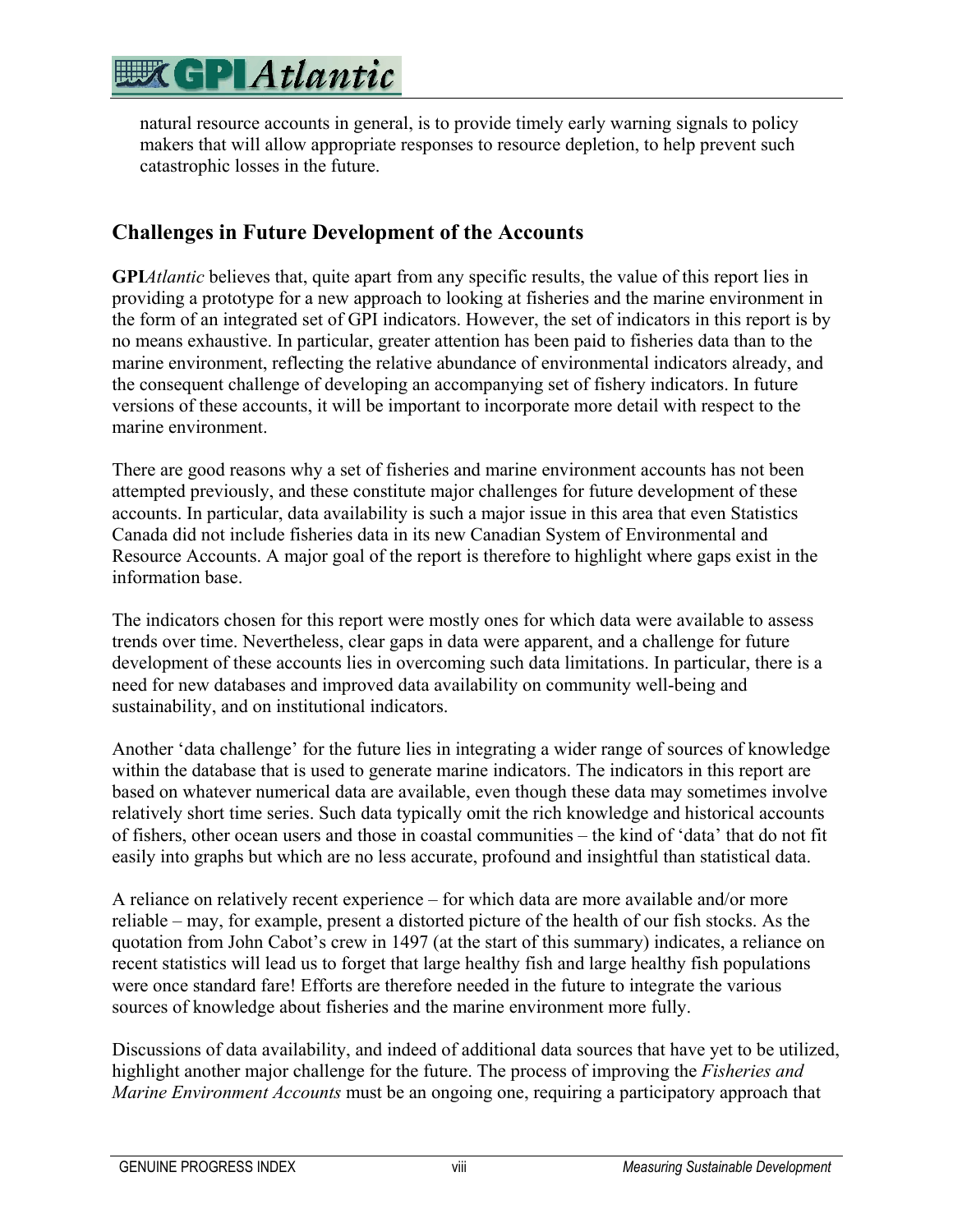natural resource accounts in general, is to provide timely early warning signals to policy makers that will allow appropriate responses to resource depletion, to help prevent such catastrophic losses in the future.

## Challenges in Future Development of the Accounts

**GPI***Atlantic* believes that, quite apart from any specific results, the value of this report lies in providing a prototype for a new approach to looking at fisheries and the marine environment in the form of an integrated set of GPI indicators. However, the set of indicators in this report is by no means exhaustive. In particular, greater attention has been paid to fisheries data than to the marine environment, reflecting the relative abundance of environmental indicators already, and the consequent challenge of developing an accompanying set of fishery indicators. In future versions of these accounts, it will be important to incorporate more detail with respect to the marine environment.

There are good reasons why a set of fisheries and marine environment accounts has not been attempted previously, and these constitute major challenges for future development of these accounts. In particular, data availability is such a major issue in this area that even Statistics Canada did not include fisheries data in its new Canadian System of Environmental and Resource Accounts. A major goal of the report is therefore to highlight where gaps exist in the information base.

The indicators chosen for this report were mostly ones for which data were available to assess trends over time. Nevertheless, clear gaps in data were apparent, and a challenge for future development of these accounts lies in overcoming such data limitations. In particular, there is a need for new databases and improved data availability on community well-being and sustainability, and on institutional indicators.

Another 'data challenge' for the future lies in integrating a wider range of sources of knowledge within the database that is used to generate marine indicators. The indicators in this report are based on whatever numerical data are available, even though these data may sometimes involve relatively short time series. Such data typically omit the rich knowledge and historical accounts of fishers, other ocean users and those in coastal communities – the kind of 'data' that do not fit easily into graphs but which are no less accurate, profound and insightful than statistical data.

A reliance on relatively recent experience – for which data are more available and/or more reliable – may, for example, present a distorted picture of the health of our fish stocks. As the quotation from John Cabot's crew in 1497 (at the start of this summary) indicates, a reliance on recent statistics will lead us to forget that large healthy fish and large healthy fish populations were once standard fare! Efforts are therefore needed in the future to integrate the various sources of knowledge about fisheries and the marine environment more fully.

Discussions of data availability, and indeed of additional data sources that have yet to be utilized, highlight another major challenge for the future. The process of improving the *Fisheries and Marine Environment Accounts* must be an ongoing one, requiring a participatory approach that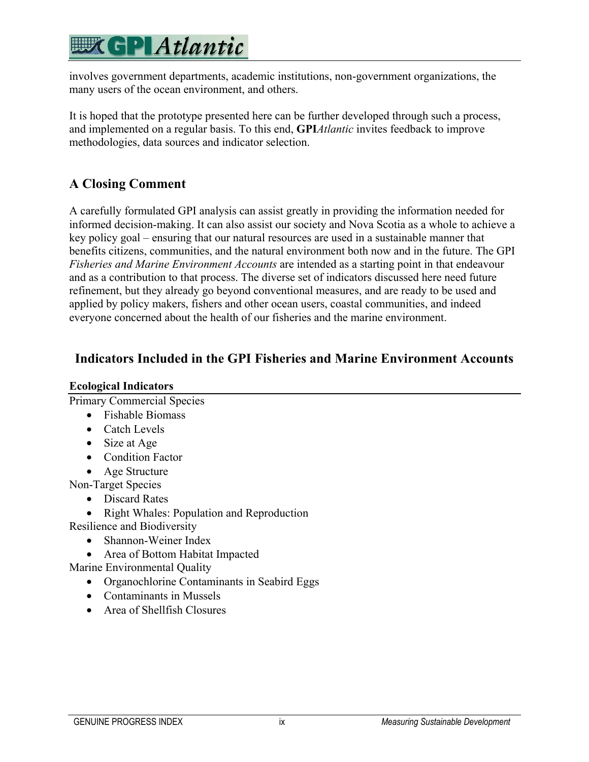involves government departments, academic institutions, non-government organizations, the many users of the ocean environment, and others.

It is hoped that the prototype presented here can be further developed through such a process, and implemented on a regular basis. To this end, **GPI***Atlantic* invites feedback to improve methodologies, data sources and indicator selection.

## A Closing Comment

A carefully formulated GPI analysis can assist greatly in providing the information needed for informed decision-making. It can also assist our society and Nova Scotia as a whole to achieve a key policy goal – ensuring that our natural resources are used in a sustainable manner that benefits citizens, communities, and the natural environment both now and in the future. The GPI *Fisheries and Marine Environment Accounts* are intended as a starting point in that endeavour and as a contribution to that process. The diverse set of indicators discussed here need future refinement, but they already go beyond conventional measures, and are ready to be used and applied by policy makers, fishers and other ocean users, coastal communities, and indeed everyone concerned about the health of our fisheries and the marine environment.

## Indicators Included in the GPI Fisheries and Marine Environment Accounts

**Ecological Indicators**

Primary Commercial Species

- Fishable Biomass
- Catch Levels
- Size at Age
- Condition Factor
- Age Structure

Non-Target Species

- Discard Rates
- Right Whales: Population and Reproduction

Resilience and Biodiversity

- Shannon-Weiner Index
- Area of Bottom Habitat Impacted

Marine Environmental Quality

- Organochlorine Contaminants in Seabird Eggs
- Contaminants in Mussels
- Area of Shellfish Closures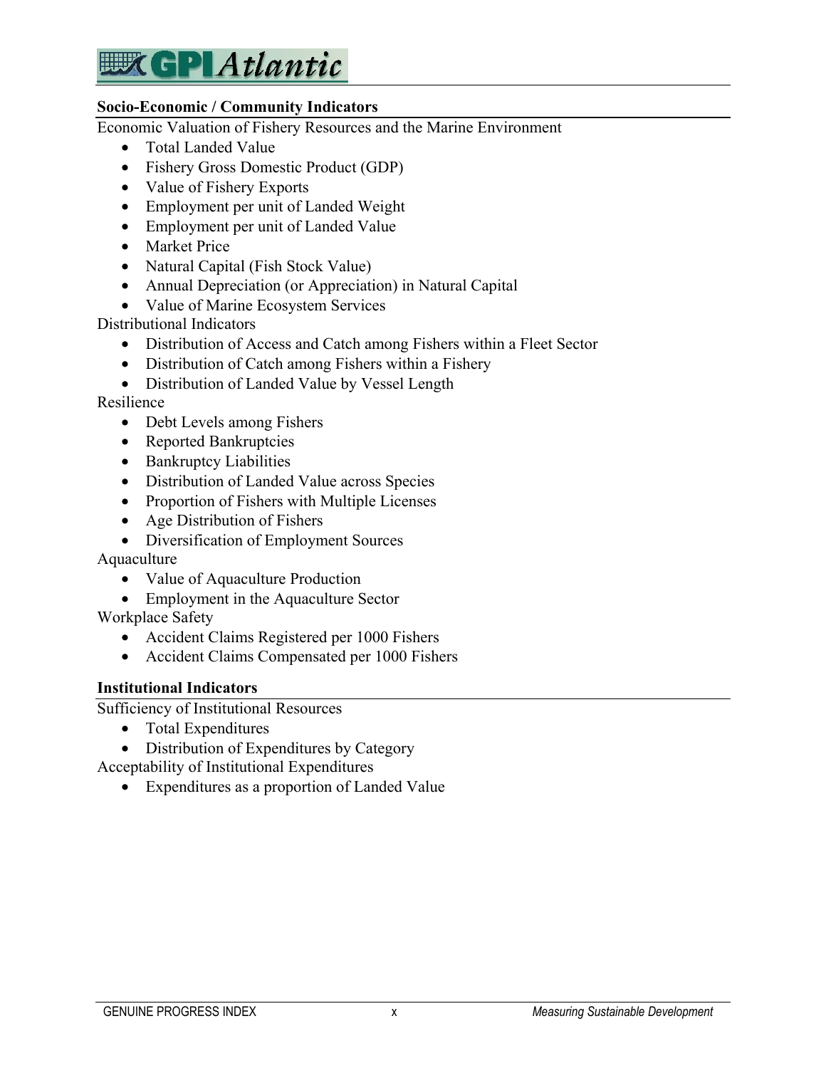**Socio-Economic / Community Indicators**

Economic Valuation of Fishery Resources and the Marine Environment

- Total Landed Value
- Fishery Gross Domestic Product (GDP)
- Value of Fishery Exports
- Employment per unit of Landed Weight
- Employment per unit of Landed Value
- Market Price
- Natural Capital (Fish Stock Value)
- Annual Depreciation (or Appreciation) in Natural Capital
- Value of Marine Ecosystem Services

Distributional Indicators

- Distribution of Access and Catch among Fishers within a Fleet Sector
- Distribution of Catch among Fishers within a Fishery
- Distribution of Landed Value by Vessel Length

Resilience

- Debt Levels among Fishers
- Reported Bankruptcies
- Bankruptcy Liabilities
- Distribution of Landed Value across Species
- Proportion of Fishers with Multiple Licenses
- Age Distribution of Fishers
- Diversification of Employment Sources

Aquaculture

- Value of Aquaculture Production
- Employment in the Aquaculture Sector

Workplace Safety

- Accident Claims Registered per 1000 Fishers
- Accident Claims Compensated per 1000 Fishers

**Institutional Indicators**

Sufficiency of Institutional Resources

- Total Expenditures
- Distribution of Expenditures by Category

Acceptability of Institutional Expenditures

- Expenditures as a proportion of Landed Value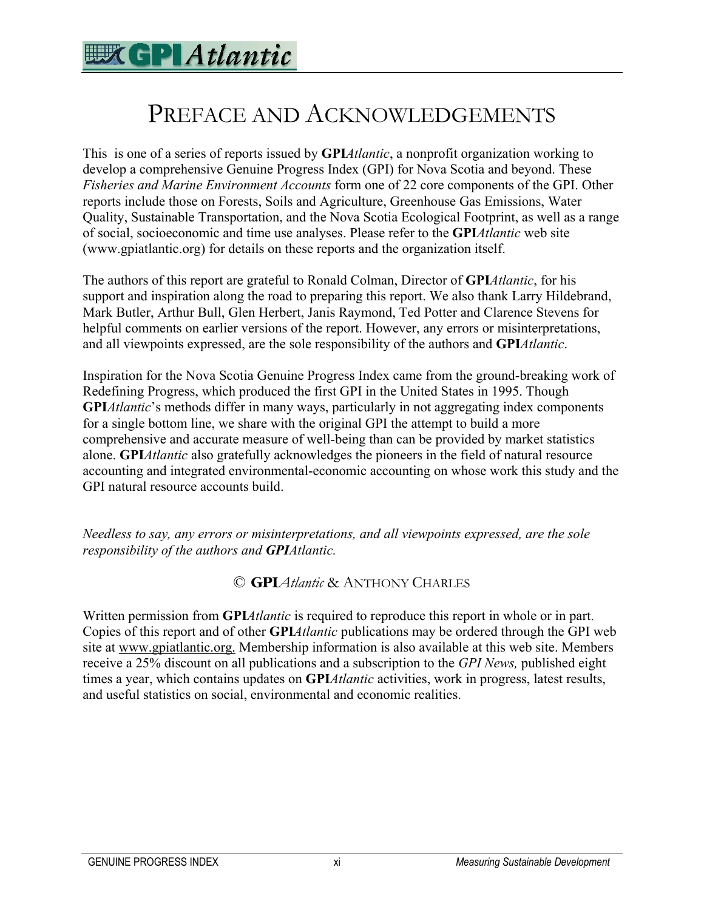# Preface and Acknowledgements

This is one of a series of reports issued by **GPI***Atlantic*, a nonprofit organization working to develop a comprehensive Genuine Progress Index (GPI) for Nova Scotia and beyond. These *Fisheries and Marine Environment Accounts* form one of 22 core components of the GPI. Other reports include those on Forests, Soils and Agriculture, Greenhouse Gas Emissions, Water Quality, Sustainable Transportation, and the Nova Scotia Ecological Footprint, as well as a range of social, socioeconomic and time use analyses. Please refer to the **GPI***Atlantic* web site (www.gpiatlantic.org) for details on these reports and the organization itself.

The authors of this report are grateful to Ronald Colman, Director of **GPI***Atlantic*, for his support and inspiration along the road to preparing this report. We also thank Larry Hildebrand, Mark Butler, Arthur Bull, Glen Herbert, Janis Raymond, Ted Potter and Clarence Stevens for helpful comments on earlier versions of the report. However, any errors or misinterpretations, and all viewpoints expressed, are the sole responsibility of the authors and **GPI***Atlantic*.

Inspiration for the Nova Scotia Genuine Progress Index came from the ground-breaking work of Redefining Progress, which produced the first GPI in the United States in 1995. Though **GPI***Atlantic*'s methods differ in many ways, particularly in not aggregating index components for a single bottom line, we share with the original GPI the attempt to build a more comprehensive and accurate measure of well-being than can be provided by market statistics alone. **GPI***Atlantic* also gratefully acknowledges the pioneers in the field of natural resource accounting and integrated environmental-economic accounting on whose work this study and the GPI natural resource accounts build.

*Needless to say, any errors or misinterpretations, and all viewpoints expressed, are the sole responsibility of the authors and **GPI**Atlantic.*

© **GPI***Atlantic* & Anthony Charles

Written permission from **GPI***Atlantic* is required to reproduce this report in whole or in part. Copies of this report and of other **GPI***Atlantic* publications may be ordered through the GPI web site at www.gpiatlantic.org. Membership information is also available at this web site. Members receive a 25% discount on all publications and a subscription to the *GPI News,* published eight times a year, which contains updates on **GPI***Atlantic* activities, work in progress, latest results, and useful statistics on social, environmental and economic realities.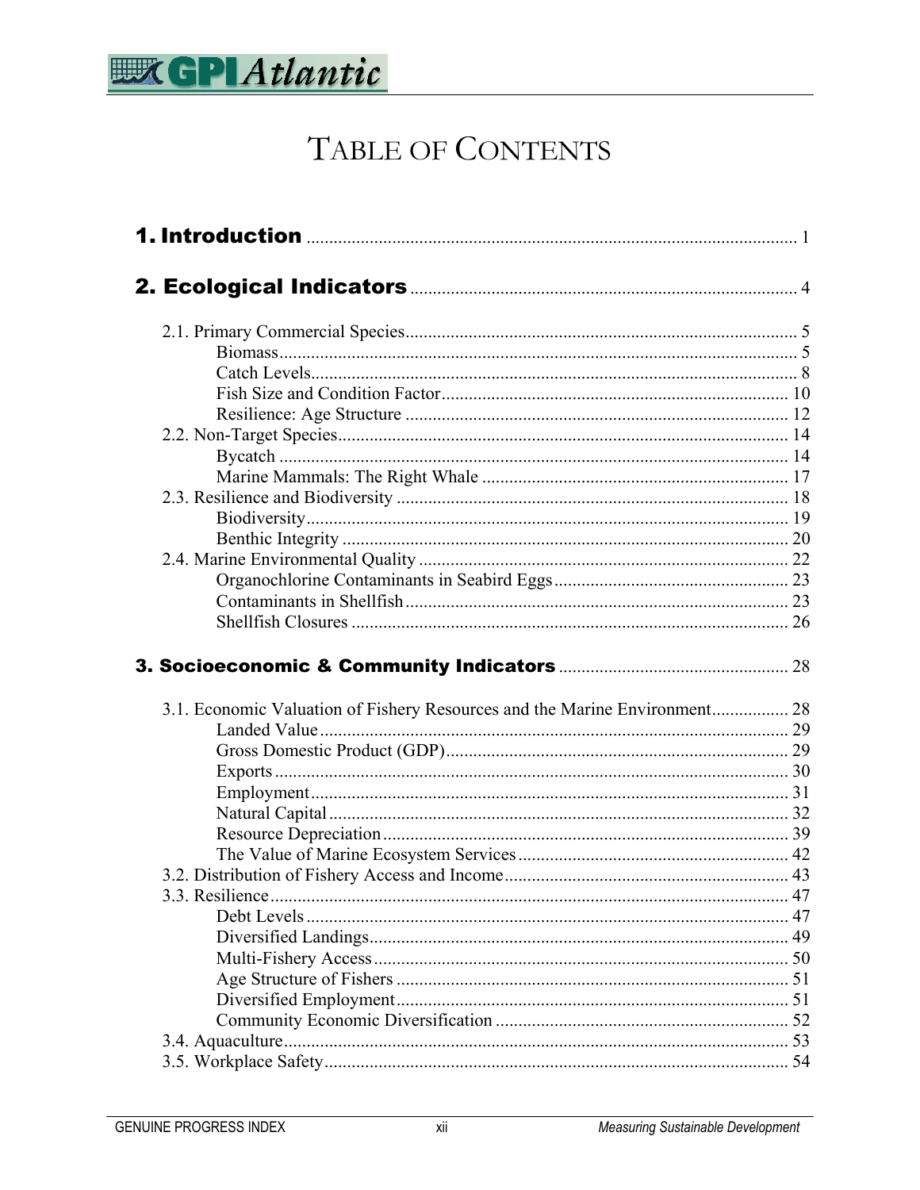# TABLE OF CONTENTS

**1. Introduction** ............................................................ 1

**2. Ecological Indicators** ............................................................ 4

- 2.1. Primary Commercial Species ............................................................ 5
  - Biomass ............................................................ 5
  - Catch Levels ............................................................ 8
  - Fish Size and Condition Factor ............................................................ 10
  - Resilience: Age Structure ............................................................ 12
- 2.2. Non-Target Species ............................................................ 14
  - Bycatch ............................................................ 14
  - Marine Mammals: The Right Whale ............................................................ 17
- 2.3. Resilience and Biodiversity ............................................................ 18
  - Biodiversity ............................................................ 19
  - Benthic Integrity ............................................................ 20
- 2.4. Marine Environmental Quality ............................................................ 22
  - Organochlorine Contaminants in Seabird Eggs ............................................................ 23
  - Contaminants in Shellfish ............................................................ 23
  - Shellfish Closures ............................................................ 26

**3. Socioeconomic & Community Indicators** ............................................................ 28

- 3.1. Economic Valuation of Fishery Resources and the Marine Environment ............................................................ 28
  - Landed Value ............................................................ 29
  - Gross Domestic Product (GDP) ............................................................ 29
  - Exports ............................................................ 30
  - Employment ............................................................ 31
  - Natural Capital ............................................................ 32
  - Resource Depreciation ............................................................ 39
  - The Value of Marine Ecosystem Services ............................................................ 42
- 3.2. Distribution of Fishery Access and Income ............................................................ 43
- 3.3. Resilience ............................................................ 47
  - Debt Levels ............................................................ 47
  - Diversified Landings ............................................................ 49
  - Multi-Fishery Access ............................................................ 50
  - Age Structure of Fishers ............................................................ 51
  - Diversified Employment ............................................................ 51
  - Community Economic Diversification ............................................................ 52
- 3.4. Aquaculture ............................................................ 53
- 3.5. Workplace Safety ............................................................ 54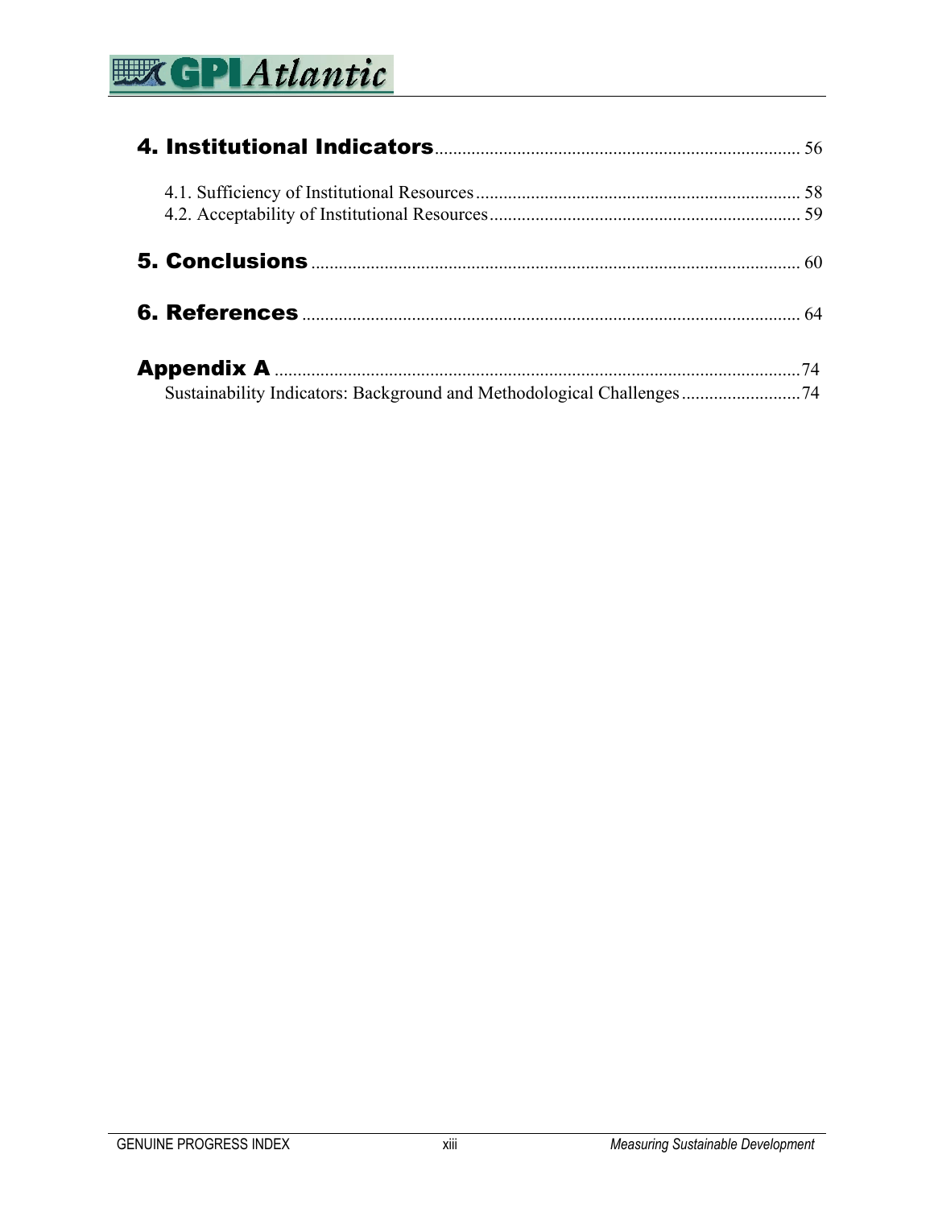**4. Institutional Indicators** ................................................................................ 56

4.1. Sufficiency of Institutional Resources ........................................................................ 58
4.2. Acceptability of Institutional Resources ..................................................................... 59

**5. Conclusions** ............................................................................................................ 60

**6. References** ............................................................................................................. 64

**Appendix A** ................................................................................................................ 74

Sustainability Indicators: Background and Methodological Challenges .......................... 74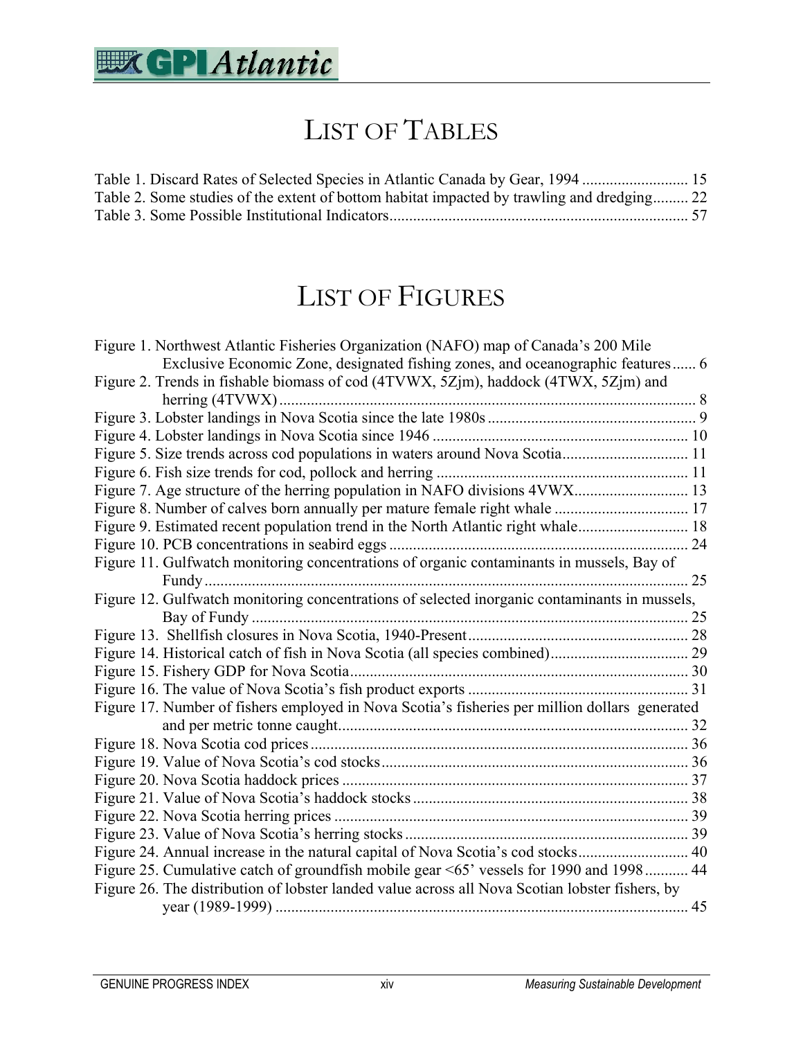# LIST OF TABLES

Table 1. Discard Rates of Selected Species in Atlantic Canada by Gear, 1994 .......................... 15
Table 2. Some studies of the extent of bottom habitat impacted by trawling and dredging......... 22
Table 3. Some Possible Institutional Indicators........................................................................... 57

# LIST OF FIGURES

Figure 1. Northwest Atlantic Fisheries Organization (NAFO) map of Canada's 200 Mile Exclusive Economic Zone, designated fishing zones, and oceanographic features...... 6
Figure 2. Trends in fishable biomass of cod (4TVWX, 5Zjm), haddock (4TWX, 5Zjm) and herring (4TVWX)......................................................................................................... 8
Figure 3. Lobster landings in Nova Scotia since the late 1980s.................................................... 9
Figure 4. Lobster landings in Nova Scotia since 1946 ................................................................ 10
Figure 5. Size trends across cod populations in waters around Nova Scotia............................... 11
Figure 6. Fish size trends for cod, pollock and herring ............................................................... 11
Figure 7. Age structure of the herring population in NAFO divisions 4VWX............................ 13
Figure 8. Number of calves born annually per mature female right whale .................................. 17
Figure 9. Estimated recent population trend in the North Atlantic right whale............................ 18
Figure 10. PCB concentrations in seabird eggs ........................................................................... 24
Figure 11. Gulfwatch monitoring concentrations of organic contaminants in mussels, Bay of Fundy.......................................................................................................................... 25
Figure 12. Gulfwatch monitoring concentrations of selected inorganic contaminants in mussels, Bay of Fundy .............................................................................................................. 25
Figure 13. Shellfish closures in Nova Scotia, 1940-Present........................................................ 28
Figure 14. Historical catch of fish in Nova Scotia (all species combined)................................... 29
Figure 15. Fishery GDP for Nova Scotia..................................................................................... 30
Figure 16. The value of Nova Scotia's fish product exports ........................................................ 31
Figure 17. Number of fishers employed in Nova Scotia's fisheries per million dollars generated and per metric tonne caught........................................................................................ 32
Figure 18. Nova Scotia cod prices............................................................................................... 36
Figure 19. Value of Nova Scotia's cod stocks.............................................................................. 36
Figure 20. Nova Scotia haddock prices ....................................................................................... 37
Figure 21. Value of Nova Scotia's haddock stocks...................................................................... 38
Figure 22. Nova Scotia herring prices ......................................................................................... 39
Figure 23. Value of Nova Scotia's herring stocks........................................................................ 39
Figure 24. Annual increase in the natural capital of Nova Scotia's cod stocks............................ 40
Figure 25. Cumulative catch of groundfish mobile gear <65' vessels for 1990 and 1998........... 44
Figure 26. The distribution of lobster landed value across all Nova Scotian lobster fishers, by year (1989-1999) ........................................................................................................ 45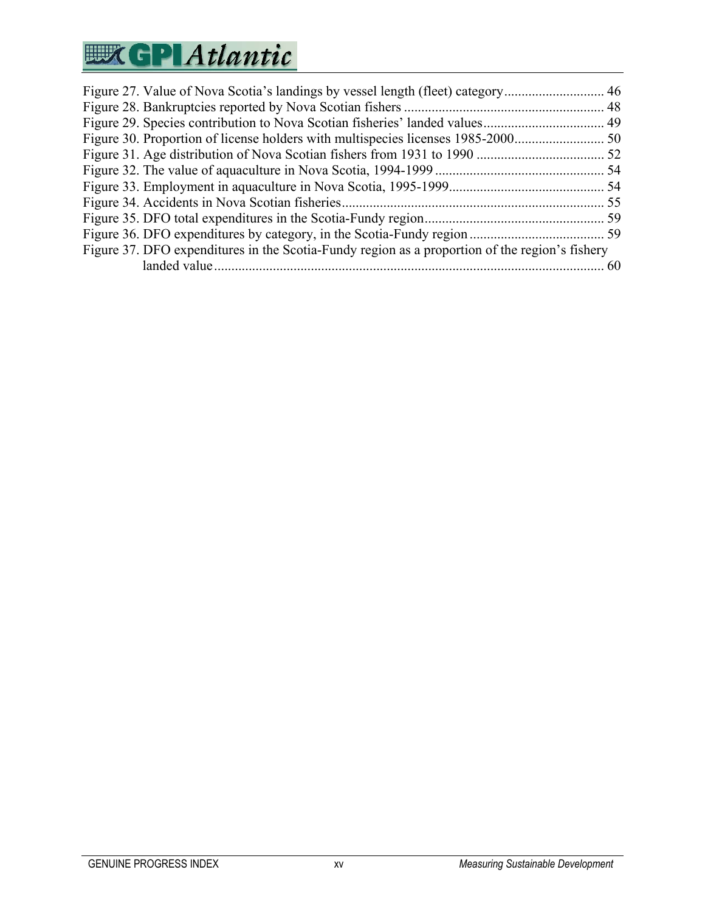Figure 27. Value of Nova Scotia's landings by vessel length (fleet) category............................ 46
Figure 28. Bankruptcies reported by Nova Scotian fishers .......................................................... 48
Figure 29. Species contribution to Nova Scotian fisheries' landed values................................... 49
Figure 30. Proportion of license holders with multispecies licenses 1985-2000.......................... 50
Figure 31. Age distribution of Nova Scotian fishers from 1931 to 1990 ..................................... 52
Figure 32. The value of aquaculture in Nova Scotia, 1994-1999 ................................................. 54
Figure 33. Employment in aquaculture in Nova Scotia, 1995-1999............................................. 54
Figure 34. Accidents in Nova Scotian fisheries............................................................................ 55
Figure 35. DFO total expenditures in the Scotia-Fundy region.................................................... 59
Figure 36. DFO expenditures by category, in the Scotia-Fundy region ....................................... 59
Figure 37. DFO expenditures in the Scotia-Fundy region as a proportion of the region's fishery landed value.................................................................................................................. 60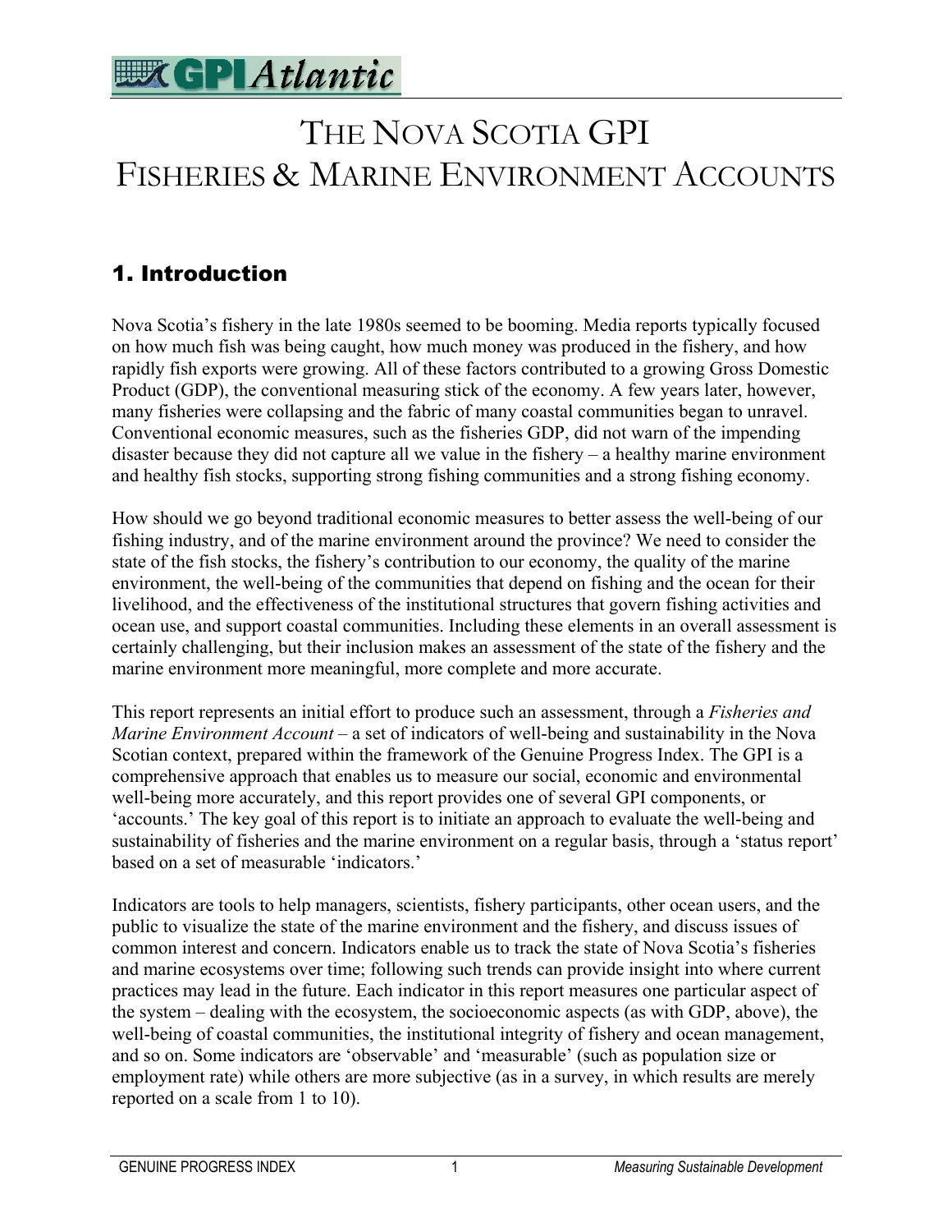# THE NOVA SCOTIA GPI FISHERIES & MARINE ENVIRONMENT ACCOUNTS

## 1. Introduction

Nova Scotia's fishery in the late 1980s seemed to be booming. Media reports typically focused on how much fish was being caught, how much money was produced in the fishery, and how rapidly fish exports were growing. All of these factors contributed to a growing Gross Domestic Product (GDP), the conventional measuring stick of the economy. A few years later, however, many fisheries were collapsing and the fabric of many coastal communities began to unravel. Conventional economic measures, such as the fisheries GDP, did not warn of the impending disaster because they did not capture all we value in the fishery – a healthy marine environment and healthy fish stocks, supporting strong fishing communities and a strong fishing economy.

How should we go beyond traditional economic measures to better assess the well-being of our fishing industry, and of the marine environment around the province? We need to consider the state of the fish stocks, the fishery's contribution to our economy, the quality of the marine environment, the well-being of the communities that depend on fishing and the ocean for their livelihood, and the effectiveness of the institutional structures that govern fishing activities and ocean use, and support coastal communities. Including these elements in an overall assessment is certainly challenging, but their inclusion makes an assessment of the state of the fishery and the marine environment more meaningful, more complete and more accurate.

This report represents an initial effort to produce such an assessment, through a *Fisheries and Marine Environment Account* – a set of indicators of well-being and sustainability in the Nova Scotian context, prepared within the framework of the Genuine Progress Index. The GPI is a comprehensive approach that enables us to measure our social, economic and environmental well-being more accurately, and this report provides one of several GPI components, or 'accounts.' The key goal of this report is to initiate an approach to evaluate the well-being and sustainability of fisheries and the marine environment on a regular basis, through a 'status report' based on a set of measurable 'indicators.'

Indicators are tools to help managers, scientists, fishery participants, other ocean users, and the public to visualize the state of the marine environment and the fishery, and discuss issues of common interest and concern. Indicators enable us to track the state of Nova Scotia's fisheries and marine ecosystems over time; following such trends can provide insight into where current practices may lead in the future. Each indicator in this report measures one particular aspect of the system – dealing with the ecosystem, the socioeconomic aspects (as with GDP, above), the well-being of coastal communities, the institutional integrity of fishery and ocean management, and so on. Some indicators are 'observable' and 'measurable' (such as population size or employment rate) while others are more subjective (as in a survey, in which results are merely reported on a scale from 1 to 10).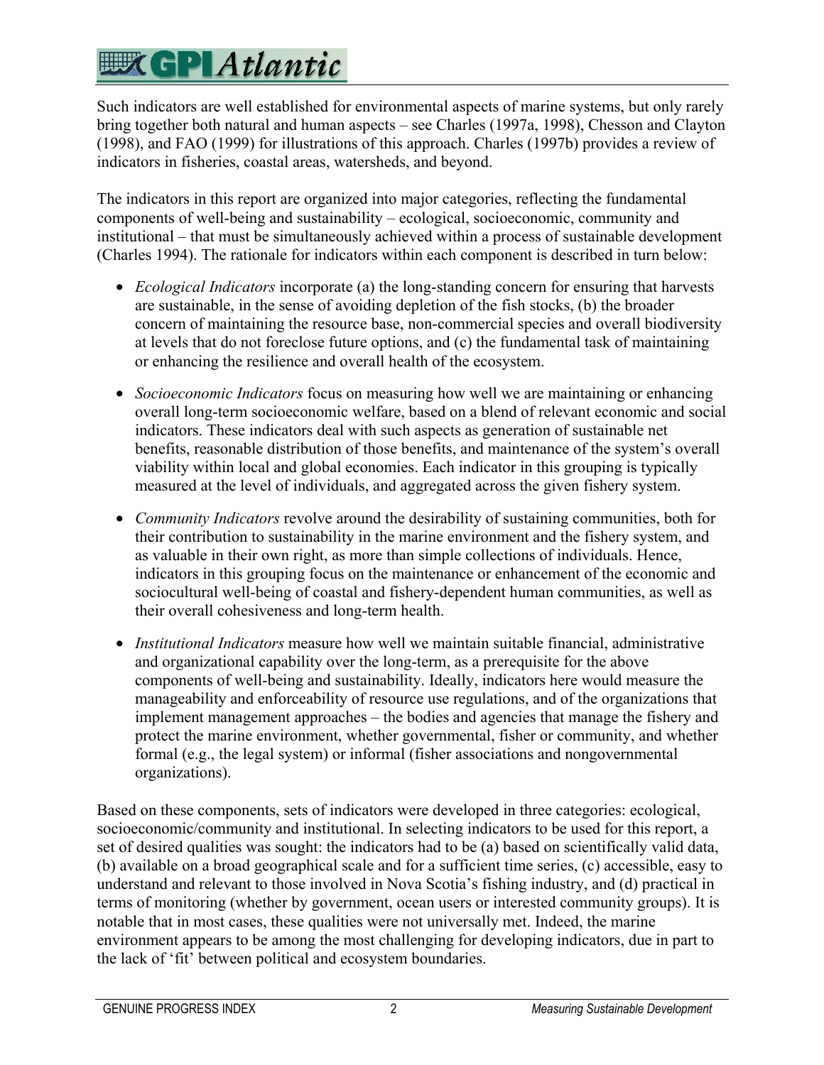Such indicators are well established for environmental aspects of marine systems, but only rarely bring together both natural and human aspects – see Charles (1997a, 1998), Chesson and Clayton (1998), and FAO (1999) for illustrations of this approach. Charles (1997b) provides a review of indicators in fisheries, coastal areas, watersheds, and beyond.

The indicators in this report are organized into major categories, reflecting the fundamental components of well-being and sustainability – ecological, socioeconomic, community and institutional – that must be simultaneously achieved within a process of sustainable development (Charles 1994). The rationale for indicators within each component is described in turn below:

- *Ecological Indicators* incorporate (a) the long-standing concern for ensuring that harvests are sustainable, in the sense of avoiding depletion of the fish stocks, (b) the broader concern of maintaining the resource base, non-commercial species and overall biodiversity at levels that do not foreclose future options, and (c) the fundamental task of maintaining or enhancing the resilience and overall health of the ecosystem.
- *Socioeconomic Indicators* focus on measuring how well we are maintaining or enhancing overall long-term socioeconomic welfare, based on a blend of relevant economic and social indicators. These indicators deal with such aspects as generation of sustainable net benefits, reasonable distribution of those benefits, and maintenance of the system's overall viability within local and global economies. Each indicator in this grouping is typically measured at the level of individuals, and aggregated across the given fishery system.
- *Community Indicators* revolve around the desirability of sustaining communities, both for their contribution to sustainability in the marine environment and the fishery system, and as valuable in their own right, as more than simple collections of individuals. Hence, indicators in this grouping focus on the maintenance or enhancement of the economic and sociocultural well-being of coastal and fishery-dependent human communities, as well as their overall cohesiveness and long-term health.
- *Institutional Indicators* measure how well we maintain suitable financial, administrative and organizational capability over the long-term, as a prerequisite for the above components of well-being and sustainability. Ideally, indicators here would measure the manageability and enforceability of resource use regulations, and of the organizations that implement management approaches – the bodies and agencies that manage the fishery and protect the marine environment, whether governmental, fisher or community, and whether formal (e.g., the legal system) or informal (fisher associations and nongovernmental organizations).

Based on these components, sets of indicators were developed in three categories: ecological, socioeconomic/community and institutional. In selecting indicators to be used for this report, a set of desired qualities was sought: the indicators had to be (a) based on scientifically valid data, (b) available on a broad geographical scale and for a sufficient time series, (c) accessible, easy to understand and relevant to those involved in Nova Scotia's fishing industry, and (d) practical in terms of monitoring (whether by government, ocean users or interested community groups). It is notable that in most cases, these qualities were not universally met. Indeed, the marine environment appears to be among the most challenging for developing indicators, due in part to the lack of 'fit' between political and ecosystem boundaries.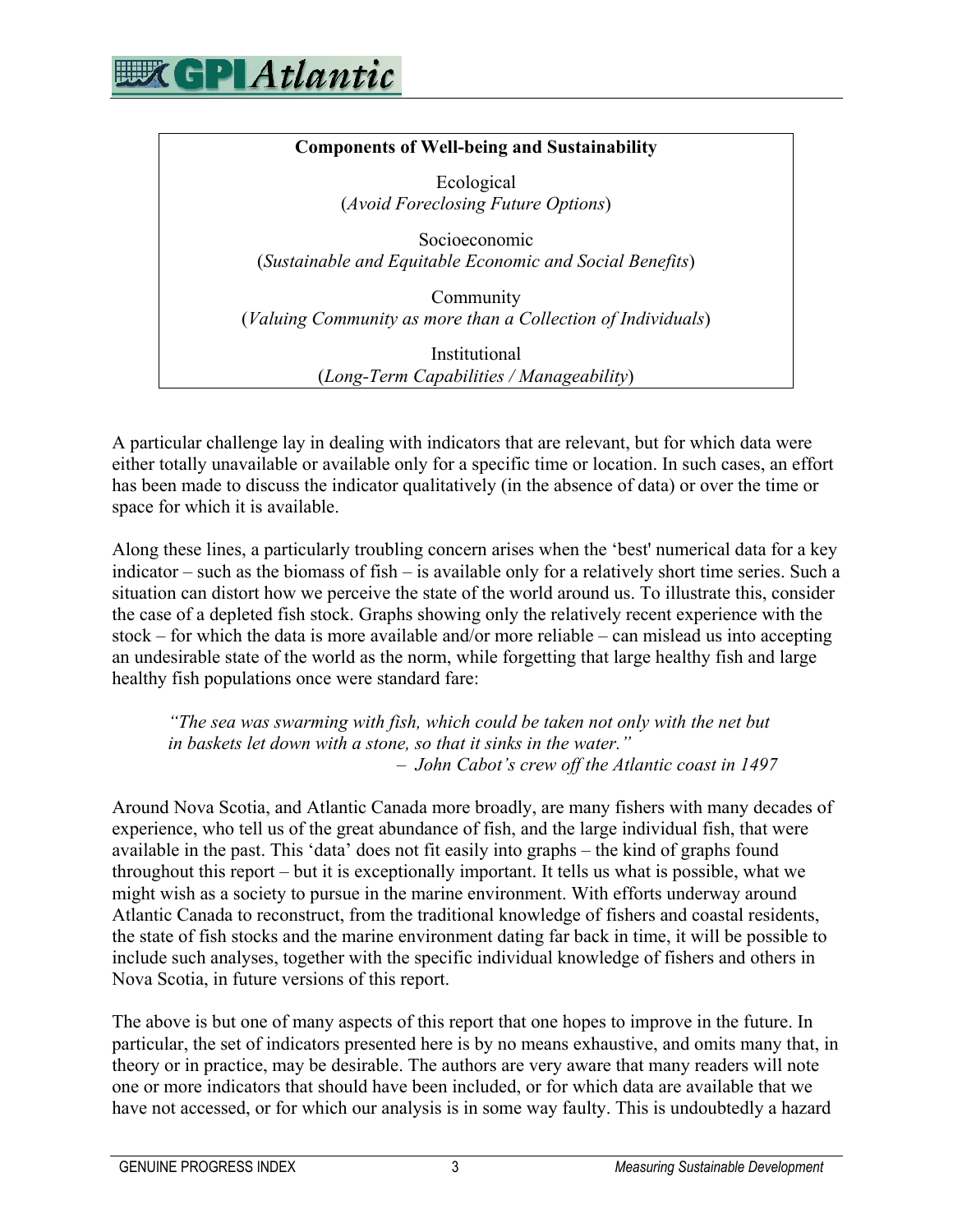**Components of Well-being and Sustainability**

Ecological
(*Avoid Foreclosing Future Options*)

Socioeconomic
(*Sustainable and Equitable Economic and Social Benefits*)

Community
(*Valuing Community as more than a Collection of Individuals*)

Institutional
(*Long-Term Capabilities / Manageability*)

A particular challenge lay in dealing with indicators that are relevant, but for which data were either totally unavailable or available only for a specific time or location. In such cases, an effort has been made to discuss the indicator qualitatively (in the absence of data) or over the time or space for which it is available.

Along these lines, a particularly troubling concern arises when the 'best' numerical data for a key indicator – such as the biomass of fish – is available only for a relatively short time series. Such a situation can distort how we perceive the state of the world around us. To illustrate this, consider the case of a depleted fish stock. Graphs showing only the relatively recent experience with the stock – for which the data is more available and/or more reliable – can mislead us into accepting an undesirable state of the world as the norm, while forgetting that large healthy fish and large healthy fish populations once were standard fare:

> *"The sea was swarming with fish, which could be taken not only with the net but in baskets let down with a stone, so that it sinks in the water."*
>
> – *John Cabot's crew off the Atlantic coast in 1497*

Around Nova Scotia, and Atlantic Canada more broadly, are many fishers with many decades of experience, who tell us of the great abundance of fish, and the large individual fish, that were available in the past. This 'data' does not fit easily into graphs – the kind of graphs found throughout this report – but it is exceptionally important. It tells us what is possible, what we might wish as a society to pursue in the marine environment. With efforts underway around Atlantic Canada to reconstruct, from the traditional knowledge of fishers and coastal residents, the state of fish stocks and the marine environment dating far back in time, it will be possible to include such analyses, together with the specific individual knowledge of fishers and others in Nova Scotia, in future versions of this report.

The above is but one of many aspects of this report that one hopes to improve in the future. In particular, the set of indicators presented here is by no means exhaustive, and omits many that, in theory or in practice, may be desirable. The authors are very aware that many readers will note one or more indicators that should have been included, or for which data are available that we have not accessed, or for which our analysis is in some way faulty. This is undoubtedly a hazard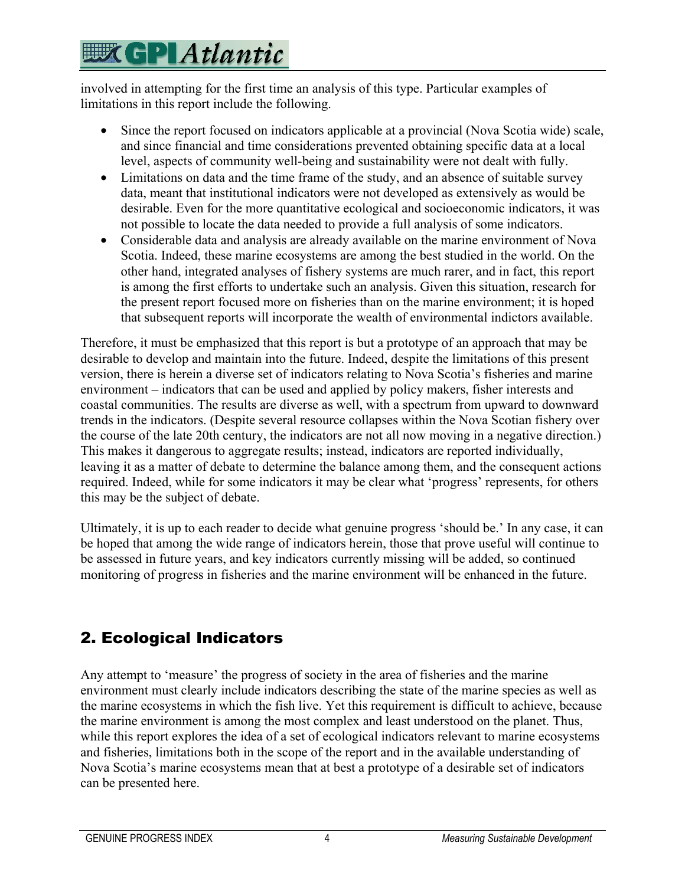involved in attempting for the first time an analysis of this type. Particular examples of limitations in this report include the following.

- Since the report focused on indicators applicable at a provincial (Nova Scotia wide) scale, and since financial and time considerations prevented obtaining specific data at a local level, aspects of community well-being and sustainability were not dealt with fully.
- Limitations on data and the time frame of the study, and an absence of suitable survey data, meant that institutional indicators were not developed as extensively as would be desirable. Even for the more quantitative ecological and socioeconomic indicators, it was not possible to locate the data needed to provide a full analysis of some indicators.
- Considerable data and analysis are already available on the marine environment of Nova Scotia. Indeed, these marine ecosystems are among the best studied in the world. On the other hand, integrated analyses of fishery systems are much rarer, and in fact, this report is among the first efforts to undertake such an analysis. Given this situation, research for the present report focused more on fisheries than on the marine environment; it is hoped that subsequent reports will incorporate the wealth of environmental indictors available.

Therefore, it must be emphasized that this report is but a prototype of an approach that may be desirable to develop and maintain into the future. Indeed, despite the limitations of this present version, there is herein a diverse set of indicators relating to Nova Scotia's fisheries and marine environment – indicators that can be used and applied by policy makers, fisher interests and coastal communities. The results are diverse as well, with a spectrum from upward to downward trends in the indicators. (Despite several resource collapses within the Nova Scotian fishery over the course of the late 20th century, the indicators are not all now moving in a negative direction.) This makes it dangerous to aggregate results; instead, indicators are reported individually, leaving it as a matter of debate to determine the balance among them, and the consequent actions required. Indeed, while for some indicators it may be clear what 'progress' represents, for others this may be the subject of debate.

Ultimately, it is up to each reader to decide what genuine progress 'should be.' In any case, it can be hoped that among the wide range of indicators herein, those that prove useful will continue to be assessed in future years, and key indicators currently missing will be added, so continued monitoring of progress in fisheries and the marine environment will be enhanced in the future.

## 2. Ecological Indicators

Any attempt to 'measure' the progress of society in the area of fisheries and the marine environment must clearly include indicators describing the state of the marine species as well as the marine ecosystems in which the fish live. Yet this requirement is difficult to achieve, because the marine environment is among the most complex and least understood on the planet. Thus, while this report explores the idea of a set of ecological indicators relevant to marine ecosystems and fisheries, limitations both in the scope of the report and in the available understanding of Nova Scotia's marine ecosystems mean that at best a prototype of a desirable set of indicators can be presented here.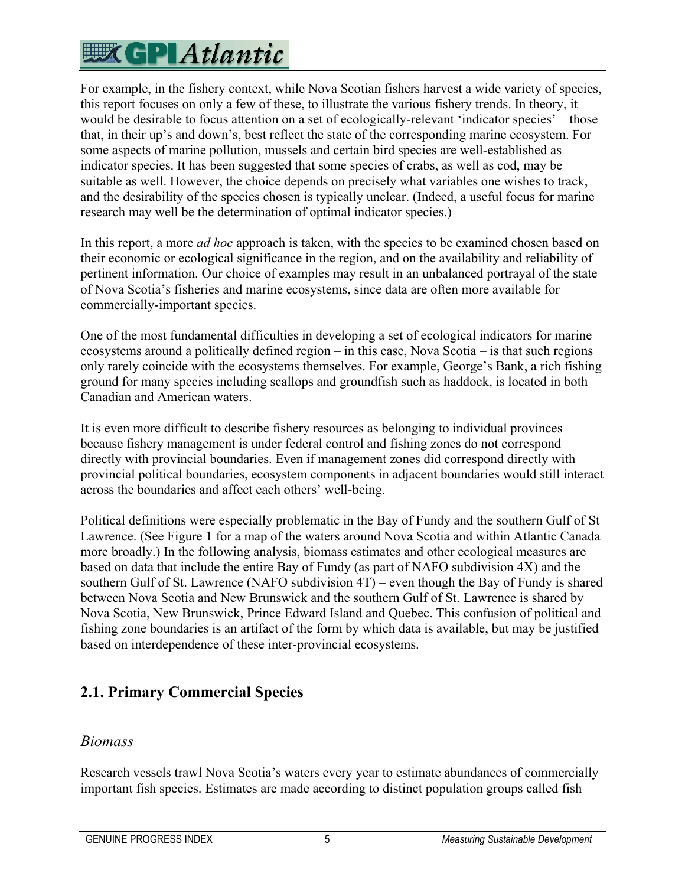For example, in the fishery context, while Nova Scotian fishers harvest a wide variety of species, this report focuses on only a few of these, to illustrate the various fishery trends. In theory, it would be desirable to focus attention on a set of ecologically-relevant 'indicator species' – those that, in their up's and down's, best reflect the state of the corresponding marine ecosystem. For some aspects of marine pollution, mussels and certain bird species are well-established as indicator species. It has been suggested that some species of crabs, as well as cod, may be suitable as well. However, the choice depends on precisely what variables one wishes to track, and the desirability of the species chosen is typically unclear. (Indeed, a useful focus for marine research may well be the determination of optimal indicator species.)

In this report, a more *ad hoc* approach is taken, with the species to be examined chosen based on their economic or ecological significance in the region, and on the availability and reliability of pertinent information. Our choice of examples may result in an unbalanced portrayal of the state of Nova Scotia's fisheries and marine ecosystems, since data are often more available for commercially-important species.

One of the most fundamental difficulties in developing a set of ecological indicators for marine ecosystems around a politically defined region – in this case, Nova Scotia – is that such regions only rarely coincide with the ecosystems themselves. For example, George's Bank, a rich fishing ground for many species including scallops and groundfish such as haddock, is located in both Canadian and American waters.

It is even more difficult to describe fishery resources as belonging to individual provinces because fishery management is under federal control and fishing zones do not correspond directly with provincial boundaries. Even if management zones did correspond directly with provincial political boundaries, ecosystem components in adjacent boundaries would still interact across the boundaries and affect each others' well-being.

Political definitions were especially problematic in the Bay of Fundy and the southern Gulf of St Lawrence. (See Figure 1 for a map of the waters around Nova Scotia and within Atlantic Canada more broadly.) In the following analysis, biomass estimates and other ecological measures are based on data that include the entire Bay of Fundy (as part of NAFO subdivision 4X) and the southern Gulf of St. Lawrence (NAFO subdivision 4T) – even though the Bay of Fundy is shared between Nova Scotia and New Brunswick and the southern Gulf of St. Lawrence is shared by Nova Scotia, New Brunswick, Prince Edward Island and Quebec. This confusion of political and fishing zone boundaries is an artifact of the form by which data is available, but may be justified based on interdependence of these inter-provincial ecosystems.

## 2.1. Primary Commercial Species

### *Biomass*

Research vessels trawl Nova Scotia's waters every year to estimate abundances of commercially important fish species. Estimates are made according to distinct population groups called fish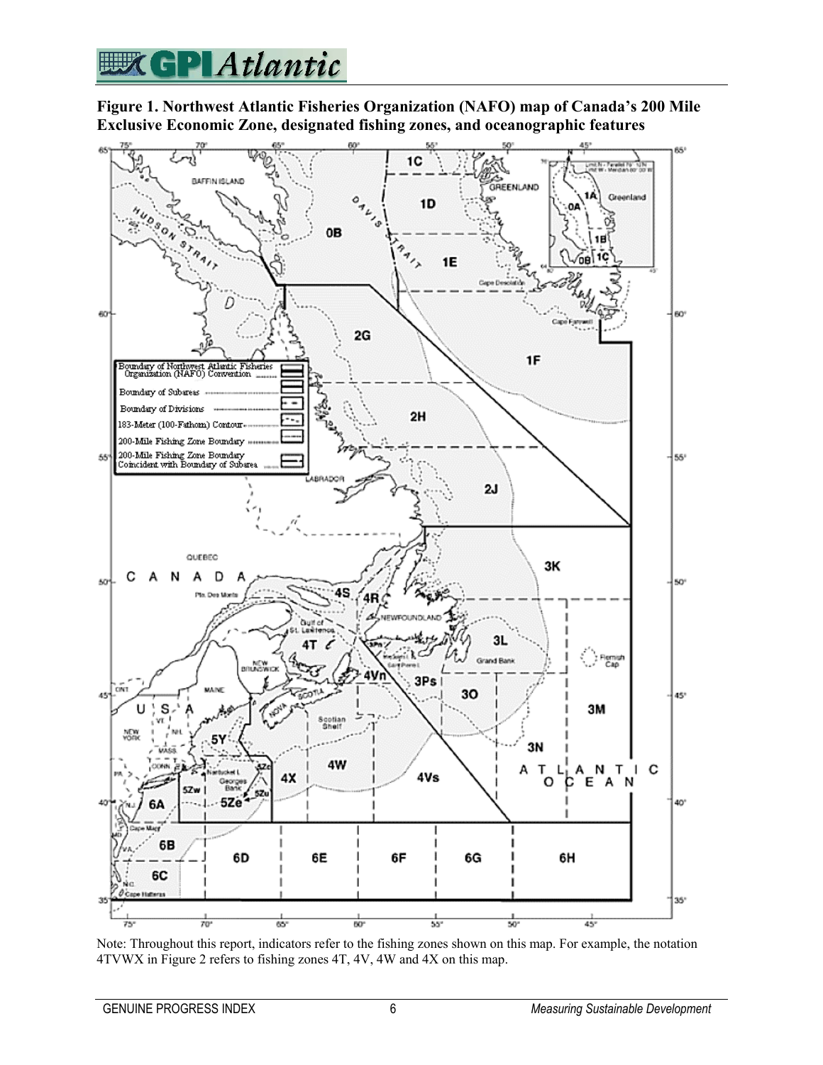**Figure 1. Northwest Atlantic Fisheries Organization (NAFO) map of Canada's 200 Mile Exclusive Economic Zone, designated fishing zones, and oceanographic features**

Note: Throughout this report, indicators refer to the fishing zones shown on this map. For example, the notation 4TVWX in Figure 2 refers to fishing zones 4T, 4V, 4W and 4X on this map.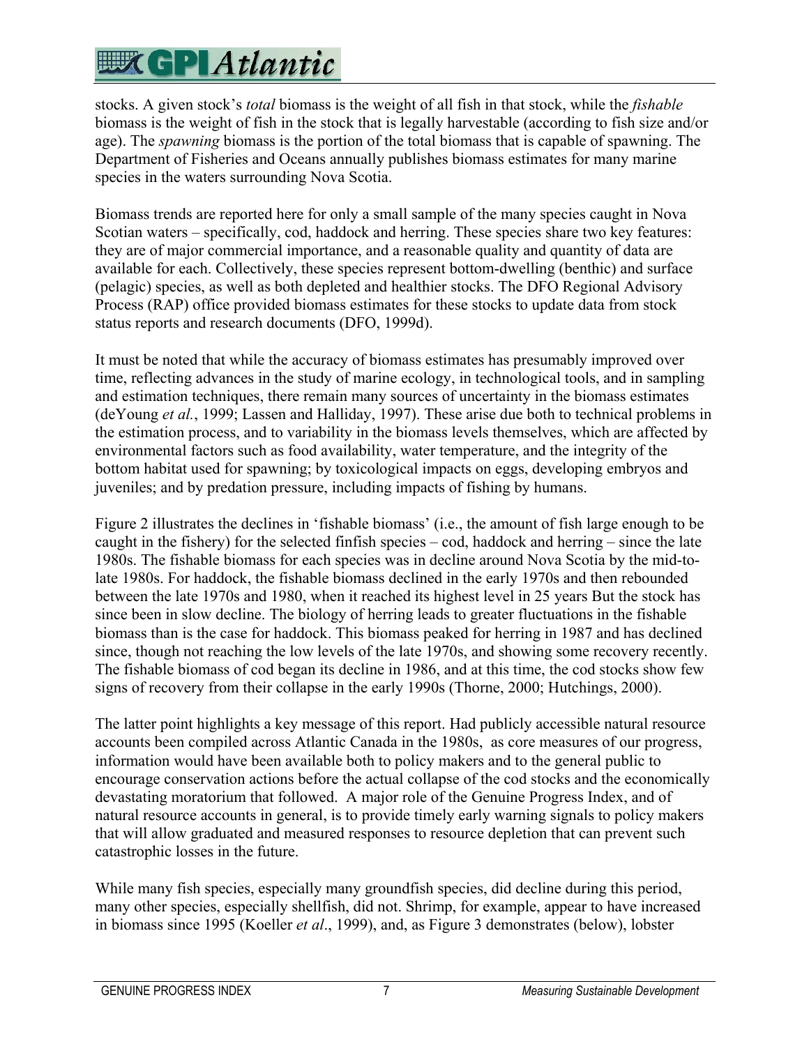stocks. A given stock's *total* biomass is the weight of all fish in that stock, while the *fishable* biomass is the weight of fish in the stock that is legally harvestable (according to fish size and/or age). The *spawning* biomass is the portion of the total biomass that is capable of spawning. The Department of Fisheries and Oceans annually publishes biomass estimates for many marine species in the waters surrounding Nova Scotia.

Biomass trends are reported here for only a small sample of the many species caught in Nova Scotian waters – specifically, cod, haddock and herring. These species share two key features: they are of major commercial importance, and a reasonable quality and quantity of data are available for each. Collectively, these species represent bottom-dwelling (benthic) and surface (pelagic) species, as well as both depleted and healthier stocks. The DFO Regional Advisory Process (RAP) office provided biomass estimates for these stocks to update data from stock status reports and research documents (DFO, 1999d).

It must be noted that while the accuracy of biomass estimates has presumably improved over time, reflecting advances in the study of marine ecology, in technological tools, and in sampling and estimation techniques, there remain many sources of uncertainty in the biomass estimates (deYoung *et al.*, 1999; Lassen and Halliday, 1997). These arise due both to technical problems in the estimation process, and to variability in the biomass levels themselves, which are affected by environmental factors such as food availability, water temperature, and the integrity of the bottom habitat used for spawning; by toxicological impacts on eggs, developing embryos and juveniles; and by predation pressure, including impacts of fishing by humans.

Figure 2 illustrates the declines in 'fishable biomass' (i.e., the amount of fish large enough to be caught in the fishery) for the selected finfish species – cod, haddock and herring – since the late 1980s. The fishable biomass for each species was in decline around Nova Scotia by the mid-to-late 1980s. For haddock, the fishable biomass declined in the early 1970s and then rebounded between the late 1970s and 1980, when it reached its highest level in 25 years But the stock has since been in slow decline. The biology of herring leads to greater fluctuations in the fishable biomass than is the case for haddock. This biomass peaked for herring in 1987 and has declined since, though not reaching the low levels of the late 1970s, and showing some recovery recently. The fishable biomass of cod began its decline in 1986, and at this time, the cod stocks show few signs of recovery from their collapse in the early 1990s (Thorne, 2000; Hutchings, 2000).

The latter point highlights a key message of this report. Had publicly accessible natural resource accounts been compiled across Atlantic Canada in the 1980s, as core measures of our progress, information would have been available both to policy makers and to the general public to encourage conservation actions before the actual collapse of the cod stocks and the economically devastating moratorium that followed. A major role of the Genuine Progress Index, and of natural resource accounts in general, is to provide timely early warning signals to policy makers that will allow graduated and measured responses to resource depletion that can prevent such catastrophic losses in the future.

While many fish species, especially many groundfish species, did decline during this period, many other species, especially shellfish, did not. Shrimp, for example, appear to have increased in biomass since 1995 (Koeller *et al*., 1999), and, as Figure 3 demonstrates (below), lobster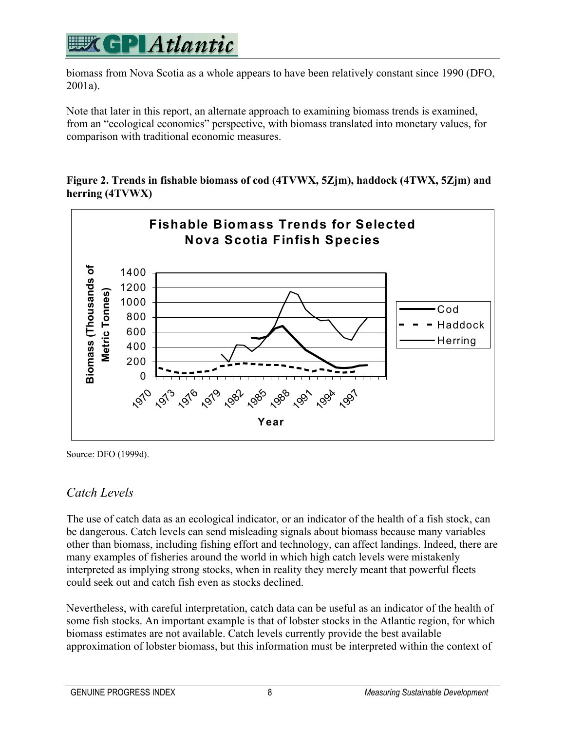biomass from Nova Scotia as a whole appears to have been relatively constant since 1990 (DFO, 2001a).

Note that later in this report, an alternate approach to examining biomass trends is examined, from an "ecological economics" perspective, with biomass translated into monetary values, for comparison with traditional economic measures.

**Figure 2. Trends in fishable biomass of cod (4TVWX, 5Zjm), haddock (4TWX, 5Zjm) and herring (4TVWX)**

Source: DFO (1999d).

## *Catch Levels*

The use of catch data as an ecological indicator, or an indicator of the health of a fish stock, can be dangerous. Catch levels can send misleading signals about biomass because many variables other than biomass, including fishing effort and technology, can affect landings. Indeed, there are many examples of fisheries around the world in which high catch levels were mistakenly interpreted as implying strong stocks, when in reality they merely meant that powerful fleets could seek out and catch fish even as stocks declined.

Nevertheless, with careful interpretation, catch data can be useful as an indicator of the health of some fish stocks. An important example is that of lobster stocks in the Atlantic region, for which biomass estimates are not available. Catch levels currently provide the best available approximation of lobster biomass, but this information must be interpreted within the context of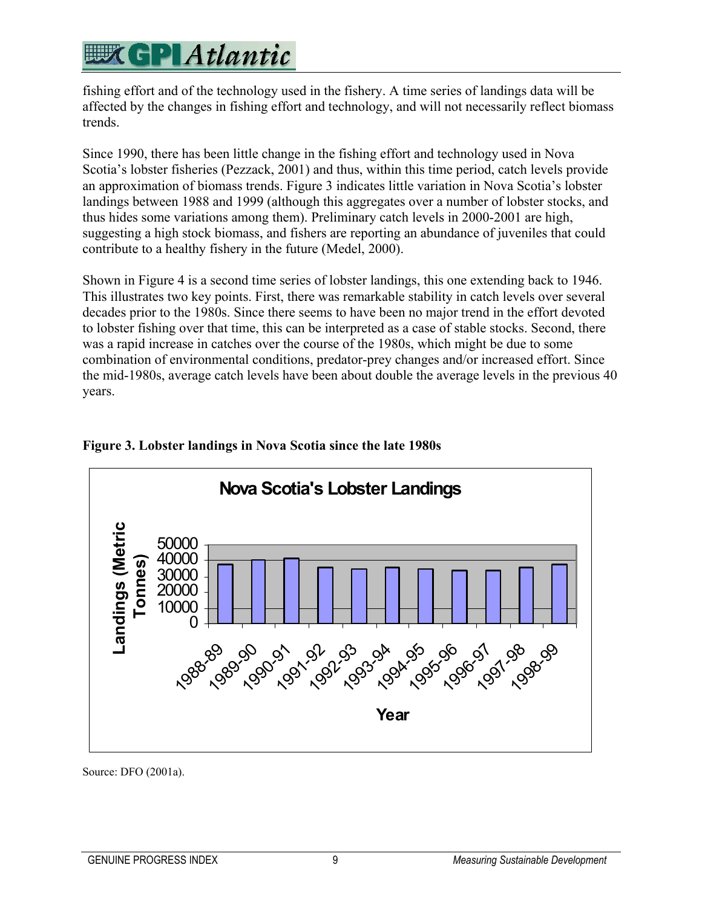fishing effort and of the technology used in the fishery. A time series of landings data will be affected by the changes in fishing effort and technology, and will not necessarily reflect biomass trends.

Since 1990, there has been little change in the fishing effort and technology used in Nova Scotia's lobster fisheries (Pezzack, 2001) and thus, within this time period, catch levels provide an approximation of biomass trends. Figure 3 indicates little variation in Nova Scotia's lobster landings between 1988 and 1999 (although this aggregates over a number of lobster stocks, and thus hides some variations among them). Preliminary catch levels in 2000-2001 are high, suggesting a high stock biomass, and fishers are reporting an abundance of juveniles that could contribute to a healthy fishery in the future (Medel, 2000).

Shown in Figure 4 is a second time series of lobster landings, this one extending back to 1946. This illustrates two key points. First, there was remarkable stability in catch levels over several decades prior to the 1980s. Since there seems to have been no major trend in the effort devoted to lobster fishing over that time, this can be interpreted as a case of stable stocks. Second, there was a rapid increase in catches over the course of the 1980s, which might be due to some combination of environmental conditions, predator-prey changes and/or increased effort. Since the mid-1980s, average catch levels have been about double the average levels in the previous 40 years.

**Figure 3. Lobster landings in Nova Scotia since the late 1980s**

Nova Scotia's Lobster Landings

Landings (Metric Tonnes): 0, 10000, 20000, 30000, 40000, 50000

Year: 1988-89, 1989-90, 1990-91, 1991-92, 1992-93, 1993-94, 1994-95, 1995-96, 1996-97, 1997-98, 1998-99

Source: DFO (2001a).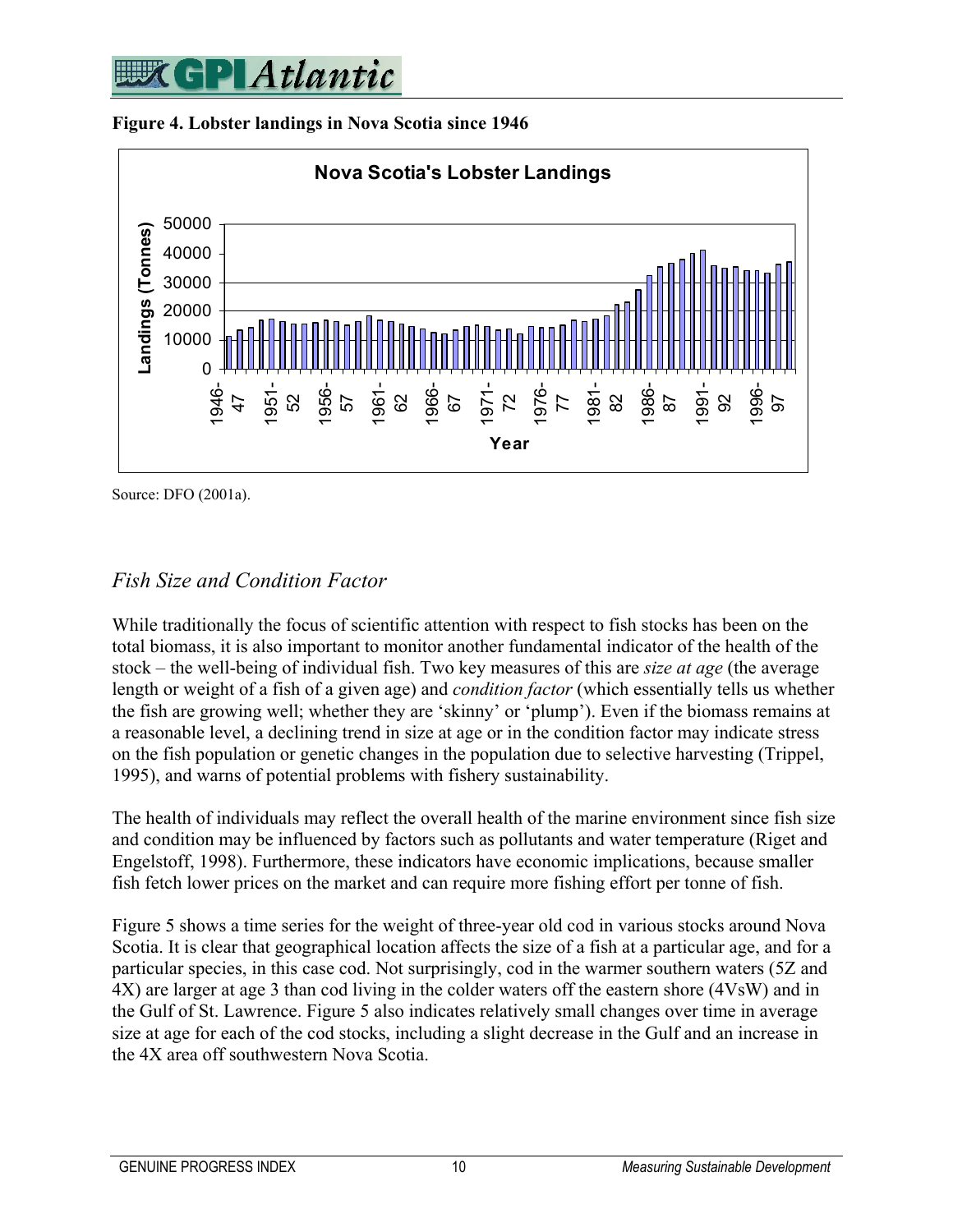**Figure 4. Lobster landings in Nova Scotia since 1946**

Source: DFO (2001a).

## *Fish Size and Condition Factor*

While traditionally the focus of scientific attention with respect to fish stocks has been on the total biomass, it is also important to monitor another fundamental indicator of the health of the stock – the well-being of individual fish. Two key measures of this are *size at age* (the average length or weight of a fish of a given age) and *condition factor* (which essentially tells us whether the fish are growing well; whether they are 'skinny' or 'plump'). Even if the biomass remains at a reasonable level, a declining trend in size at age or in the condition factor may indicate stress on the fish population or genetic changes in the population due to selective harvesting (Trippel, 1995), and warns of potential problems with fishery sustainability.

The health of individuals may reflect the overall health of the marine environment since fish size and condition may be influenced by factors such as pollutants and water temperature (Riget and Engelstoff, 1998). Furthermore, these indicators have economic implications, because smaller fish fetch lower prices on the market and can require more fishing effort per tonne of fish.

Figure 5 shows a time series for the weight of three-year old cod in various stocks around Nova Scotia. It is clear that geographical location affects the size of a fish at a particular age, and for a particular species, in this case cod. Not surprisingly, cod in the warmer southern waters (5Z and 4X) are larger at age 3 than cod living in the colder waters off the eastern shore (4VsW) and in the Gulf of St. Lawrence. Figure 5 also indicates relatively small changes over time in average size at age for each of the cod stocks, including a slight decrease in the Gulf and an increase in the 4X area off southwestern Nova Scotia.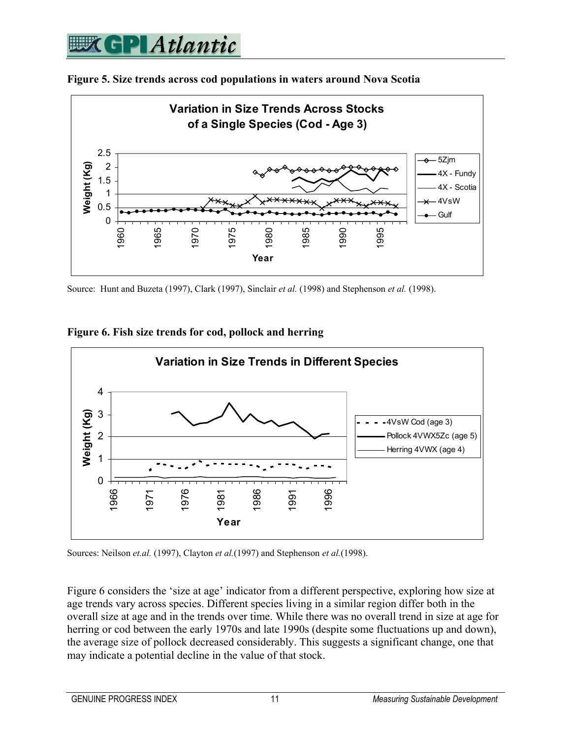**Figure 5. Size trends across cod populations in waters around Nova Scotia**

Source: Hunt and Buzeta (1997), Clark (1997), Sinclair *et al.* (1998) and Stephenson *et al.* (1998).

**Figure 6. Fish size trends for cod, pollock and herring**

Sources: Neilson *et.al.* (1997), Clayton *et al.*(1997) and Stephenson *et al.*(1998).

Figure 6 considers the 'size at age' indicator from a different perspective, exploring how size at age trends vary across species. Different species living in a similar region differ both in the overall size at age and in the trends over time. While there was no overall trend in size at age for herring or cod between the early 1970s and late 1990s (despite some fluctuations up and down), the average size of pollock decreased considerably. This suggests a significant change, one that may indicate a potential decline in the value of that stock.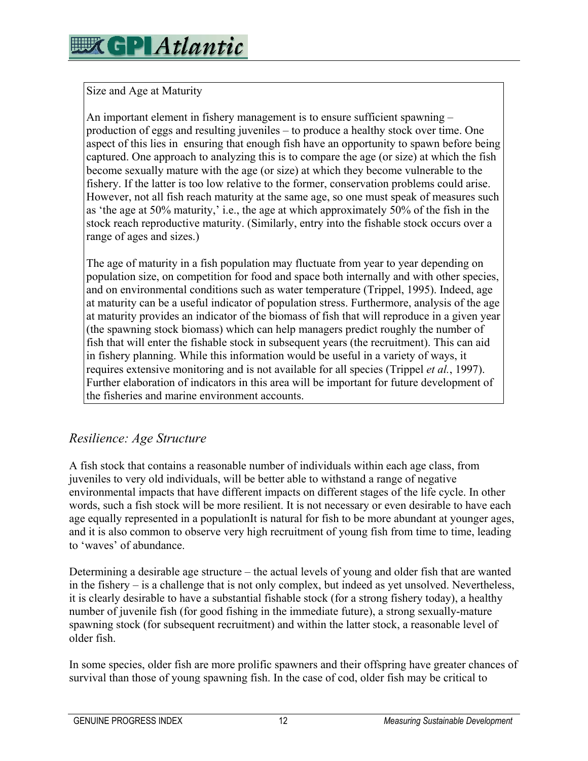Size and Age at Maturity

An important element in fishery management is to ensure sufficient spawning – production of eggs and resulting juveniles – to produce a healthy stock over time. One aspect of this lies in ensuring that enough fish have an opportunity to spawn before being captured. One approach to analyzing this is to compare the age (or size) at which the fish become sexually mature with the age (or size) at which they become vulnerable to the fishery. If the latter is too low relative to the former, conservation problems could arise. However, not all fish reach maturity at the same age, so one must speak of measures such as 'the age at 50% maturity,' i.e., the age at which approximately 50% of the fish in the stock reach reproductive maturity. (Similarly, entry into the fishable stock occurs over a range of ages and sizes.)

The age of maturity in a fish population may fluctuate from year to year depending on population size, on competition for food and space both internally and with other species, and on environmental conditions such as water temperature (Trippel, 1995). Indeed, age at maturity can be a useful indicator of population stress. Furthermore, analysis of the age at maturity provides an indicator of the biomass of fish that will reproduce in a given year (the spawning stock biomass) which can help managers predict roughly the number of fish that will enter the fishable stock in subsequent years (the recruitment). This can aid in fishery planning. While this information would be useful in a variety of ways, it requires extensive monitoring and is not available for all species (Trippel *et al.*, 1997). Further elaboration of indicators in this area will be important for future development of the fisheries and marine environment accounts.

## *Resilience: Age Structure*

A fish stock that contains a reasonable number of individuals within each age class, from juveniles to very old individuals, will be better able to withstand a range of negative environmental impacts that have different impacts on different stages of the life cycle. In other words, such a fish stock will be more resilient. It is not necessary or even desirable to have each age equally represented in a populationIt is natural for fish to be more abundant at younger ages, and it is also common to observe very high recruitment of young fish from time to time, leading to 'waves' of abundance.

Determining a desirable age structure – the actual levels of young and older fish that are wanted in the fishery – is a challenge that is not only complex, but indeed as yet unsolved. Nevertheless, it is clearly desirable to have a substantial fishable stock (for a strong fishery today), a healthy number of juvenile fish (for good fishing in the immediate future), a strong sexually-mature spawning stock (for subsequent recruitment) and within the latter stock, a reasonable level of older fish.

In some species, older fish are more prolific spawners and their offspring have greater chances of survival than those of young spawning fish. In the case of cod, older fish may be critical to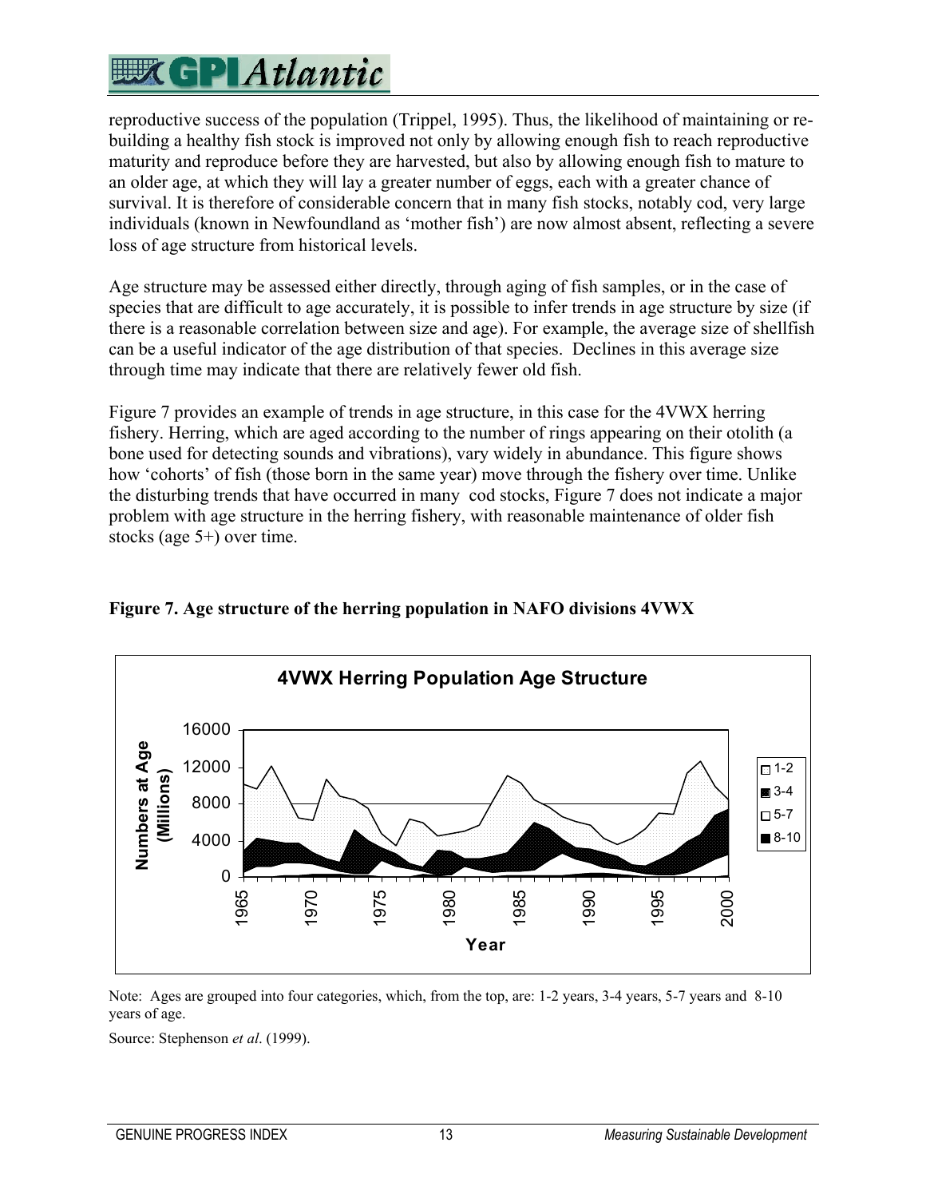reproductive success of the population (Trippel, 1995). Thus, the likelihood of maintaining or re-building a healthy fish stock is improved not only by allowing enough fish to reach reproductive maturity and reproduce before they are harvested, but also by allowing enough fish to mature to an older age, at which they will lay a greater number of eggs, each with a greater chance of survival. It is therefore of considerable concern that in many fish stocks, notably cod, very large individuals (known in Newfoundland as 'mother fish') are now almost absent, reflecting a severe loss of age structure from historical levels.

Age structure may be assessed either directly, through aging of fish samples, or in the case of species that are difficult to age accurately, it is possible to infer trends in age structure by size (if there is a reasonable correlation between size and age). For example, the average size of shellfish can be a useful indicator of the age distribution of that species. Declines in this average size through time may indicate that there are relatively fewer old fish.

Figure 7 provides an example of trends in age structure, in this case for the 4VWX herring fishery. Herring, which are aged according to the number of rings appearing on their otolith (a bone used for detecting sounds and vibrations), vary widely in abundance. This figure shows how 'cohorts' of fish (those born in the same year) move through the fishery over time. Unlike the disturbing trends that have occurred in many cod stocks, Figure 7 does not indicate a major problem with age structure in the herring fishery, with reasonable maintenance of older fish stocks (age 5+) over time.

**Figure 7. Age structure of the herring population in NAFO divisions 4VWX**

Note: Ages are grouped into four categories, which, from the top, are: 1-2 years, 3-4 years, 5-7 years and 8-10 years of age.

Source: Stephenson *et al*. (1999).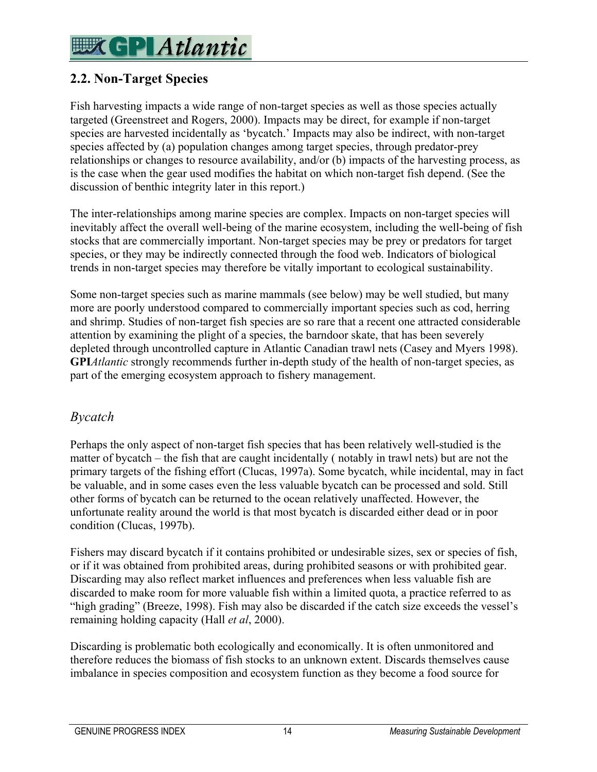## 2.2. Non-Target Species

Fish harvesting impacts a wide range of non-target species as well as those species actually targeted (Greenstreet and Rogers, 2000). Impacts may be direct, for example if non-target species are harvested incidentally as 'bycatch.' Impacts may also be indirect, with non-target species affected by (a) population changes among target species, through predator-prey relationships or changes to resource availability, and/or (b) impacts of the harvesting process, as is the case when the gear used modifies the habitat on which non-target fish depend. (See the discussion of benthic integrity later in this report.)

The inter-relationships among marine species are complex. Impacts on non-target species will inevitably affect the overall well-being of the marine ecosystem, including the well-being of fish stocks that are commercially important. Non-target species may be prey or predators for target species, or they may be indirectly connected through the food web. Indicators of biological trends in non-target species may therefore be vitally important to ecological sustainability.

Some non-target species such as marine mammals (see below) may be well studied, but many more are poorly understood compared to commercially important species such as cod, herring and shrimp. Studies of non-target fish species are so rare that a recent one attracted considerable attention by examining the plight of a species, the barndoor skate, that has been severely depleted through uncontrolled capture in Atlantic Canadian trawl nets (Casey and Myers 1998). **GPI***Atlantic* strongly recommends further in-depth study of the health of non-target species, as part of the emerging ecosystem approach to fishery management.

### *Bycatch*

Perhaps the only aspect of non-target fish species that has been relatively well-studied is the matter of bycatch – the fish that are caught incidentally ( notably in trawl nets) but are not the primary targets of the fishing effort (Clucas, 1997a). Some bycatch, while incidental, may in fact be valuable, and in some cases even the less valuable bycatch can be processed and sold. Still other forms of bycatch can be returned to the ocean relatively unaffected. However, the unfortunate reality around the world is that most bycatch is discarded either dead or in poor condition (Clucas, 1997b).

Fishers may discard bycatch if it contains prohibited or undesirable sizes, sex or species of fish, or if it was obtained from prohibited areas, during prohibited seasons or with prohibited gear. Discarding may also reflect market influences and preferences when less valuable fish are discarded to make room for more valuable fish within a limited quota, a practice referred to as "high grading" (Breeze, 1998). Fish may also be discarded if the catch size exceeds the vessel's remaining holding capacity (Hall *et al*, 2000).

Discarding is problematic both ecologically and economically. It is often unmonitored and therefore reduces the biomass of fish stocks to an unknown extent. Discards themselves cause imbalance in species composition and ecosystem function as they become a food source for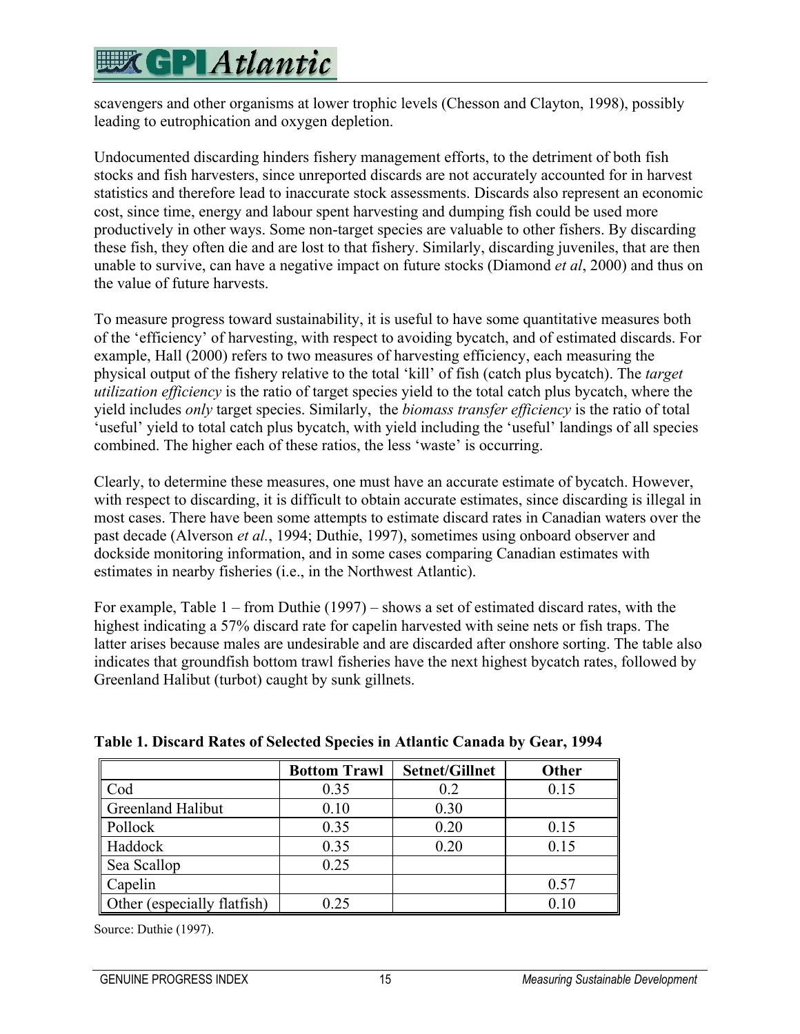scavengers and other organisms at lower trophic levels (Chesson and Clayton, 1998), possibly leading to eutrophication and oxygen depletion.

Undocumented discarding hinders fishery management efforts, to the detriment of both fish stocks and fish harvesters, since unreported discards are not accurately accounted for in harvest statistics and therefore lead to inaccurate stock assessments. Discards also represent an economic cost, since time, energy and labour spent harvesting and dumping fish could be used more productively in other ways. Some non-target species are valuable to other fishers. By discarding these fish, they often die and are lost to that fishery. Similarly, discarding juveniles, that are then unable to survive, can have a negative impact on future stocks (Diamond *et al*, 2000) and thus on the value of future harvests.

To measure progress toward sustainability, it is useful to have some quantitative measures both of the 'efficiency' of harvesting, with respect to avoiding bycatch, and of estimated discards. For example, Hall (2000) refers to two measures of harvesting efficiency, each measuring the physical output of the fishery relative to the total 'kill' of fish (catch plus bycatch). The *target utilization efficiency* is the ratio of target species yield to the total catch plus bycatch, where the yield includes *only* target species. Similarly, the *biomass transfer efficiency* is the ratio of total 'useful' yield to total catch plus bycatch, with yield including the 'useful' landings of all species combined. The higher each of these ratios, the less 'waste' is occurring.

Clearly, to determine these measures, one must have an accurate estimate of bycatch. However, with respect to discarding, it is difficult to obtain accurate estimates, since discarding is illegal in most cases. There have been some attempts to estimate discard rates in Canadian waters over the past decade (Alverson *et al.*, 1994; Duthie, 1997), sometimes using onboard observer and dockside monitoring information, and in some cases comparing Canadian estimates with estimates in nearby fisheries (i.e., in the Northwest Atlantic).

For example, Table 1 – from Duthie (1997) – shows a set of estimated discard rates, with the highest indicating a 57% discard rate for capelin harvested with seine nets or fish traps. The latter arises because males are undesirable and are discarded after onshore sorting. The table also indicates that groundfish bottom trawl fisheries have the next highest bycatch rates, followed by Greenland Halibut (turbot) caught by sunk gillnets.

**Table 1. Discard Rates of Selected Species in Atlantic Canada by Gear, 1994**

| | Bottom Trawl | Setnet/Gillnet | Other |
|---|---|---|---|
| Cod | 0.35 | 0.2 | 0.15 |
| Greenland Halibut | 0.10 | 0.30 | |
| Pollock | 0.35 | 0.20 | 0.15 |
| Haddock | 0.35 | 0.20 | 0.15 |
| Sea Scallop | 0.25 | | |
| Capelin | | | 0.57 |
| Other (especially flatfish) | 0.25 | | 0.10 |

Source: Duthie (1997).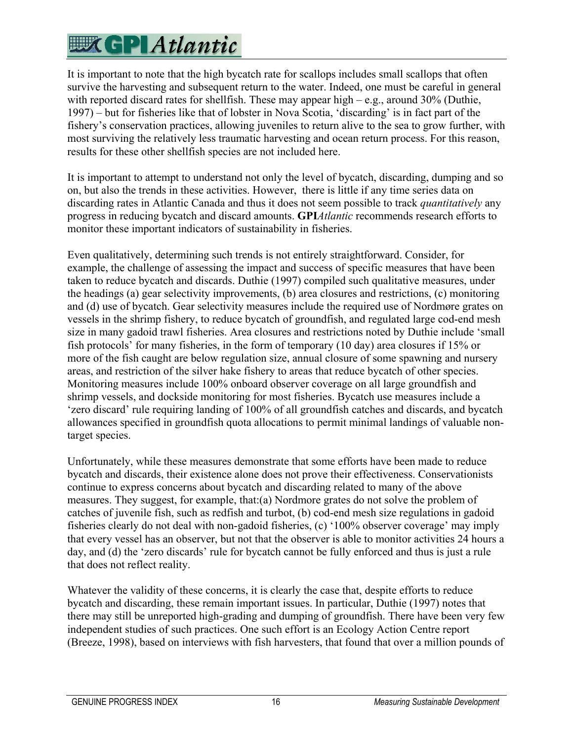It is important to note that the high bycatch rate for scallops includes small scallops that often survive the harvesting and subsequent return to the water. Indeed, one must be careful in general with reported discard rates for shellfish. These may appear high – e.g., around 30% (Duthie, 1997) – but for fisheries like that of lobster in Nova Scotia, 'discarding' is in fact part of the fishery's conservation practices, allowing juveniles to return alive to the sea to grow further, with most surviving the relatively less traumatic harvesting and ocean return process. For this reason, results for these other shellfish species are not included here.

It is important to attempt to understand not only the level of bycatch, discarding, dumping and so on, but also the trends in these activities. However, there is little if any time series data on discarding rates in Atlantic Canada and thus it does not seem possible to track *quantitatively* any progress in reducing bycatch and discard amounts. **GPI***Atlantic* recommends research efforts to monitor these important indicators of sustainability in fisheries.

Even qualitatively, determining such trends is not entirely straightforward. Consider, for example, the challenge of assessing the impact and success of specific measures that have been taken to reduce bycatch and discards. Duthie (1997) compiled such qualitative measures, under the headings (a) gear selectivity improvements, (b) area closures and restrictions, (c) monitoring and (d) use of bycatch. Gear selectivity measures include the required use of Nordmøre grates on vessels in the shrimp fishery, to reduce bycatch of groundfish, and regulated large cod-end mesh size in many gadoid trawl fisheries. Area closures and restrictions noted by Duthie include 'small fish protocols' for many fisheries, in the form of temporary (10 day) area closures if 15% or more of the fish caught are below regulation size, annual closure of some spawning and nursery areas, and restriction of the silver hake fishery to areas that reduce bycatch of other species. Monitoring measures include 100% onboard observer coverage on all large groundfish and shrimp vessels, and dockside monitoring for most fisheries. Bycatch use measures include a 'zero discard' rule requiring landing of 100% of all groundfish catches and discards, and bycatch allowances specified in groundfish quota allocations to permit minimal landings of valuable non-target species.

Unfortunately, while these measures demonstrate that some efforts have been made to reduce bycatch and discards, their existence alone does not prove their effectiveness. Conservationists continue to express concerns about bycatch and discarding related to many of the above measures. They suggest, for example, that:(a) Nordmore grates do not solve the problem of catches of juvenile fish, such as redfish and turbot, (b) cod-end mesh size regulations in gadoid fisheries clearly do not deal with non-gadoid fisheries, (c) '100% observer coverage' may imply that every vessel has an observer, but not that the observer is able to monitor activities 24 hours a day, and (d) the 'zero discards' rule for bycatch cannot be fully enforced and thus is just a rule that does not reflect reality.

Whatever the validity of these concerns, it is clearly the case that, despite efforts to reduce bycatch and discarding, these remain important issues. In particular, Duthie (1997) notes that there may still be unreported high-grading and dumping of groundfish. There have been very few independent studies of such practices. One such effort is an Ecology Action Centre report (Breeze, 1998), based on interviews with fish harvesters, that found that over a million pounds of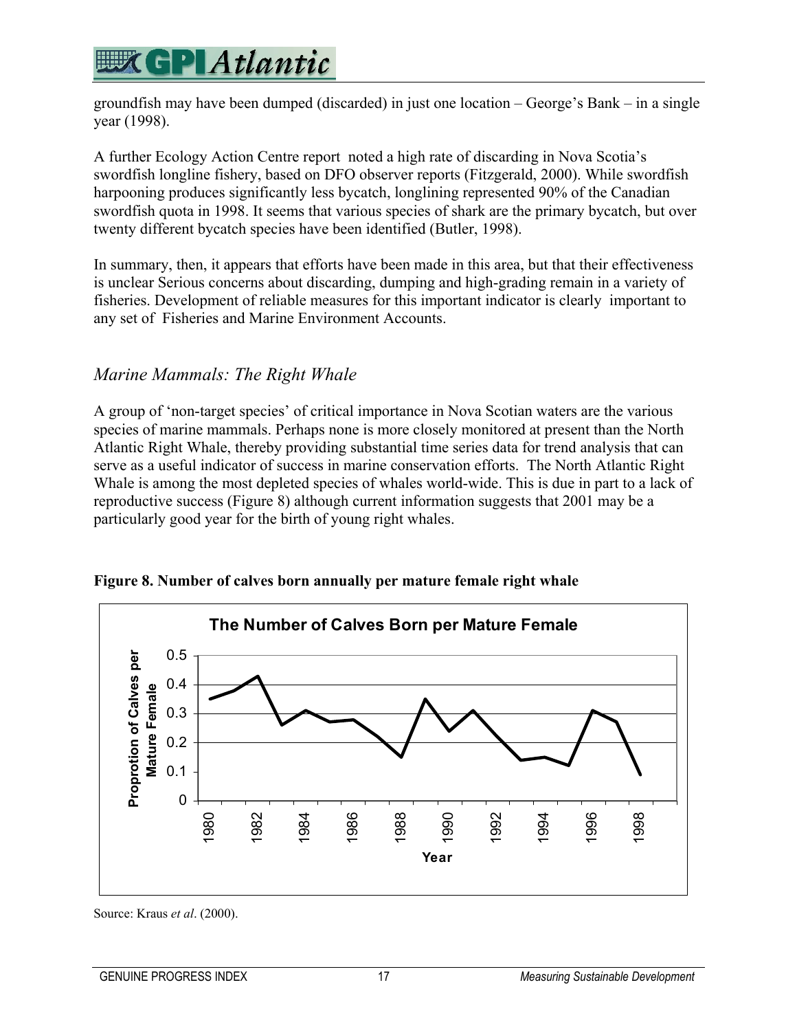groundfish may have been dumped (discarded) in just one location – George's Bank – in a single year (1998).

A further Ecology Action Centre report noted a high rate of discarding in Nova Scotia's swordfish longline fishery, based on DFO observer reports (Fitzgerald, 2000). While swordfish harpooning produces significantly less bycatch, longlining represented 90% of the Canadian swordfish quota in 1998. It seems that various species of shark are the primary bycatch, but over twenty different bycatch species have been identified (Butler, 1998).

In summary, then, it appears that efforts have been made in this area, but that their effectiveness is unclear Serious concerns about discarding, dumping and high-grading remain in a variety of fisheries. Development of reliable measures for this important indicator is clearly important to any set of Fisheries and Marine Environment Accounts.

## *Marine Mammals: The Right Whale*

A group of 'non-target species' of critical importance in Nova Scotian waters are the various species of marine mammals. Perhaps none is more closely monitored at present than the North Atlantic Right Whale, thereby providing substantial time series data for trend analysis that can serve as a useful indicator of success in marine conservation efforts. The North Atlantic Right Whale is among the most depleted species of whales world-wide. This is due in part to a lack of reproductive success (Figure 8) although current information suggests that 2001 may be a particularly good year for the birth of young right whales.

**Figure 8. Number of calves born annually per mature female right whale**

Source: Kraus *et al*. (2000).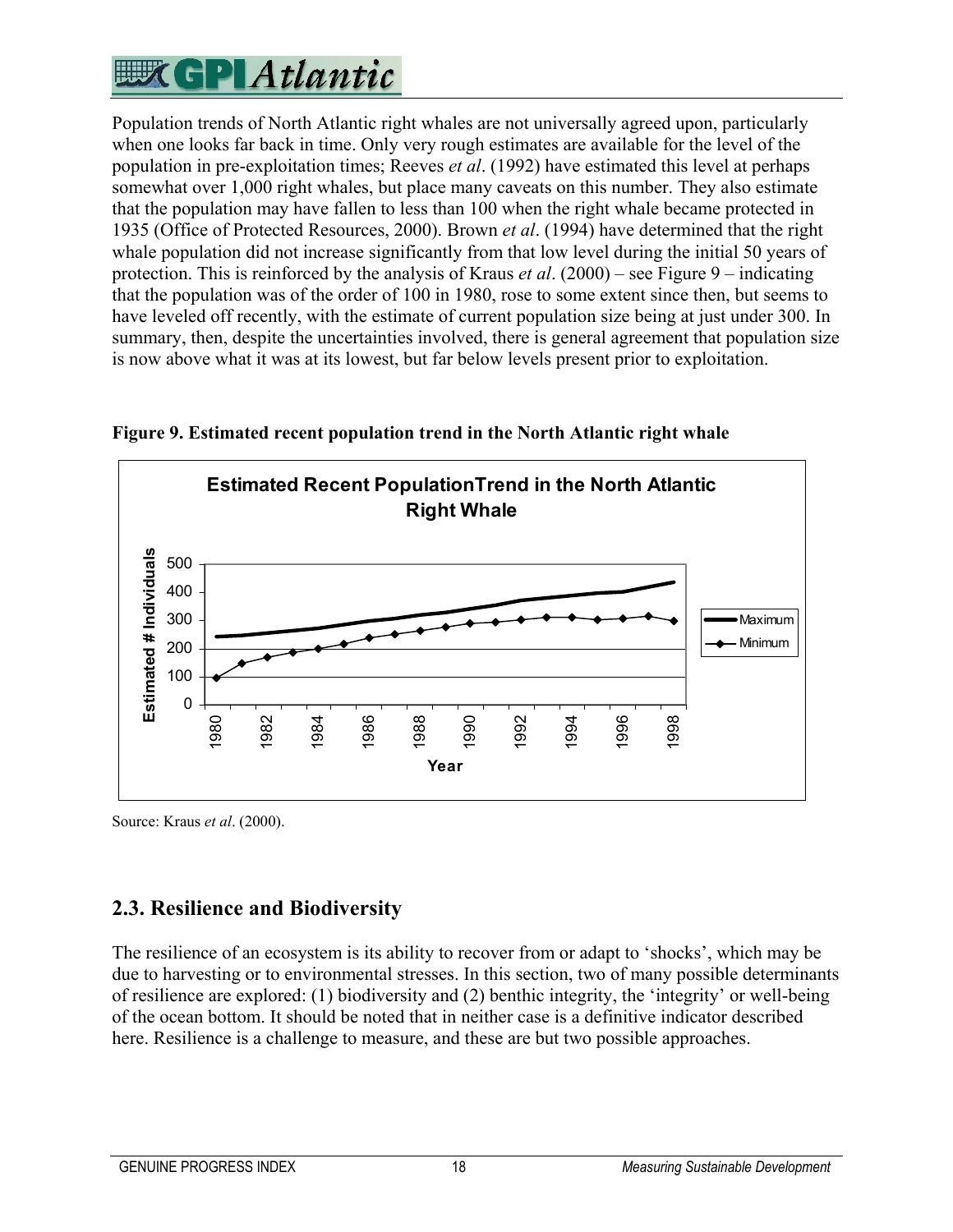Population trends of North Atlantic right whales are not universally agreed upon, particularly when one looks far back in time. Only very rough estimates are available for the level of the population in pre-exploitation times; Reeves *et al*. (1992) have estimated this level at perhaps somewhat over 1,000 right whales, but place many caveats on this number. They also estimate that the population may have fallen to less than 100 when the right whale became protected in 1935 (Office of Protected Resources, 2000). Brown *et al*. (1994) have determined that the right whale population did not increase significantly from that low level during the initial 50 years of protection. This is reinforced by the analysis of Kraus *et al*. (2000) – see Figure 9 – indicating that the population was of the order of 100 in 1980, rose to some extent since then, but seems to have leveled off recently, with the estimate of current population size being at just under 300. In summary, then, despite the uncertainties involved, there is general agreement that population size is now above what it was at its lowest, but far below levels present prior to exploitation.

**Figure 9. Estimated recent population trend in the North Atlantic right whale**

Source: Kraus *et al*. (2000).

## 2.3. Resilience and Biodiversity

The resilience of an ecosystem is its ability to recover from or adapt to 'shocks', which may be due to harvesting or to environmental stresses. In this section, two of many possible determinants of resilience are explored: (1) biodiversity and (2) benthic integrity, the 'integrity' or well-being of the ocean bottom. It should be noted that in neither case is a definitive indicator described here. Resilience is a challenge to measure, and these are but two possible approaches.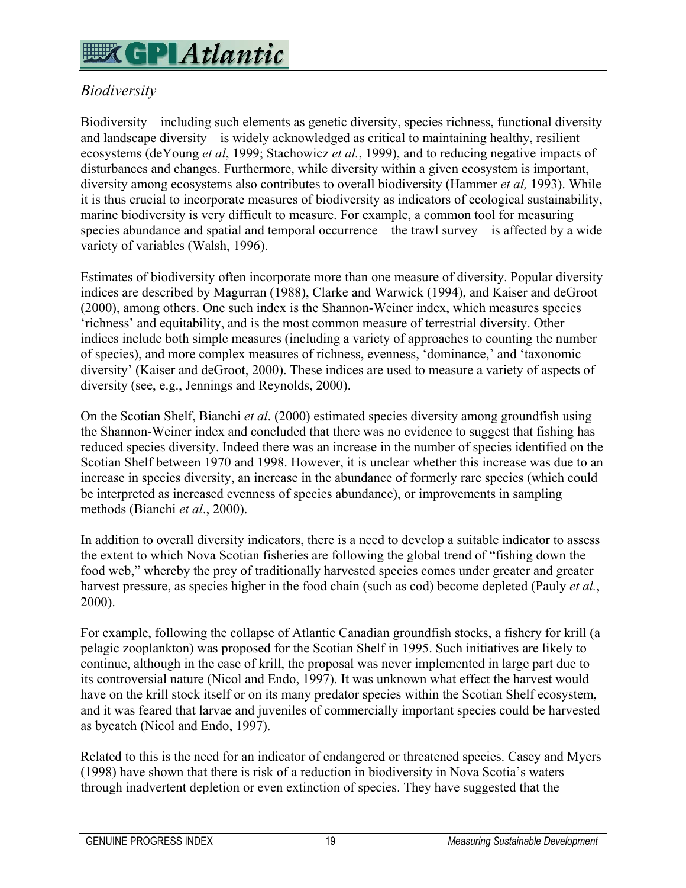## *Biodiversity*

Biodiversity – including such elements as genetic diversity, species richness, functional diversity and landscape diversity – is widely acknowledged as critical to maintaining healthy, resilient ecosystems (deYoung *et al*, 1999; Stachowicz *et al.*, 1999), and to reducing negative impacts of disturbances and changes. Furthermore, while diversity within a given ecosystem is important, diversity among ecosystems also contributes to overall biodiversity (Hammer *et al,* 1993). While it is thus crucial to incorporate measures of biodiversity as indicators of ecological sustainability, marine biodiversity is very difficult to measure. For example, a common tool for measuring species abundance and spatial and temporal occurrence – the trawl survey – is affected by a wide variety of variables (Walsh, 1996).

Estimates of biodiversity often incorporate more than one measure of diversity. Popular diversity indices are described by Magurran (1988), Clarke and Warwick (1994), and Kaiser and deGroot (2000), among others. One such index is the Shannon-Weiner index, which measures species 'richness' and equitability, and is the most common measure of terrestrial diversity. Other indices include both simple measures (including a variety of approaches to counting the number of species), and more complex measures of richness, evenness, 'dominance,' and 'taxonomic diversity' (Kaiser and deGroot, 2000). These indices are used to measure a variety of aspects of diversity (see, e.g., Jennings and Reynolds, 2000).

On the Scotian Shelf, Bianchi *et al*. (2000) estimated species diversity among groundfish using the Shannon-Weiner index and concluded that there was no evidence to suggest that fishing has reduced species diversity. Indeed there was an increase in the number of species identified on the Scotian Shelf between 1970 and 1998. However, it is unclear whether this increase was due to an increase in species diversity, an increase in the abundance of formerly rare species (which could be interpreted as increased evenness of species abundance), or improvements in sampling methods (Bianchi *et al*., 2000).

In addition to overall diversity indicators, there is a need to develop a suitable indicator to assess the extent to which Nova Scotian fisheries are following the global trend of "fishing down the food web," whereby the prey of traditionally harvested species comes under greater and greater harvest pressure, as species higher in the food chain (such as cod) become depleted (Pauly *et al.*, 2000).

For example, following the collapse of Atlantic Canadian groundfish stocks, a fishery for krill (a pelagic zooplankton) was proposed for the Scotian Shelf in 1995. Such initiatives are likely to continue, although in the case of krill, the proposal was never implemented in large part due to its controversial nature (Nicol and Endo, 1997). It was unknown what effect the harvest would have on the krill stock itself or on its many predator species within the Scotian Shelf ecosystem, and it was feared that larvae and juveniles of commercially important species could be harvested as bycatch (Nicol and Endo, 1997).

Related to this is the need for an indicator of endangered or threatened species. Casey and Myers (1998) have shown that there is risk of a reduction in biodiversity in Nova Scotia's waters through inadvertent depletion or even extinction of species. They have suggested that the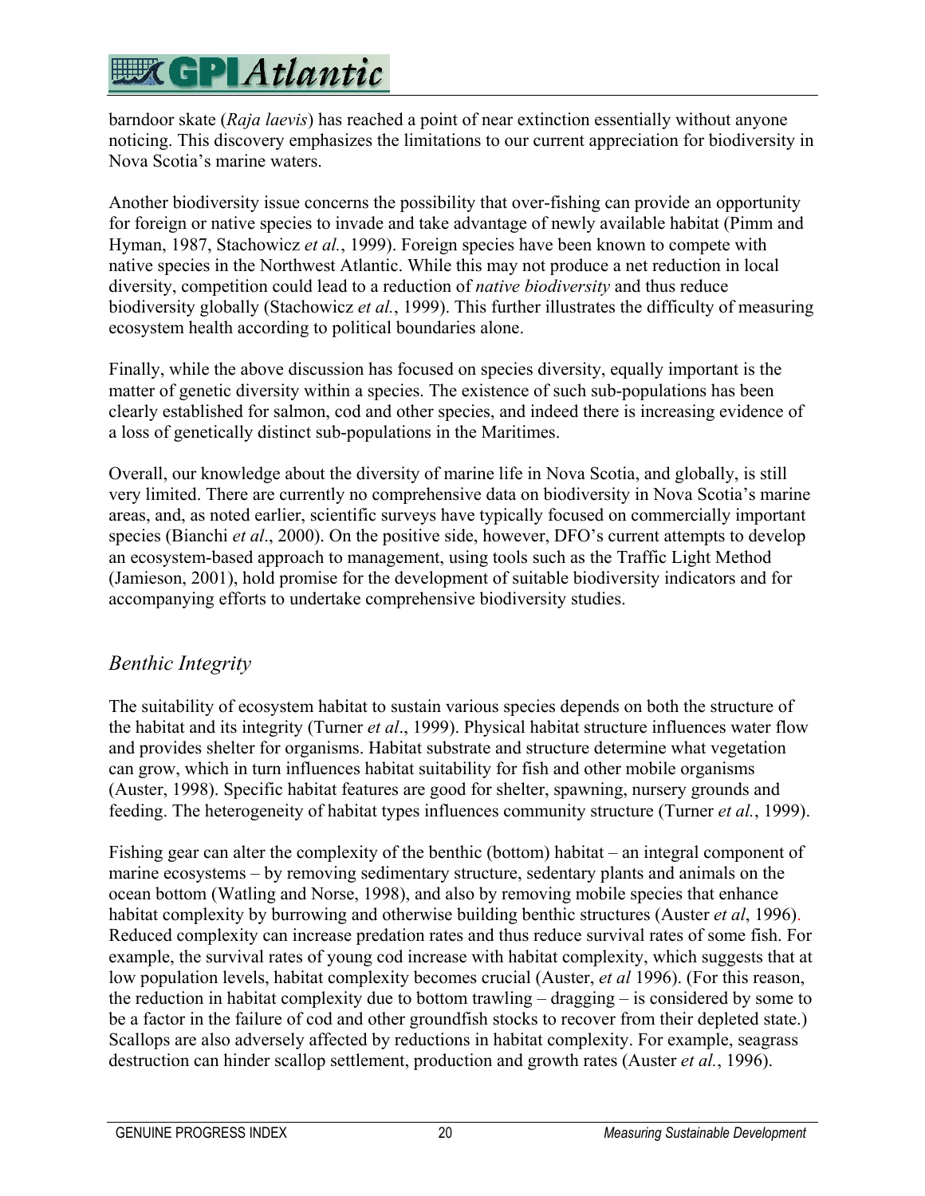barndoor skate (*Raja laevis*) has reached a point of near extinction essentially without anyone noticing. This discovery emphasizes the limitations to our current appreciation for biodiversity in Nova Scotia's marine waters.

Another biodiversity issue concerns the possibility that over-fishing can provide an opportunity for foreign or native species to invade and take advantage of newly available habitat (Pimm and Hyman, 1987, Stachowicz *et al.*, 1999). Foreign species have been known to compete with native species in the Northwest Atlantic. While this may not produce a net reduction in local diversity, competition could lead to a reduction of *native biodiversity* and thus reduce biodiversity globally (Stachowicz *et al.*, 1999). This further illustrates the difficulty of measuring ecosystem health according to political boundaries alone.

Finally, while the above discussion has focused on species diversity, equally important is the matter of genetic diversity within a species. The existence of such sub-populations has been clearly established for salmon, cod and other species, and indeed there is increasing evidence of a loss of genetically distinct sub-populations in the Maritimes.

Overall, our knowledge about the diversity of marine life in Nova Scotia, and globally, is still very limited. There are currently no comprehensive data on biodiversity in Nova Scotia's marine areas, and, as noted earlier, scientific surveys have typically focused on commercially important species (Bianchi *et al*., 2000). On the positive side, however, DFO's current attempts to develop an ecosystem-based approach to management, using tools such as the Traffic Light Method (Jamieson, 2001), hold promise for the development of suitable biodiversity indicators and for accompanying efforts to undertake comprehensive biodiversity studies.

## *Benthic Integrity*

The suitability of ecosystem habitat to sustain various species depends on both the structure of the habitat and its integrity (Turner *et al*., 1999). Physical habitat structure influences water flow and provides shelter for organisms. Habitat substrate and structure determine what vegetation can grow, which in turn influences habitat suitability for fish and other mobile organisms (Auster, 1998). Specific habitat features are good for shelter, spawning, nursery grounds and feeding. The heterogeneity of habitat types influences community structure (Turner *et al.*, 1999).

Fishing gear can alter the complexity of the benthic (bottom) habitat – an integral component of marine ecosystems – by removing sedimentary structure, sedentary plants and animals on the ocean bottom (Watling and Norse, 1998), and also by removing mobile species that enhance habitat complexity by burrowing and otherwise building benthic structures (Auster *et al*, 1996). Reduced complexity can increase predation rates and thus reduce survival rates of some fish. For example, the survival rates of young cod increase with habitat complexity, which suggests that at low population levels, habitat complexity becomes crucial (Auster, *et al* 1996). (For this reason, the reduction in habitat complexity due to bottom trawling – dragging – is considered by some to be a factor in the failure of cod and other groundfish stocks to recover from their depleted state.) Scallops are also adversely affected by reductions in habitat complexity. For example, seagrass destruction can hinder scallop settlement, production and growth rates (Auster *et al.*, 1996).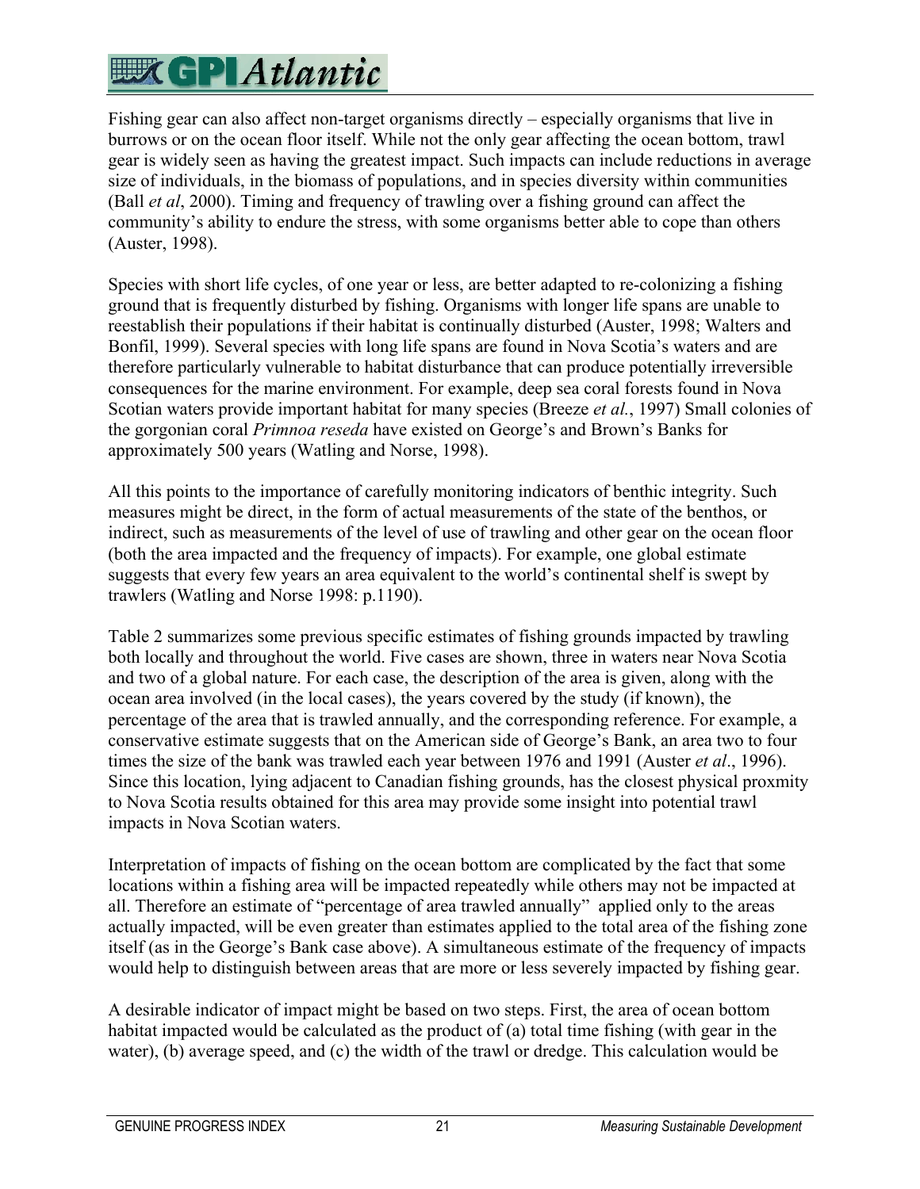Fishing gear can also affect non-target organisms directly – especially organisms that live in burrows or on the ocean floor itself. While not the only gear affecting the ocean bottom, trawl gear is widely seen as having the greatest impact. Such impacts can include reductions in average size of individuals, in the biomass of populations, and in species diversity within communities (Ball *et al*, 2000). Timing and frequency of trawling over a fishing ground can affect the community's ability to endure the stress, with some organisms better able to cope than others (Auster, 1998).

Species with short life cycles, of one year or less, are better adapted to re-colonizing a fishing ground that is frequently disturbed by fishing. Organisms with longer life spans are unable to reestablish their populations if their habitat is continually disturbed (Auster, 1998; Walters and Bonfil, 1999). Several species with long life spans are found in Nova Scotia's waters and are therefore particularly vulnerable to habitat disturbance that can produce potentially irreversible consequences for the marine environment. For example, deep sea coral forests found in Nova Scotian waters provide important habitat for many species (Breeze *et al.*, 1997) Small colonies of the gorgonian coral *Primnoa reseda* have existed on George's and Brown's Banks for approximately 500 years (Watling and Norse, 1998).

All this points to the importance of carefully monitoring indicators of benthic integrity. Such measures might be direct, in the form of actual measurements of the state of the benthos, or indirect, such as measurements of the level of use of trawling and other gear on the ocean floor (both the area impacted and the frequency of impacts). For example, one global estimate suggests that every few years an area equivalent to the world's continental shelf is swept by trawlers (Watling and Norse 1998: p.1190).

Table 2 summarizes some previous specific estimates of fishing grounds impacted by trawling both locally and throughout the world. Five cases are shown, three in waters near Nova Scotia and two of a global nature. For each case, the description of the area is given, along with the ocean area involved (in the local cases), the years covered by the study (if known), the percentage of the area that is trawled annually, and the corresponding reference. For example, a conservative estimate suggests that on the American side of George's Bank, an area two to four times the size of the bank was trawled each year between 1976 and 1991 (Auster *et al*., 1996). Since this location, lying adjacent to Canadian fishing grounds, has the closest physical proxmity to Nova Scotia results obtained for this area may provide some insight into potential trawl impacts in Nova Scotian waters.

Interpretation of impacts of fishing on the ocean bottom are complicated by the fact that some locations within a fishing area will be impacted repeatedly while others may not be impacted at all. Therefore an estimate of "percentage of area trawled annually" applied only to the areas actually impacted, will be even greater than estimates applied to the total area of the fishing zone itself (as in the George's Bank case above). A simultaneous estimate of the frequency of impacts would help to distinguish between areas that are more or less severely impacted by fishing gear.

A desirable indicator of impact might be based on two steps. First, the area of ocean bottom habitat impacted would be calculated as the product of (a) total time fishing (with gear in the water), (b) average speed, and (c) the width of the trawl or dredge. This calculation would be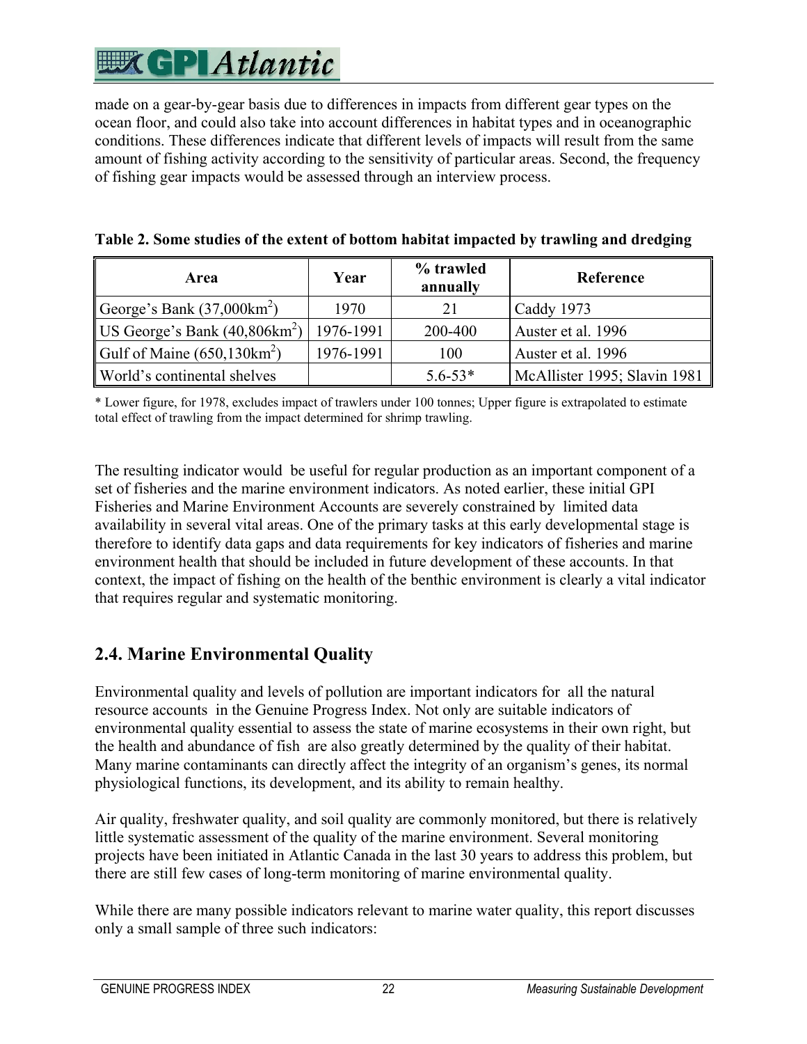made on a gear-by-gear basis due to differences in impacts from different gear types on the ocean floor, and could also take into account differences in habitat types and in oceanographic conditions. These differences indicate that different levels of impacts will result from the same amount of fishing activity according to the sensitivity of particular areas. Second, the frequency of fishing gear impacts would be assessed through an interview process.

**Table 2. Some studies of the extent of bottom habitat impacted by trawling and dredging**

| Area | Year | % trawled annually | Reference |
|---|---|---|---|
| George's Bank (37,000km$^2$) | 1970 | 21 | Caddy 1973 |
| US George's Bank (40,806km$^2$) | 1976-1991 | 200-400 | Auster et al. 1996 |
| Gulf of Maine (650,130km$^2$) | 1976-1991 | 100 | Auster et al. 1996 |
| World's continental shelves | | 5.6-53* | McAllister 1995; Slavin 1981 |

\* Lower figure, for 1978, excludes impact of trawlers under 100 tonnes; Upper figure is extrapolated to estimate total effect of trawling from the impact determined for shrimp trawling.

The resulting indicator would be useful for regular production as an important component of a set of fisheries and the marine environment indicators. As noted earlier, these initial GPI Fisheries and Marine Environment Accounts are severely constrained by limited data availability in several vital areas. One of the primary tasks at this early developmental stage is therefore to identify data gaps and data requirements for key indicators of fisheries and marine environment health that should be included in future development of these accounts. In that context, the impact of fishing on the health of the benthic environment is clearly a vital indicator that requires regular and systematic monitoring.

## 2.4. Marine Environmental Quality

Environmental quality and levels of pollution are important indicators for all the natural resource accounts in the Genuine Progress Index. Not only are suitable indicators of environmental quality essential to assess the state of marine ecosystems in their own right, but the health and abundance of fish are also greatly determined by the quality of their habitat. Many marine contaminants can directly affect the integrity of an organism's genes, its normal physiological functions, its development, and its ability to remain healthy.

Air quality, freshwater quality, and soil quality are commonly monitored, but there is relatively little systematic assessment of the quality of the marine environment. Several monitoring projects have been initiated in Atlantic Canada in the last 30 years to address this problem, but there are still few cases of long-term monitoring of marine environmental quality.

While there are many possible indicators relevant to marine water quality, this report discusses only a small sample of three such indicators: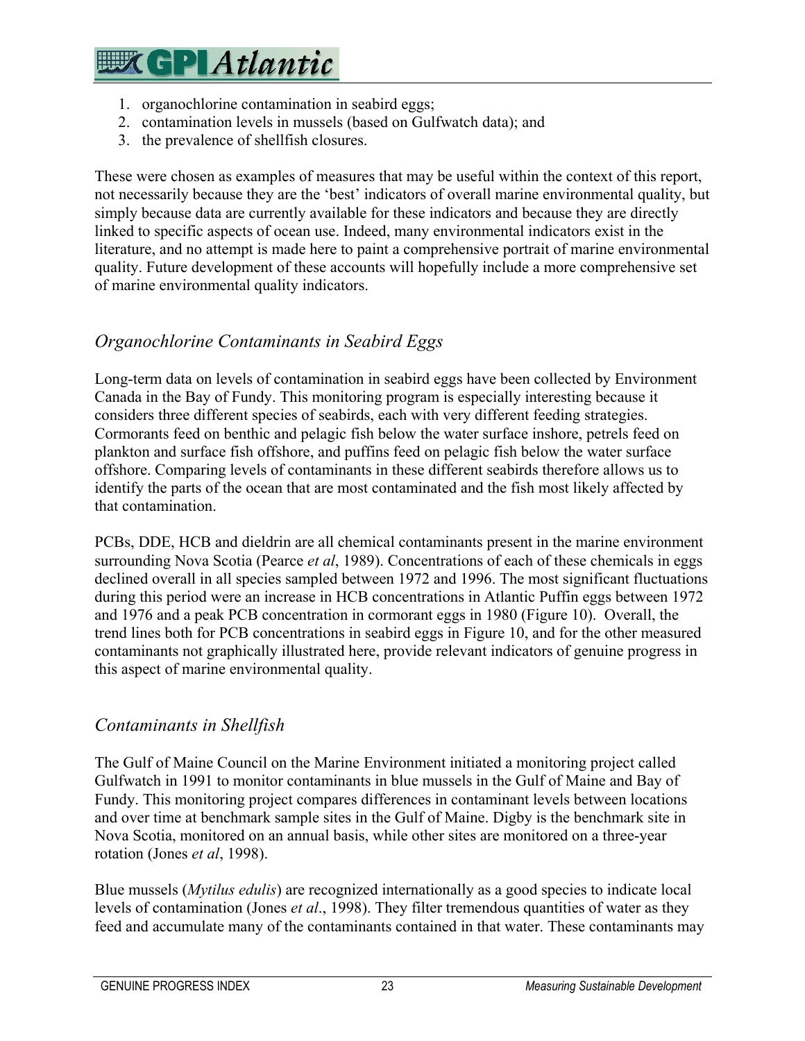1. organochlorine contamination in seabird eggs;
2. contamination levels in mussels (based on Gulfwatch data); and
3. the prevalence of shellfish closures.

These were chosen as examples of measures that may be useful within the context of this report, not necessarily because they are the 'best' indicators of overall marine environmental quality, but simply because data are currently available for these indicators and because they are directly linked to specific aspects of ocean use. Indeed, many environmental indicators exist in the literature, and no attempt is made here to paint a comprehensive portrait of marine environmental quality. Future development of these accounts will hopefully include a more comprehensive set of marine environmental quality indicators.

## *Organochlorine Contaminants in Seabird Eggs*

Long-term data on levels of contamination in seabird eggs have been collected by Environment Canada in the Bay of Fundy. This monitoring program is especially interesting because it considers three different species of seabirds, each with very different feeding strategies. Cormorants feed on benthic and pelagic fish below the water surface inshore, petrels feed on plankton and surface fish offshore, and puffins feed on pelagic fish below the water surface offshore. Comparing levels of contaminants in these different seabirds therefore allows us to identify the parts of the ocean that are most contaminated and the fish most likely affected by that contamination.

PCBs, DDE, HCB and dieldrin are all chemical contaminants present in the marine environment surrounding Nova Scotia (Pearce *et al*, 1989). Concentrations of each of these chemicals in eggs declined overall in all species sampled between 1972 and 1996. The most significant fluctuations during this period were an increase in HCB concentrations in Atlantic Puffin eggs between 1972 and 1976 and a peak PCB concentration in cormorant eggs in 1980 (Figure 10). Overall, the trend lines both for PCB concentrations in seabird eggs in Figure 10, and for the other measured contaminants not graphically illustrated here, provide relevant indicators of genuine progress in this aspect of marine environmental quality.

## *Contaminants in Shellfish*

The Gulf of Maine Council on the Marine Environment initiated a monitoring project called Gulfwatch in 1991 to monitor contaminants in blue mussels in the Gulf of Maine and Bay of Fundy. This monitoring project compares differences in contaminant levels between locations and over time at benchmark sample sites in the Gulf of Maine. Digby is the benchmark site in Nova Scotia, monitored on an annual basis, while other sites are monitored on a three-year rotation (Jones *et al*, 1998).

Blue mussels (*Mytilus edulis*) are recognized internationally as a good species to indicate local levels of contamination (Jones *et al*., 1998). They filter tremendous quantities of water as they feed and accumulate many of the contaminants contained in that water. These contaminants may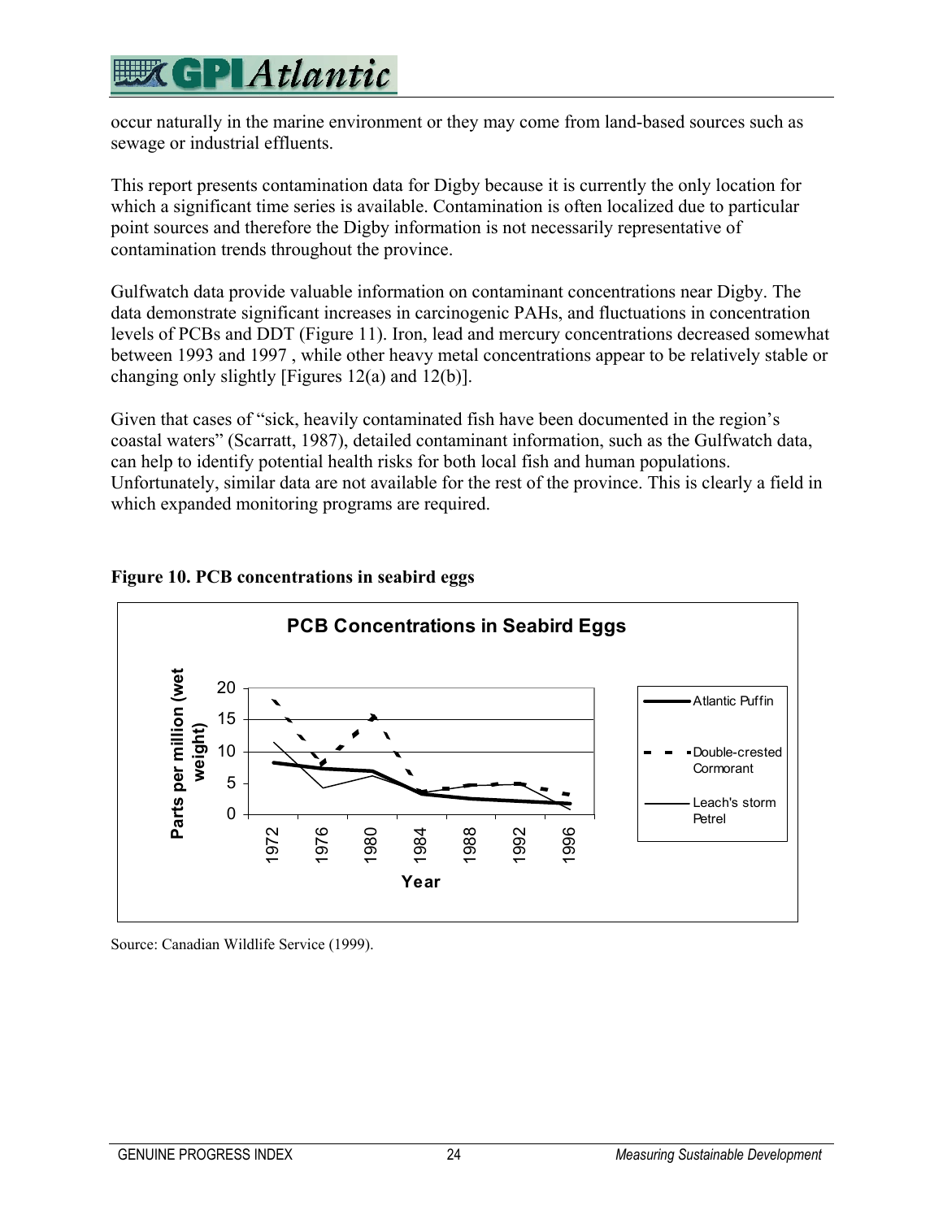occur naturally in the marine environment or they may come from land-based sources such as sewage or industrial effluents.

This report presents contamination data for Digby because it is currently the only location for which a significant time series is available. Contamination is often localized due to particular point sources and therefore the Digby information is not necessarily representative of contamination trends throughout the province.

Gulfwatch data provide valuable information on contaminant concentrations near Digby. The data demonstrate significant increases in carcinogenic PAHs, and fluctuations in concentration levels of PCBs and DDT (Figure 11). Iron, lead and mercury concentrations decreased somewhat between 1993 and 1997 , while other heavy metal concentrations appear to be relatively stable or changing only slightly [Figures 12(a) and 12(b)].

Given that cases of “sick, heavily contaminated fish have been documented in the region’s coastal waters” (Scarratt, 1987), detailed contaminant information, such as the Gulfwatch data, can help to identify potential health risks for both local fish and human populations. Unfortunately, similar data are not available for the rest of the province. This is clearly a field in which expanded monitoring programs are required.

**Figure 10. PCB concentrations in seabird eggs**

Source: Canadian Wildlife Service (1999).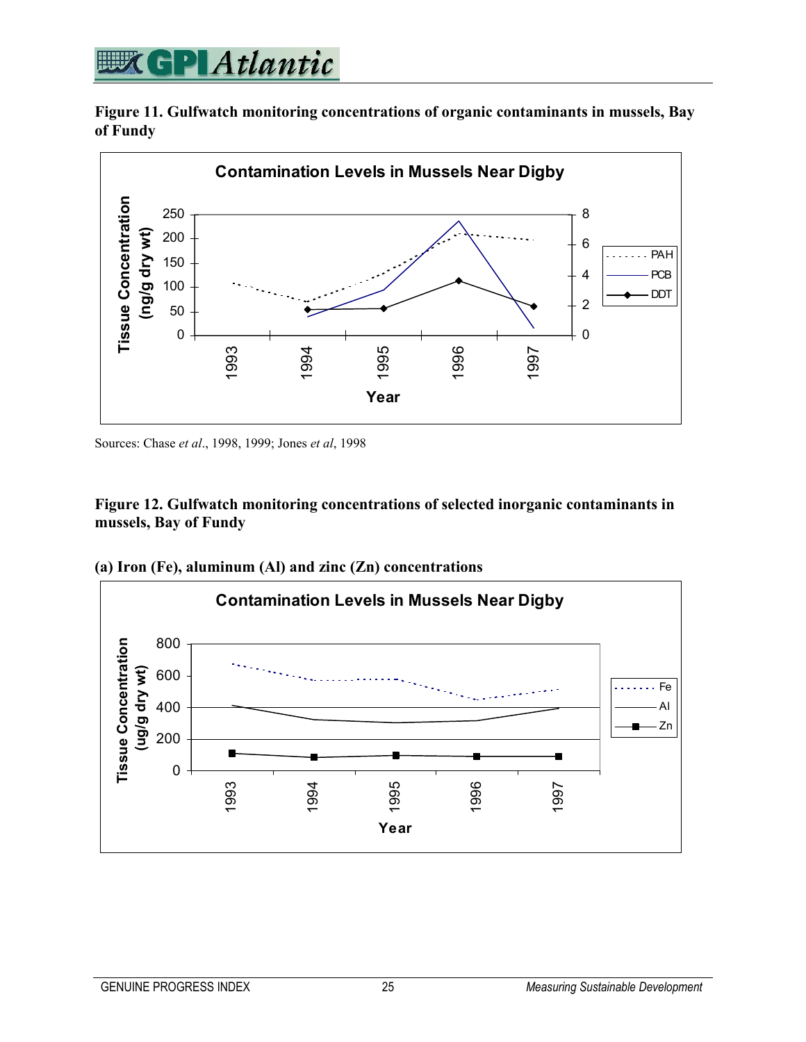**Figure 11. Gulfwatch monitoring concentrations of organic contaminants in mussels, Bay of Fundy**

Contamination Levels in Mussels Near Digby

Tissue Concentration (ng/g dry wt)

Year

PAH, PCB, DDT

Sources: Chase *et al*., 1998, 1999; Jones *et al*, 1998

**Figure 12. Gulfwatch monitoring concentrations of selected inorganic contaminants in mussels, Bay of Fundy**

**(a) Iron (Fe), aluminum (Al) and zinc (Zn) concentrations**

Contamination Levels in Mussels Near Digby

Tissue Concentration (ug/g dry wt)

Year

Fe, Al, Zn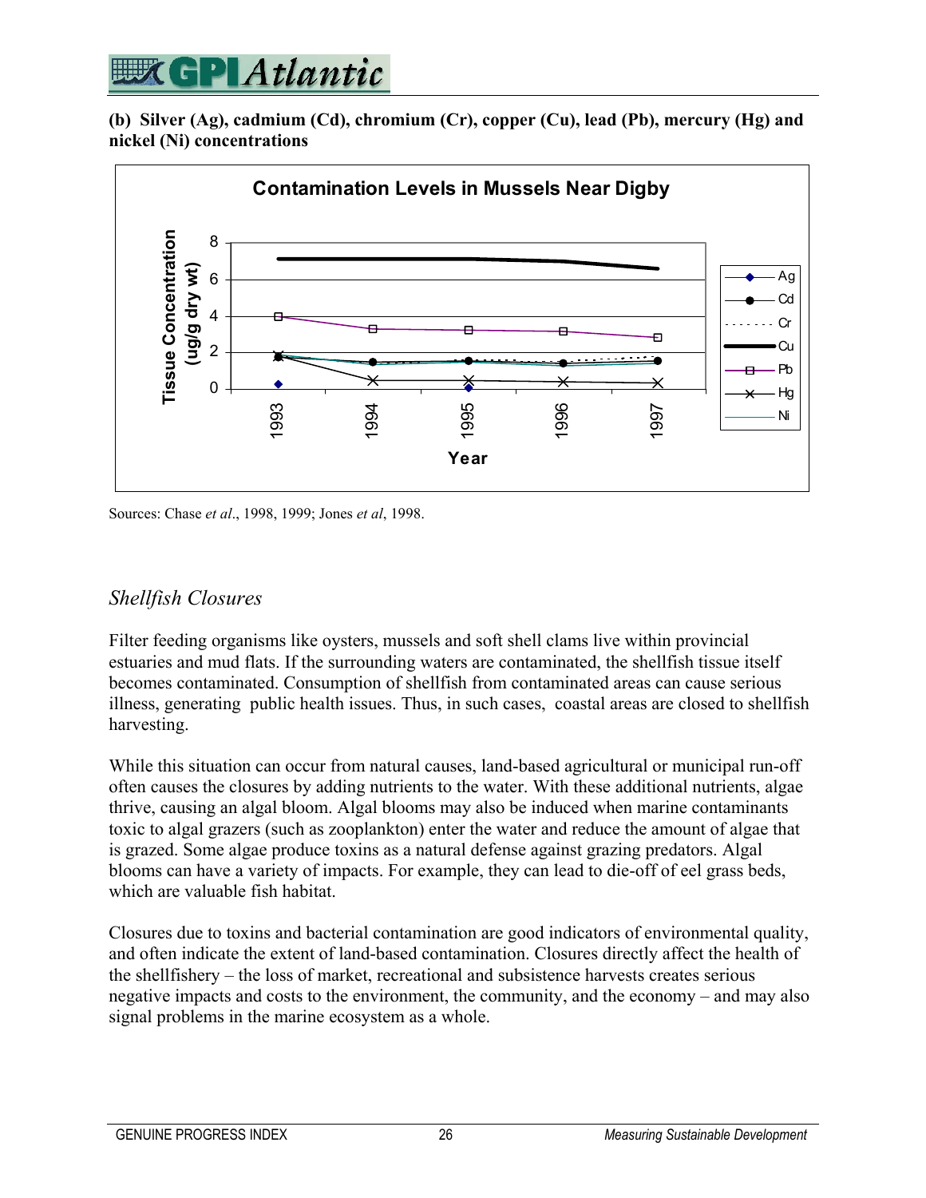**(b) Silver (Ag), cadmium (Cd), chromium (Cr), copper (Cu), lead (Pb), mercury (Hg) and nickel (Ni) concentrations**

Sources: Chase *et al*., 1998, 1999; Jones *et al*, 1998.

## *Shellfish Closures*

Filter feeding organisms like oysters, mussels and soft shell clams live within provincial estuaries and mud flats. If the surrounding waters are contaminated, the shellfish tissue itself becomes contaminated. Consumption of shellfish from contaminated areas can cause serious illness, generating public health issues. Thus, in such cases, coastal areas are closed to shellfish harvesting.

While this situation can occur from natural causes, land-based agricultural or municipal run-off often causes the closures by adding nutrients to the water. With these additional nutrients, algae thrive, causing an algal bloom. Algal blooms may also be induced when marine contaminants toxic to algal grazers (such as zooplankton) enter the water and reduce the amount of algae that is grazed. Some algae produce toxins as a natural defense against grazing predators. Algal blooms can have a variety of impacts. For example, they can lead to die-off of eel grass beds, which are valuable fish habitat.

Closures due to toxins and bacterial contamination are good indicators of environmental quality, and often indicate the extent of land-based contamination. Closures directly affect the health of the shellfishery – the loss of market, recreational and subsistence harvests creates serious negative impacts and costs to the environment, the community, and the economy – and may also signal problems in the marine ecosystem as a whole.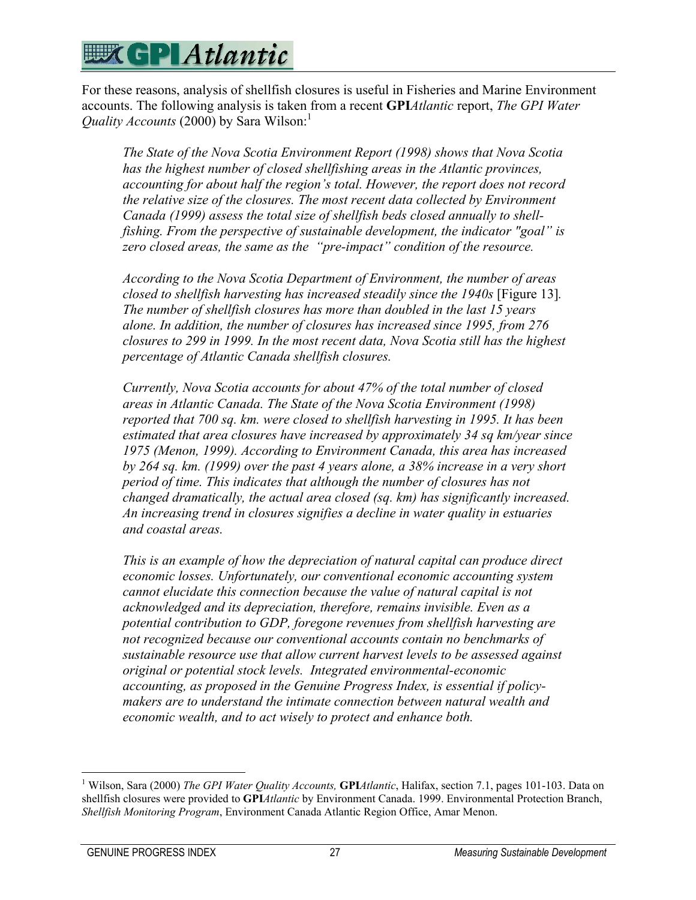For these reasons, analysis of shellfish closures is useful in Fisheries and Marine Environment accounts. The following analysis is taken from a recent **GPI***Atlantic* report, *The GPI Water Quality Accounts* (2000) by Sara Wilson:[1]

> *The State of the Nova Scotia Environment Report (1998) shows that Nova Scotia has the highest number of closed shellfishing areas in the Atlantic provinces, accounting for about half the region's total. However, the report does not record the relative size of the closures. The most recent data collected by Environment Canada (1999) assess the total size of shellfish beds closed annually to shell-fishing. From the perspective of sustainable development, the indicator "goal" is zero closed areas, the same as the "pre-impact" condition of the resource.*
>
> *According to the Nova Scotia Department of Environment, the number of areas closed to shellfish harvesting has increased steadily since the 1940s* [Figure 13]*. The number of shellfish closures has more than doubled in the last 15 years alone. In addition, the number of closures has increased since 1995, from 276 closures to 299 in 1999. In the most recent data, Nova Scotia still has the highest percentage of Atlantic Canada shellfish closures.*
>
> *Currently, Nova Scotia accounts for about 47% of the total number of closed areas in Atlantic Canada. The State of the Nova Scotia Environment (1998) reported that 700 sq. km. were closed to shellfish harvesting in 1995. It has been estimated that area closures have increased by approximately 34 sq km/year since 1975 (Menon, 1999). According to Environment Canada, this area has increased by 264 sq. km. (1999) over the past 4 years alone, a 38% increase in a very short period of time. This indicates that although the number of closures has not changed dramatically, the actual area closed (sq. km) has significantly increased. An increasing trend in closures signifies a decline in water quality in estuaries and coastal areas.*
>
> *This is an example of how the depreciation of natural capital can produce direct economic losses. Unfortunately, our conventional economic accounting system cannot elucidate this connection because the value of natural capital is not acknowledged and its depreciation, therefore, remains invisible. Even as a potential contribution to GDP, foregone revenues from shellfish harvesting are not recognized because our conventional accounts contain no benchmarks of sustainable resource use that allow current harvest levels to be assessed against original or potential stock levels. Integrated environmental-economic accounting, as proposed in the Genuine Progress Index, is essential if policy-makers are to understand the intimate connection between natural wealth and economic wealth, and to act wisely to protect and enhance both.*

---

[1] Wilson, Sara (2000) *The GPI Water Quality Accounts,* **GPI***Atlantic*, Halifax, section 7.1, pages 101-103. Data on shellfish closures were provided to **GPI***Atlantic* by Environment Canada. 1999. Environmental Protection Branch, *Shellfish Monitoring Program*, Environment Canada Atlantic Region Office, Amar Menon.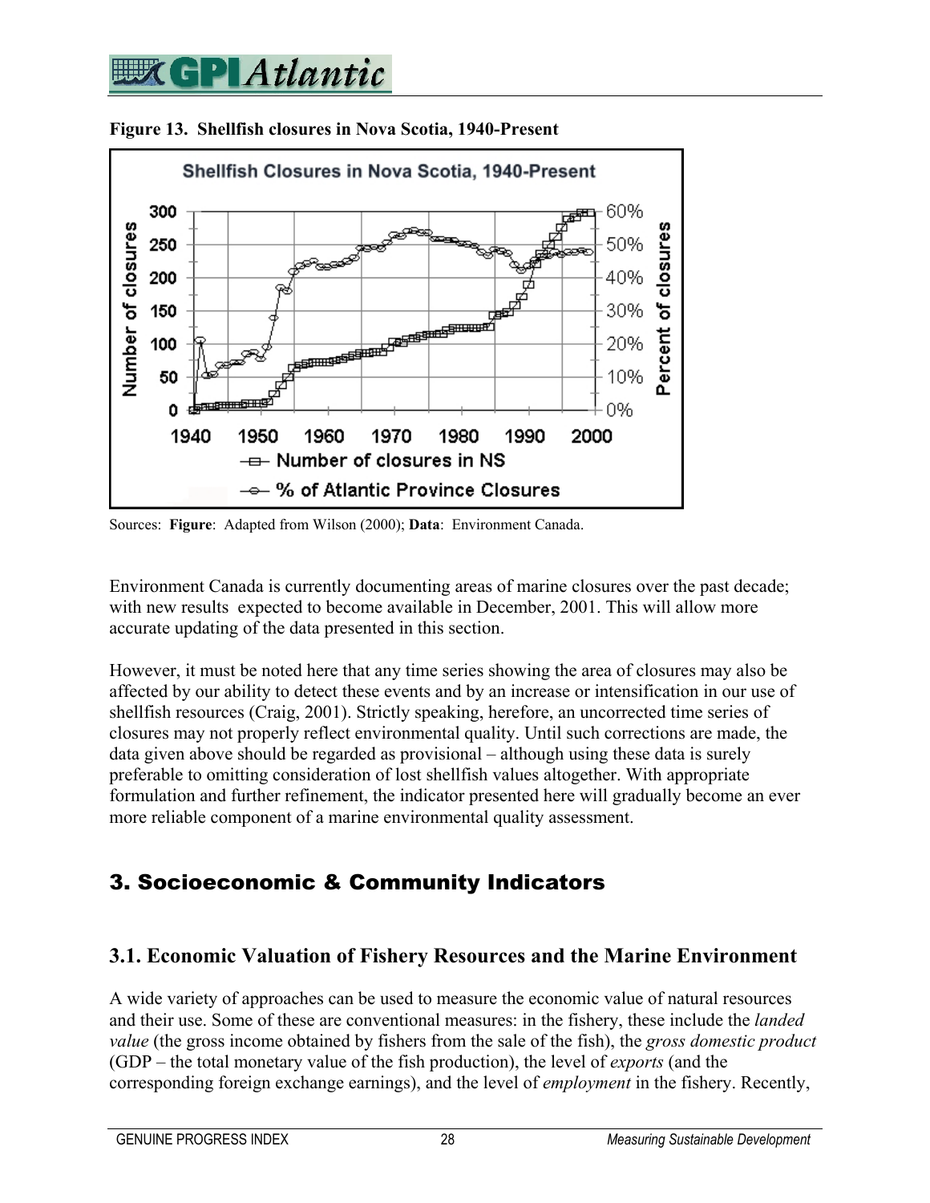**Figure 13. Shellfish closures in Nova Scotia, 1940-Present**

Sources: **Figure**: Adapted from Wilson (2000); **Data**: Environment Canada.

Environment Canada is currently documenting areas of marine closures over the past decade; with new results expected to become available in December, 2001. This will allow more accurate updating of the data presented in this section.

However, it must be noted here that any time series showing the area of closures may also be affected by our ability to detect these events and by an increase or intensification in our use of shellfish resources (Craig, 2001). Strictly speaking, herefore, an uncorrected time series of closures may not properly reflect environmental quality. Until such corrections are made, the data given above should be regarded as provisional – although using these data is surely preferable to omitting consideration of lost shellfish values altogether. With appropriate formulation and further refinement, the indicator presented here will gradually become an ever more reliable component of a marine environmental quality assessment.

## 3. Socioeconomic & Community Indicators

### 3.1. Economic Valuation of Fishery Resources and the Marine Environment

A wide variety of approaches can be used to measure the economic value of natural resources and their use. Some of these are conventional measures: in the fishery, these include the *landed value* (the gross income obtained by fishers from the sale of the fish), the *gross domestic product* (GDP – the total monetary value of the fish production), the level of *exports* (and the corresponding foreign exchange earnings), and the level of *employment* in the fishery. Recently,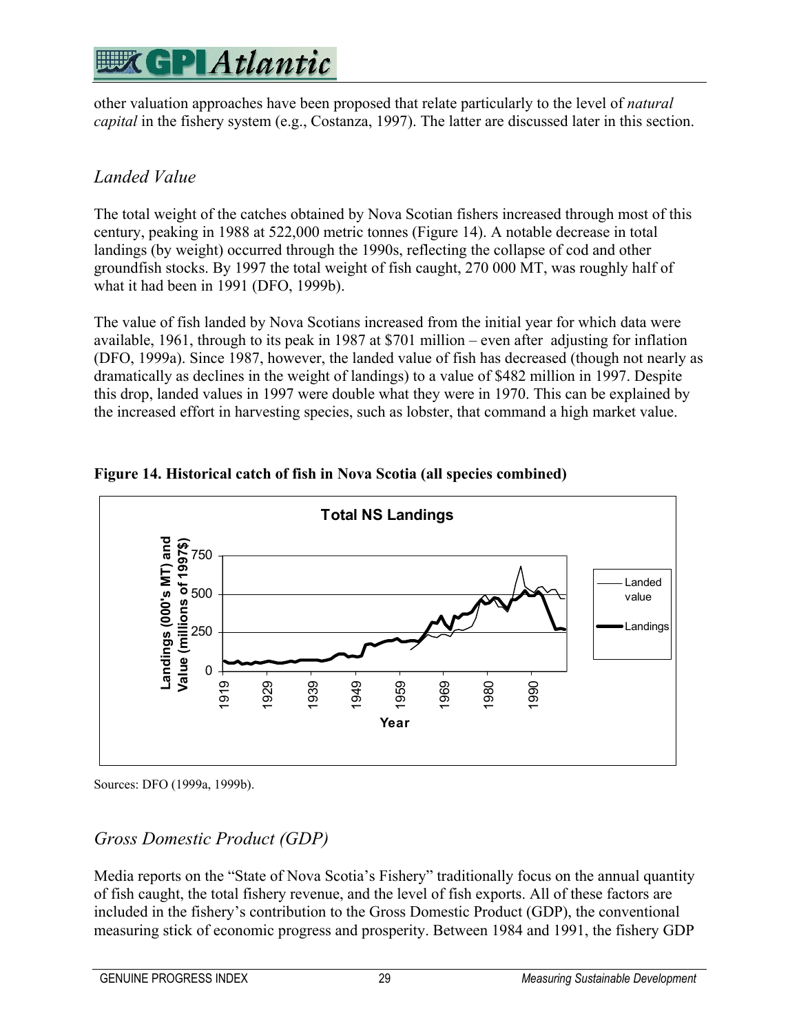other valuation approaches have been proposed that relate particularly to the level of *natural capital* in the fishery system (e.g., Costanza, 1997). The latter are discussed later in this section.

### *Landed Value*

The total weight of the catches obtained by Nova Scotian fishers increased through most of this century, peaking in 1988 at 522,000 metric tonnes (Figure 14). A notable decrease in total landings (by weight) occurred through the 1990s, reflecting the collapse of cod and other groundfish stocks. By 1997 the total weight of fish caught, 270 000 MT, was roughly half of what it had been in 1991 (DFO, 1999b).

The value of fish landed by Nova Scotians increased from the initial year for which data were available, 1961, through to its peak in 1987 at $701 million – even after adjusting for inflation (DFO, 1999a). Since 1987, however, the landed value of fish has decreased (though not nearly as dramatically as declines in the weight of landings) to a value of $482 million in 1997. Despite this drop, landed values in 1997 were double what they were in 1970. This can be explained by the increased effort in harvesting species, such as lobster, that command a high market value.

**Figure 14. Historical catch of fish in Nova Scotia (all species combined)**

Sources: DFO (1999a, 1999b).

### *Gross Domestic Product (GDP)*

Media reports on the "State of Nova Scotia's Fishery" traditionally focus on the annual quantity of fish caught, the total fishery revenue, and the level of fish exports. All of these factors are included in the fishery's contribution to the Gross Domestic Product (GDP), the conventional measuring stick of economic progress and prosperity. Between 1984 and 1991, the fishery GDP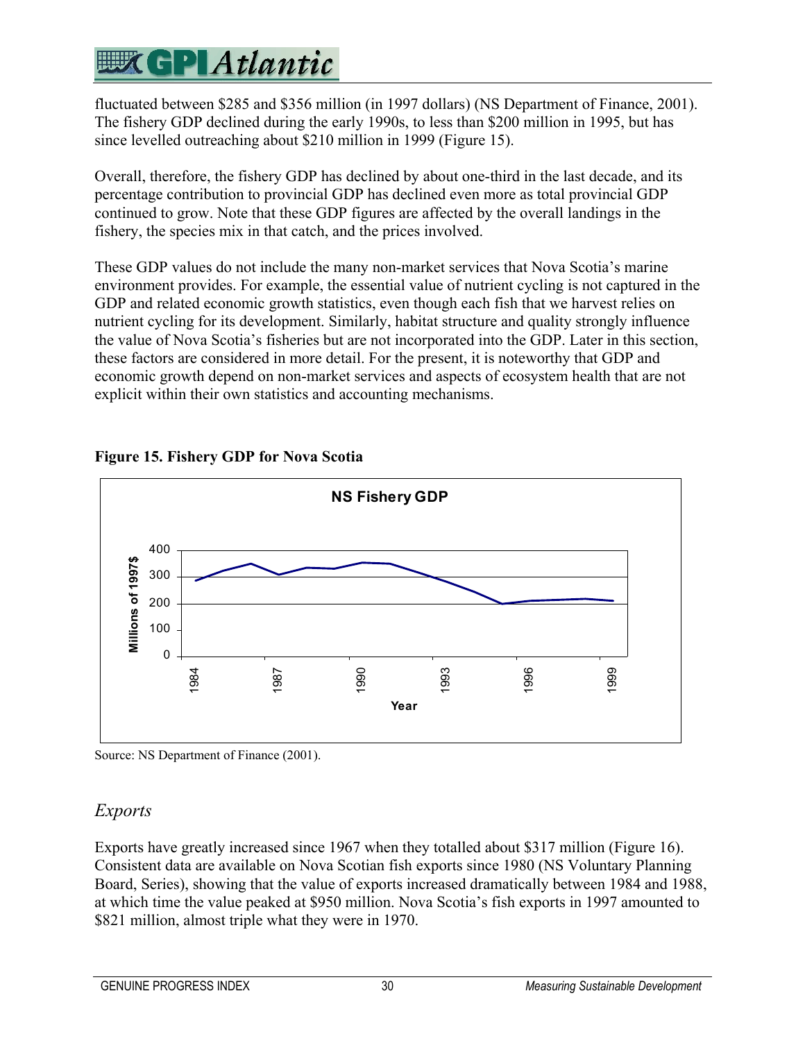fluctuated between $285 and $356 million (in 1997 dollars) (NS Department of Finance, 2001). The fishery GDP declined during the early 1990s, to less than $200 million in 1995, but has since levelled outreaching about $210 million in 1999 (Figure 15).

Overall, therefore, the fishery GDP has declined by about one-third in the last decade, and its percentage contribution to provincial GDP has declined even more as total provincial GDP continued to grow. Note that these GDP figures are affected by the overall landings in the fishery, the species mix in that catch, and the prices involved.

These GDP values do not include the many non-market services that Nova Scotia's marine environment provides. For example, the essential value of nutrient cycling is not captured in the GDP and related economic growth statistics, even though each fish that we harvest relies on nutrient cycling for its development. Similarly, habitat structure and quality strongly influence the value of Nova Scotia's fisheries but are not incorporated into the GDP. Later in this section, these factors are considered in more detail. For the present, it is noteworthy that GDP and economic growth depend on non-market services and aspects of ecosystem health that are not explicit within their own statistics and accounting mechanisms.

**Figure 15. Fishery GDP for Nova Scotia**

NS Fishery GDP

Source: NS Department of Finance (2001).

## *Exports*

Exports have greatly increased since 1967 when they totalled about $317 million (Figure 16). Consistent data are available on Nova Scotian fish exports since 1980 (NS Voluntary Planning Board, Series), showing that the value of exports increased dramatically between 1984 and 1988, at which time the value peaked at $950 million. Nova Scotia's fish exports in 1997 amounted to $821 million, almost triple what they were in 1970.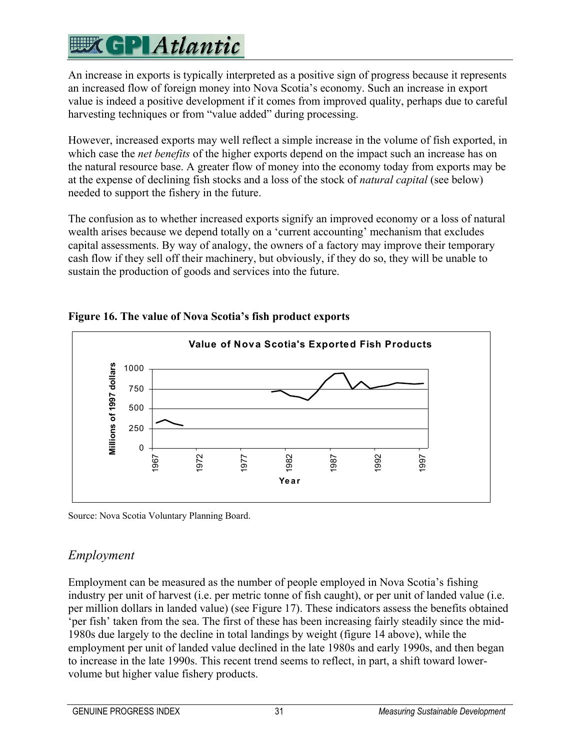An increase in exports is typically interpreted as a positive sign of progress because it represents an increased flow of foreign money into Nova Scotia's economy. Such an increase in export value is indeed a positive development if it comes from improved quality, perhaps due to careful harvesting techniques or from "value added" during processing.

However, increased exports may well reflect a simple increase in the volume of fish exported, in which case the *net benefits* of the higher exports depend on the impact such an increase has on the natural resource base. A greater flow of money into the economy today from exports may be at the expense of declining fish stocks and a loss of the stock of *natural capital* (see below) needed to support the fishery in the future.

The confusion as to whether increased exports signify an improved economy or a loss of natural wealth arises because we depend totally on a 'current accounting' mechanism that excludes capital assessments. By way of analogy, the owners of a factory may improve their temporary cash flow if they sell off their machinery, but obviously, if they do so, they will be unable to sustain the production of goods and services into the future.

**Figure 16. The value of Nova Scotia's fish product exports**

Source: Nova Scotia Voluntary Planning Board.

## *Employment*

Employment can be measured as the number of people employed in Nova Scotia's fishing industry per unit of harvest (i.e. per metric tonne of fish caught), or per unit of landed value (i.e. per million dollars in landed value) (see Figure 17). These indicators assess the benefits obtained 'per fish' taken from the sea. The first of these has been increasing fairly steadily since the mid-1980s due largely to the decline in total landings by weight (figure 14 above), while the employment per unit of landed value declined in the late 1980s and early 1990s, and then began to increase in the late 1990s. This recent trend seems to reflect, in part, a shift toward lower-volume but higher value fishery products.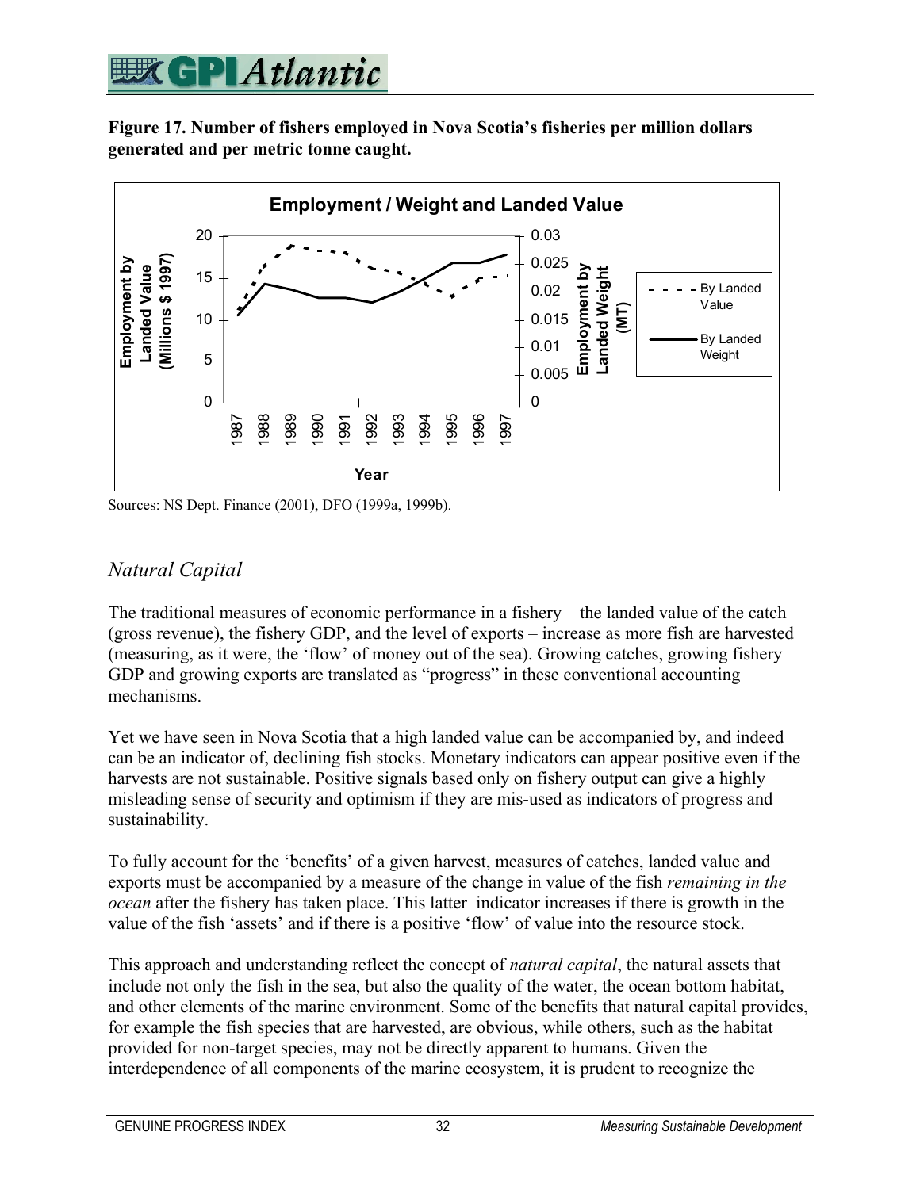**Figure 17. Number of fishers employed in Nova Scotia's fisheries per million dollars generated and per metric tonne caught.**

Sources: NS Dept. Finance (2001), DFO (1999a, 1999b).

## *Natural Capital*

The traditional measures of economic performance in a fishery – the landed value of the catch (gross revenue), the fishery GDP, and the level of exports – increase as more fish are harvested (measuring, as it were, the 'flow' of money out of the sea). Growing catches, growing fishery GDP and growing exports are translated as "progress" in these conventional accounting mechanisms.

Yet we have seen in Nova Scotia that a high landed value can be accompanied by, and indeed can be an indicator of, declining fish stocks. Monetary indicators can appear positive even if the harvests are not sustainable. Positive signals based only on fishery output can give a highly misleading sense of security and optimism if they are mis-used as indicators of progress and sustainability.

To fully account for the 'benefits' of a given harvest, measures of catches, landed value and exports must be accompanied by a measure of the change in value of the fish *remaining in the ocean* after the fishery has taken place. This latter indicator increases if there is growth in the value of the fish 'assets' and if there is a positive 'flow' of value into the resource stock.

This approach and understanding reflect the concept of *natural capital*, the natural assets that include not only the fish in the sea, but also the quality of the water, the ocean bottom habitat, and other elements of the marine environment. Some of the benefits that natural capital provides, for example the fish species that are harvested, are obvious, while others, such as the habitat provided for non-target species, may not be directly apparent to humans. Given the interdependence of all components of the marine ecosystem, it is prudent to recognize the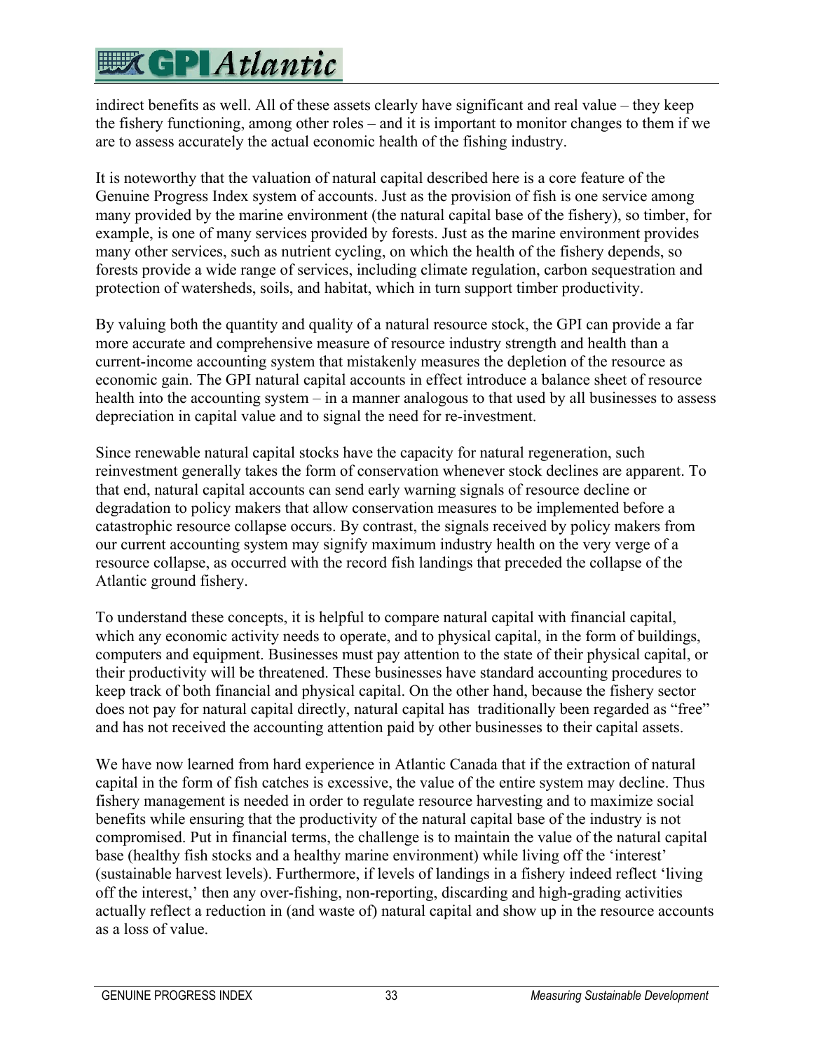indirect benefits as well. All of these assets clearly have significant and real value – they keep the fishery functioning, among other roles – and it is important to monitor changes to them if we are to assess accurately the actual economic health of the fishing industry.

It is noteworthy that the valuation of natural capital described here is a core feature of the Genuine Progress Index system of accounts. Just as the provision of fish is one service among many provided by the marine environment (the natural capital base of the fishery), so timber, for example, is one of many services provided by forests. Just as the marine environment provides many other services, such as nutrient cycling, on which the health of the fishery depends, so forests provide a wide range of services, including climate regulation, carbon sequestration and protection of watersheds, soils, and habitat, which in turn support timber productivity.

By valuing both the quantity and quality of a natural resource stock, the GPI can provide a far more accurate and comprehensive measure of resource industry strength and health than a current-income accounting system that mistakenly measures the depletion of the resource as economic gain. The GPI natural capital accounts in effect introduce a balance sheet of resource health into the accounting system – in a manner analogous to that used by all businesses to assess depreciation in capital value and to signal the need for re-investment.

Since renewable natural capital stocks have the capacity for natural regeneration, such reinvestment generally takes the form of conservation whenever stock declines are apparent. To that end, natural capital accounts can send early warning signals of resource decline or degradation to policy makers that allow conservation measures to be implemented before a catastrophic resource collapse occurs. By contrast, the signals received by policy makers from our current accounting system may signify maximum industry health on the very verge of a resource collapse, as occurred with the record fish landings that preceded the collapse of the Atlantic ground fishery.

To understand these concepts, it is helpful to compare natural capital with financial capital, which any economic activity needs to operate, and to physical capital, in the form of buildings, computers and equipment. Businesses must pay attention to the state of their physical capital, or their productivity will be threatened. These businesses have standard accounting procedures to keep track of both financial and physical capital. On the other hand, because the fishery sector does not pay for natural capital directly, natural capital has traditionally been regarded as "free" and has not received the accounting attention paid by other businesses to their capital assets.

We have now learned from hard experience in Atlantic Canada that if the extraction of natural capital in the form of fish catches is excessive, the value of the entire system may decline. Thus fishery management is needed in order to regulate resource harvesting and to maximize social benefits while ensuring that the productivity of the natural capital base of the industry is not compromised. Put in financial terms, the challenge is to maintain the value of the natural capital base (healthy fish stocks and a healthy marine environment) while living off the 'interest' (sustainable harvest levels). Furthermore, if levels of landings in a fishery indeed reflect 'living off the interest,' then any over-fishing, non-reporting, discarding and high-grading activities actually reflect a reduction in (and waste of) natural capital and show up in the resource accounts as a loss of value.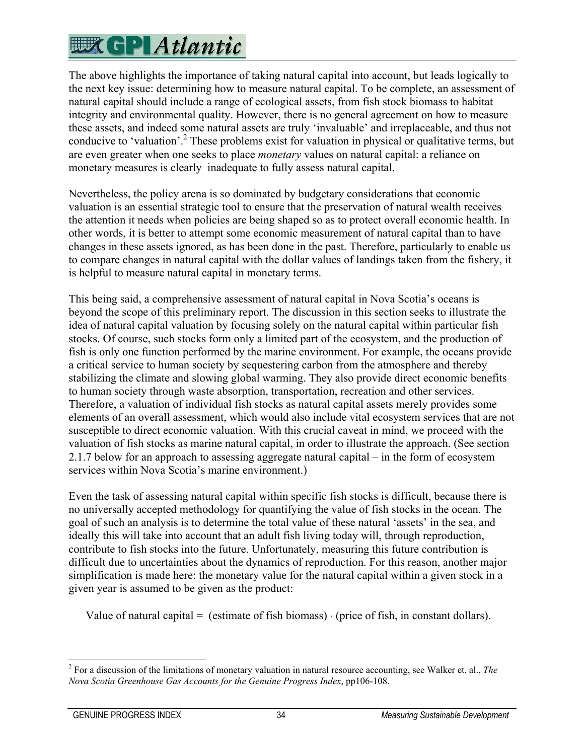The above highlights the importance of taking natural capital into account, but leads logically to the next key issue: determining how to measure natural capital. To be complete, an assessment of natural capital should include a range of ecological assets, from fish stock biomass to habitat integrity and environmental quality. However, there is no general agreement on how to measure these assets, and indeed some natural assets are truly 'invaluable' and irreplaceable, and thus not conducive to 'valuation'.[2] These problems exist for valuation in physical or qualitative terms, but are even greater when one seeks to place *monetary* values on natural capital: a reliance on monetary measures is clearly inadequate to fully assess natural capital.

Nevertheless, the policy arena is so dominated by budgetary considerations that economic valuation is an essential strategic tool to ensure that the preservation of natural wealth receives the attention it needs when policies are being shaped so as to protect overall economic health. In other words, it is better to attempt some economic measurement of natural capital than to have changes in these assets ignored, as has been done in the past. Therefore, particularly to enable us to compare changes in natural capital with the dollar values of landings taken from the fishery, it is helpful to measure natural capital in monetary terms.

This being said, a comprehensive assessment of natural capital in Nova Scotia's oceans is beyond the scope of this preliminary report. The discussion in this section seeks to illustrate the idea of natural capital valuation by focusing solely on the natural capital within particular fish stocks. Of course, such stocks form only a limited part of the ecosystem, and the production of fish is only one function performed by the marine environment. For example, the oceans provide a critical service to human society by sequestering carbon from the atmosphere and thereby stabilizing the climate and slowing global warming. They also provide direct economic benefits to human society through waste absorption, transportation, recreation and other services. Therefore, a valuation of individual fish stocks as natural capital assets merely provides some elements of an overall assessment, which would also include vital ecosystem services that are not susceptible to direct economic valuation. With this crucial caveat in mind, we proceed with the valuation of fish stocks as marine natural capital, in order to illustrate the approach. (See section 2.1.7 below for an approach to assessing aggregate natural capital – in the form of ecosystem services within Nova Scotia's marine environment.)

Even the task of assessing natural capital within specific fish stocks is difficult, because there is no universally accepted methodology for quantifying the value of fish stocks in the ocean. The goal of such an analysis is to determine the total value of these natural 'assets' in the sea, and ideally this will take into account that an adult fish living today will, through reproduction, contribute to fish stocks into the future. Unfortunately, measuring this future contribution is difficult due to uncertainties about the dynamics of reproduction. For this reason, another major simplification is made here: the monetary value for the natural capital within a given stock in a given year is assumed to be given as the product:

Value of natural capital = (estimate of fish biomass) · (price of fish, in constant dollars).

---

[2] For a discussion of the limitations of monetary valuation in natural resource accounting, see Walker et. al., *The Nova Scotia Greenhouse Gas Accounts for the Genuine Progress Index*, pp106-108.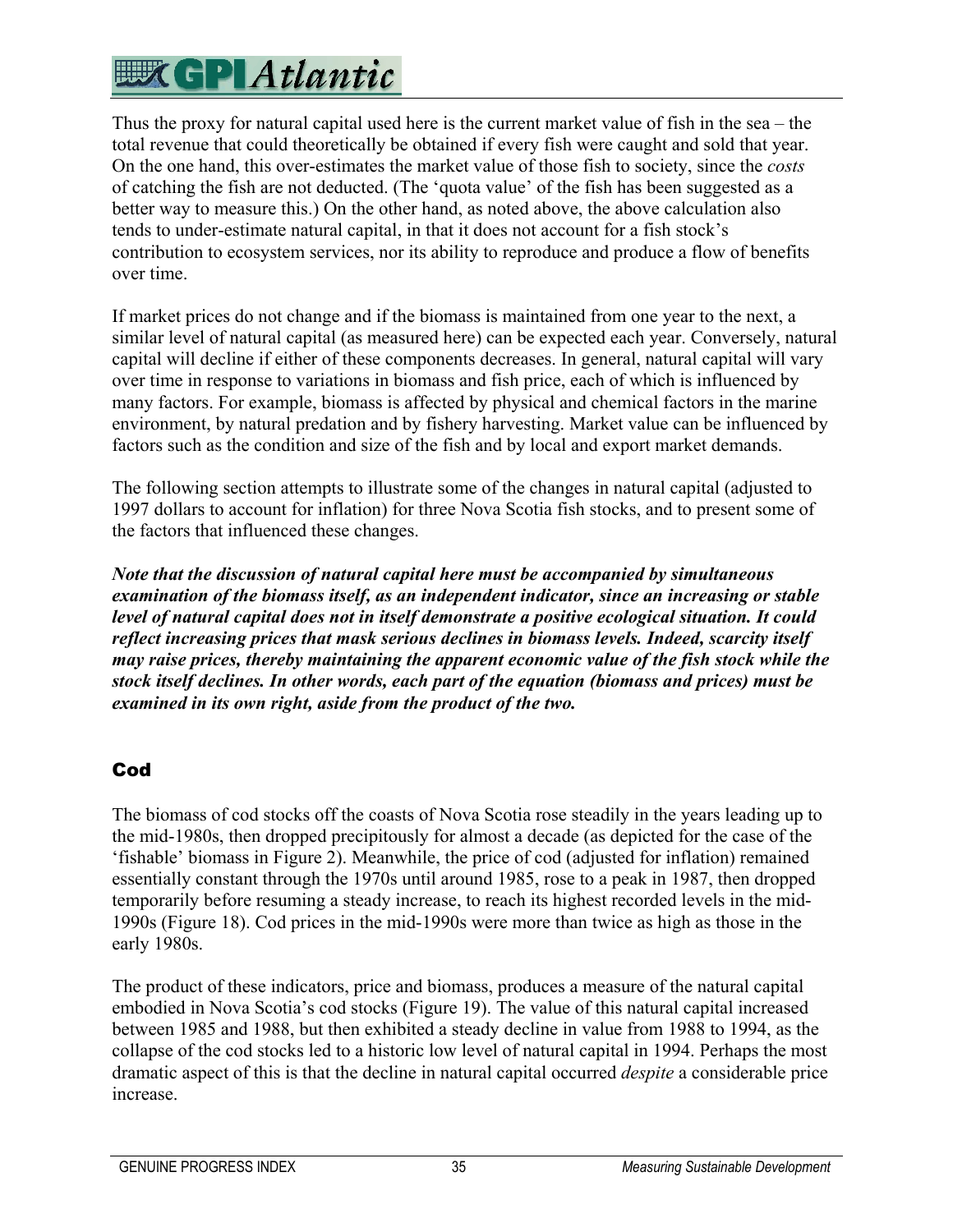Thus the proxy for natural capital used here is the current market value of fish in the sea – the total revenue that could theoretically be obtained if every fish were caught and sold that year. On the one hand, this over-estimates the market value of those fish to society, since the *costs* of catching the fish are not deducted. (The 'quota value' of the fish has been suggested as a better way to measure this.) On the other hand, as noted above, the above calculation also tends to under-estimate natural capital, in that it does not account for a fish stock's contribution to ecosystem services, nor its ability to reproduce and produce a flow of benefits over time.

If market prices do not change and if the biomass is maintained from one year to the next, a similar level of natural capital (as measured here) can be expected each year. Conversely, natural capital will decline if either of these components decreases. In general, natural capital will vary over time in response to variations in biomass and fish price, each of which is influenced by many factors. For example, biomass is affected by physical and chemical factors in the marine environment, by natural predation and by fishery harvesting. Market value can be influenced by factors such as the condition and size of the fish and by local and export market demands.

The following section attempts to illustrate some of the changes in natural capital (adjusted to 1997 dollars to account for inflation) for three Nova Scotia fish stocks, and to present some of the factors that influenced these changes.

***Note that the discussion of natural capital here must be accompanied by simultaneous examination of the biomass itself, as an independent indicator, since an increasing or stable level of natural capital does not in itself demonstrate a positive ecological situation. It could reflect increasing prices that mask serious declines in biomass levels. Indeed, scarcity itself may raise prices, thereby maintaining the apparent economic value of the fish stock while the stock itself declines. In other words, each part of the equation (biomass and prices) must be examined in its own right, aside from the product of the two.***

## Cod

The biomass of cod stocks off the coasts of Nova Scotia rose steadily in the years leading up to the mid-1980s, then dropped precipitously for almost a decade (as depicted for the case of the 'fishable' biomass in Figure 2). Meanwhile, the price of cod (adjusted for inflation) remained essentially constant through the 1970s until around 1985, rose to a peak in 1987, then dropped temporarily before resuming a steady increase, to reach its highest recorded levels in the mid-1990s (Figure 18). Cod prices in the mid-1990s were more than twice as high as those in the early 1980s.

The product of these indicators, price and biomass, produces a measure of the natural capital embodied in Nova Scotia's cod stocks (Figure 19). The value of this natural capital increased between 1985 and 1988, but then exhibited a steady decline in value from 1988 to 1994, as the collapse of the cod stocks led to a historic low level of natural capital in 1994. Perhaps the most dramatic aspect of this is that the decline in natural capital occurred *despite* a considerable price increase.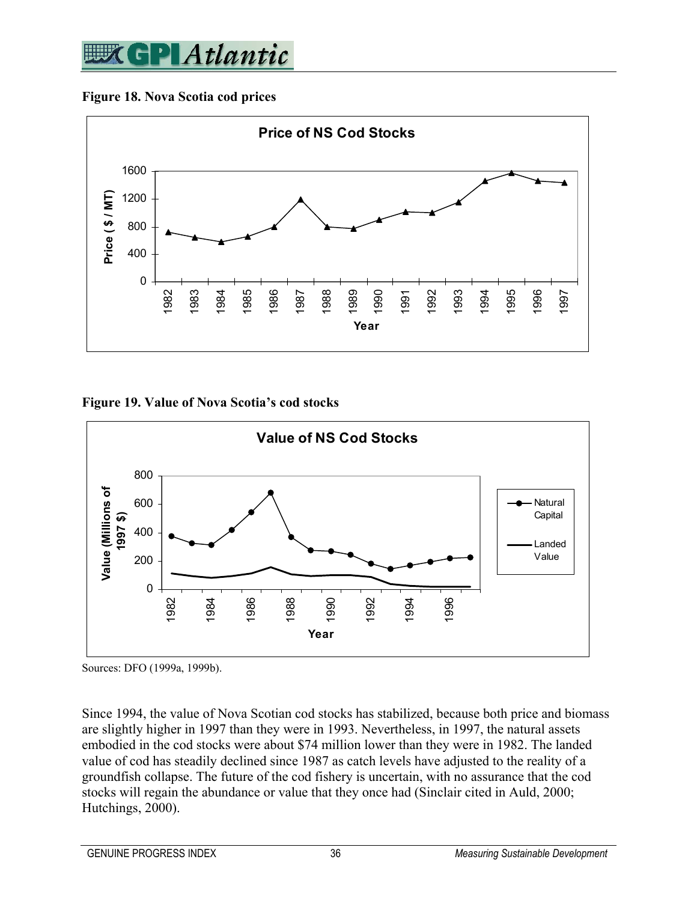**Figure 18. Nova Scotia cod prices**

**Figure 19. Value of Nova Scotia's cod stocks**

Sources: DFO (1999a, 1999b).

Since 1994, the value of Nova Scotian cod stocks has stabilized, because both price and biomass are slightly higher in 1997 than they were in 1993. Nevertheless, in 1997, the natural assets embodied in the cod stocks were about $74 million lower than they were in 1982. The landed value of cod has steadily declined since 1987 as catch levels have adjusted to the reality of a groundfish collapse. The future of the cod fishery is uncertain, with no assurance that the cod stocks will regain the abundance or value that they once had (Sinclair cited in Auld, 2000; Hutchings, 2000).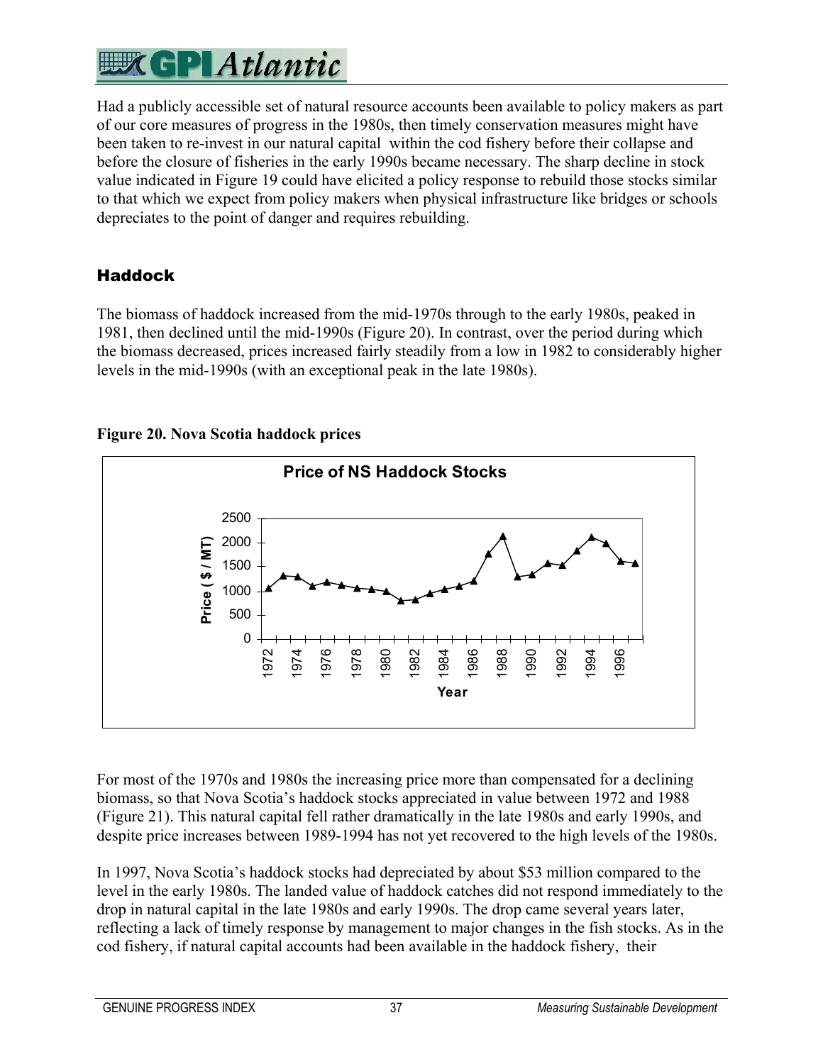Had a publicly accessible set of natural resource accounts been available to policy makers as part of our core measures of progress in the 1980s, then timely conservation measures might have been taken to re-invest in our natural capital within the cod fishery before their collapse and before the closure of fisheries in the early 1990s became necessary. The sharp decline in stock value indicated in Figure 19 could have elicited a policy response to rebuild those stocks similar to that which we expect from policy makers when physical infrastructure like bridges or schools depreciates to the point of danger and requires rebuilding.

## Haddock

The biomass of haddock increased from the mid-1970s through to the early 1980s, peaked in 1981, then declined until the mid-1990s (Figure 20). In contrast, over the period during which the biomass decreased, prices increased fairly steadily from a low in 1982 to considerably higher levels in the mid-1990s (with an exceptional peak in the late 1980s).

**Figure 20. Nova Scotia haddock prices**

For most of the 1970s and 1980s the increasing price more than compensated for a declining biomass, so that Nova Scotia's haddock stocks appreciated in value between 1972 and 1988 (Figure 21). This natural capital fell rather dramatically in the late 1980s and early 1990s, and despite price increases between 1989-1994 has not yet recovered to the high levels of the 1980s.

In 1997, Nova Scotia's haddock stocks had depreciated by about $53 million compared to the level in the early 1980s. The landed value of haddock catches did not respond immediately to the drop in natural capital in the late 1980s and early 1990s. The drop came several years later, reflecting a lack of timely response by management to major changes in the fish stocks. As in the cod fishery, if natural capital accounts had been available in the haddock fishery, their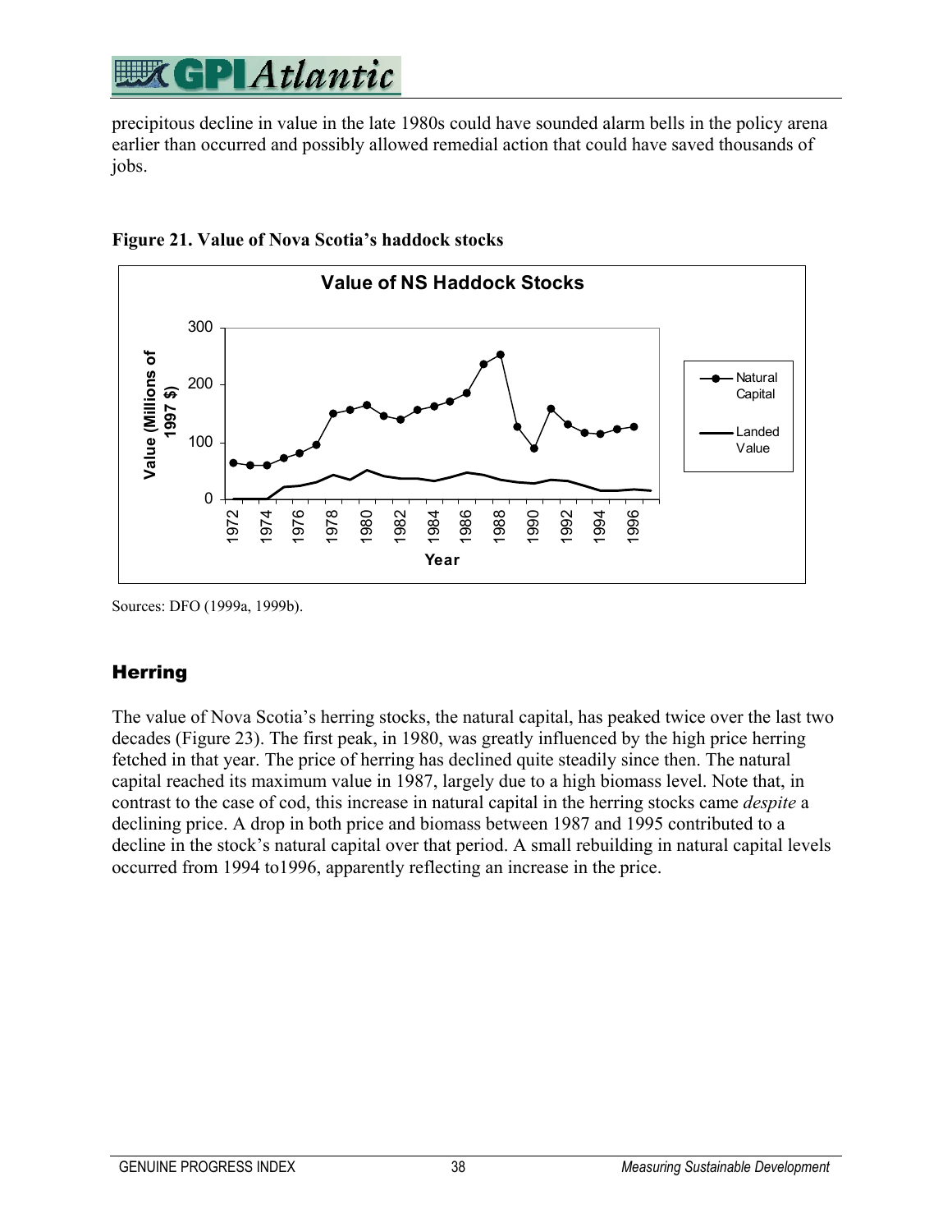precipitous decline in value in the late 1980s could have sounded alarm bells in the policy arena earlier than occurred and possibly allowed remedial action that could have saved thousands of jobs.

**Figure 21. Value of Nova Scotia's haddock stocks**

Sources: DFO (1999a, 1999b).

## Herring

The value of Nova Scotia's herring stocks, the natural capital, has peaked twice over the last two decades (Figure 23). The first peak, in 1980, was greatly influenced by the high price herring fetched in that year. The price of herring has declined quite steadily since then. The natural capital reached its maximum value in 1987, largely due to a high biomass level. Note that, in contrast to the case of cod, this increase in natural capital in the herring stocks came *despite* a declining price. A drop in both price and biomass between 1987 and 1995 contributed to a decline in the stock's natural capital over that period. A small rebuilding in natural capital levels occurred from 1994 to1996, apparently reflecting an increase in the price.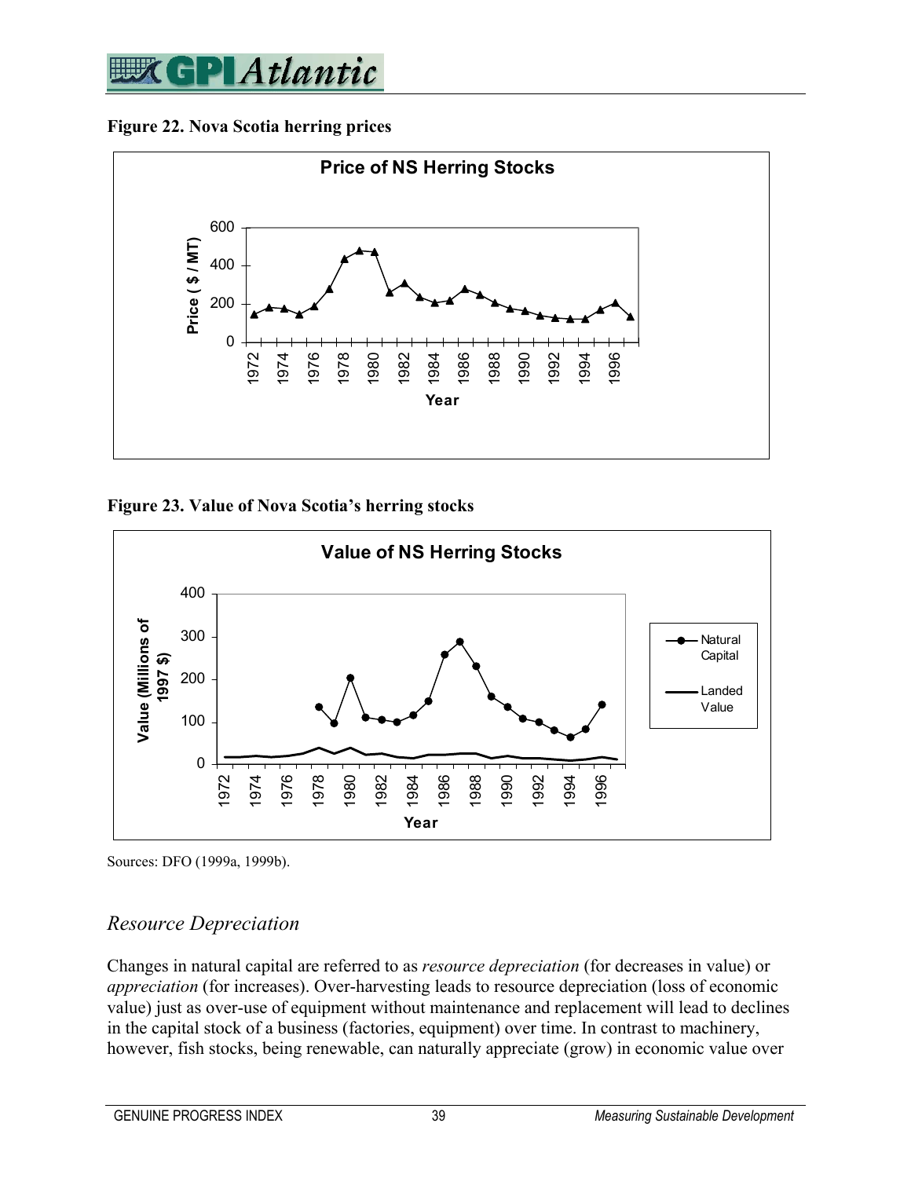**Figure 22. Nova Scotia herring prices**

**Figure 23. Value of Nova Scotia's herring stocks**

Sources: DFO (1999a, 1999b).

## *Resource Depreciation*

Changes in natural capital are referred to as *resource depreciation* (for decreases in value) or *appreciation* (for increases). Over-harvesting leads to resource depreciation (loss of economic value) just as over-use of equipment without maintenance and replacement will lead to declines in the capital stock of a business (factories, equipment) over time. In contrast to machinery, however, fish stocks, being renewable, can naturally appreciate (grow) in economic value over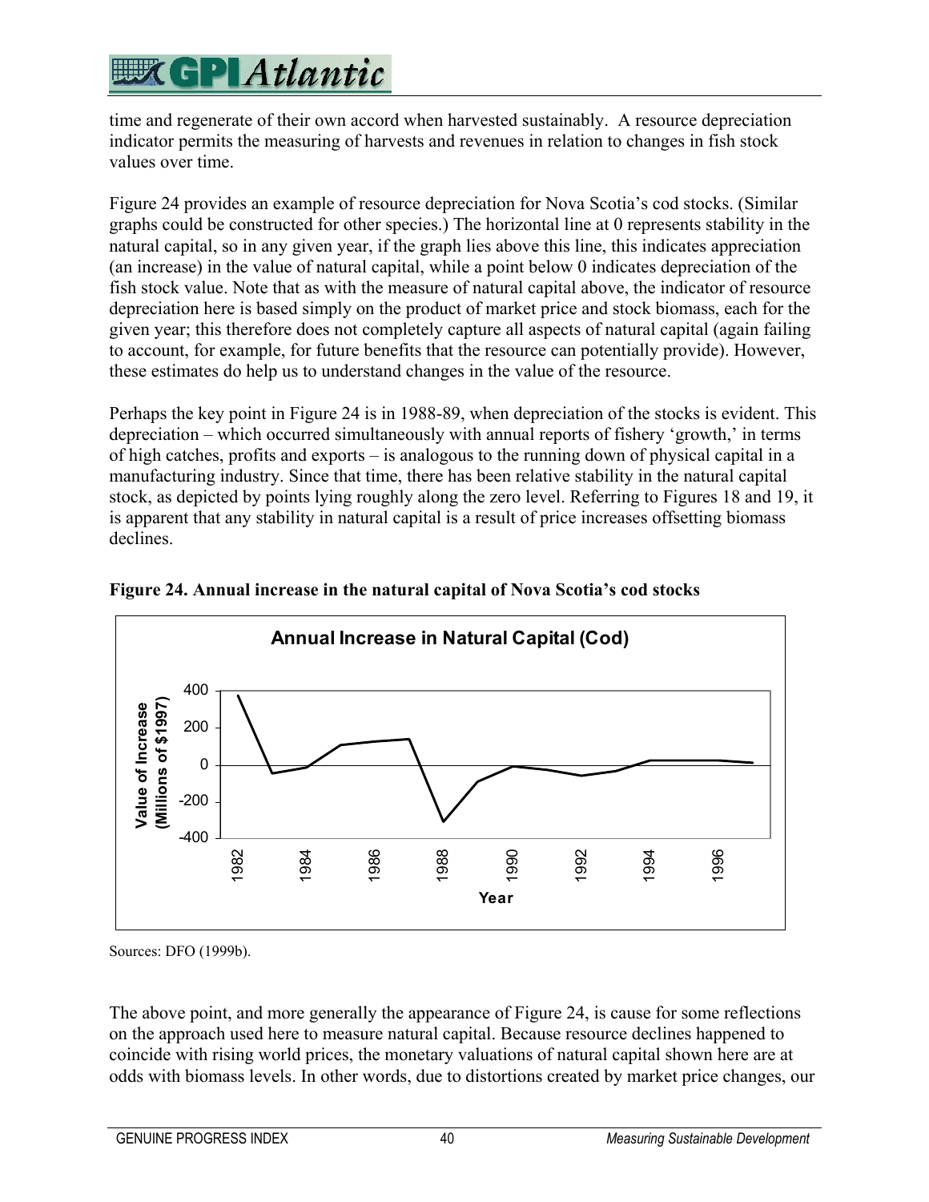time and regenerate of their own accord when harvested sustainably. A resource depreciation indicator permits the measuring of harvests and revenues in relation to changes in fish stock values over time.

Figure 24 provides an example of resource depreciation for Nova Scotia's cod stocks. (Similar graphs could be constructed for other species.) The horizontal line at 0 represents stability in the natural capital, so in any given year, if the graph lies above this line, this indicates appreciation (an increase) in the value of natural capital, while a point below 0 indicates depreciation of the fish stock value. Note that as with the measure of natural capital above, the indicator of resource depreciation here is based simply on the product of market price and stock biomass, each for the given year; this therefore does not completely capture all aspects of natural capital (again failing to account, for example, for future benefits that the resource can potentially provide). However, these estimates do help us to understand changes in the value of the resource.

Perhaps the key point in Figure 24 is in 1988-89, when depreciation of the stocks is evident. This depreciation – which occurred simultaneously with annual reports of fishery 'growth,' in terms of high catches, profits and exports – is analogous to the running down of physical capital in a manufacturing industry. Since that time, there has been relative stability in the natural capital stock, as depicted by points lying roughly along the zero level. Referring to Figures 18 and 19, it is apparent that any stability in natural capital is a result of price increases offsetting biomass declines.

**Figure 24. Annual increase in the natural capital of Nova Scotia's cod stocks**

Sources: DFO (1999b).

The above point, and more generally the appearance of Figure 24, is cause for some reflections on the approach used here to measure natural capital. Because resource declines happened to coincide with rising world prices, the monetary valuations of natural capital shown here are at odds with biomass levels. In other words, due to distortions created by market price changes, our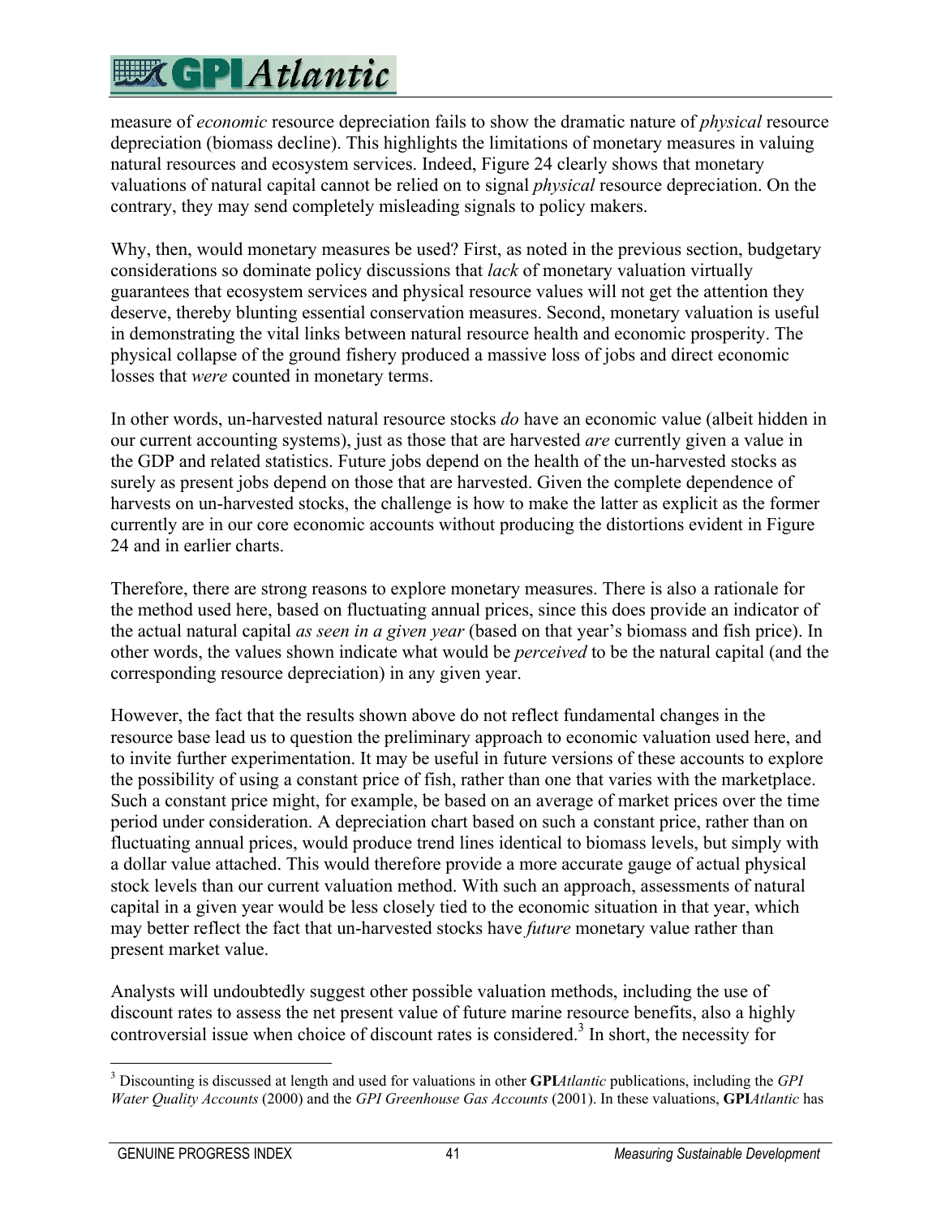measure of *economic* resource depreciation fails to show the dramatic nature of *physical* resource depreciation (biomass decline). This highlights the limitations of monetary measures in valuing natural resources and ecosystem services. Indeed, Figure 24 clearly shows that monetary valuations of natural capital cannot be relied on to signal *physical* resource depreciation. On the contrary, they may send completely misleading signals to policy makers.

Why, then, would monetary measures be used? First, as noted in the previous section, budgetary considerations so dominate policy discussions that *lack* of monetary valuation virtually guarantees that ecosystem services and physical resource values will not get the attention they deserve, thereby blunting essential conservation measures. Second, monetary valuation is useful in demonstrating the vital links between natural resource health and economic prosperity. The physical collapse of the ground fishery produced a massive loss of jobs and direct economic losses that *were* counted in monetary terms.

In other words, un-harvested natural resource stocks *do* have an economic value (albeit hidden in our current accounting systems), just as those that are harvested *are* currently given a value in the GDP and related statistics. Future jobs depend on the health of the un-harvested stocks as surely as present jobs depend on those that are harvested. Given the complete dependence of harvests on un-harvested stocks, the challenge is how to make the latter as explicit as the former currently are in our core economic accounts without producing the distortions evident in Figure 24 and in earlier charts.

Therefore, there are strong reasons to explore monetary measures. There is also a rationale for the method used here, based on fluctuating annual prices, since this does provide an indicator of the actual natural capital *as seen in a given year* (based on that year's biomass and fish price). In other words, the values shown indicate what would be *perceived* to be the natural capital (and the corresponding resource depreciation) in any given year.

However, the fact that the results shown above do not reflect fundamental changes in the resource base lead us to question the preliminary approach to economic valuation used here, and to invite further experimentation. It may be useful in future versions of these accounts to explore the possibility of using a constant price of fish, rather than one that varies with the marketplace. Such a constant price might, for example, be based on an average of market prices over the time period under consideration. A depreciation chart based on such a constant price, rather than on fluctuating annual prices, would produce trend lines identical to biomass levels, but simply with a dollar value attached. This would therefore provide a more accurate gauge of actual physical stock levels than our current valuation method. With such an approach, assessments of natural capital in a given year would be less closely tied to the economic situation in that year, which may better reflect the fact that un-harvested stocks have *future* monetary value rather than present market value.

Analysts will undoubtedly suggest other possible valuation methods, including the use of discount rates to assess the net present value of future marine resource benefits, also a highly controversial issue when choice of discount rates is considered.[3] In short, the necessity for

---

[3] Discounting is discussed at length and used for valuations in other **GPI***Atlantic* publications, including the *GPI Water Quality Accounts* (2000) and the *GPI Greenhouse Gas Accounts* (2001). In these valuations, **GPI***Atlantic* has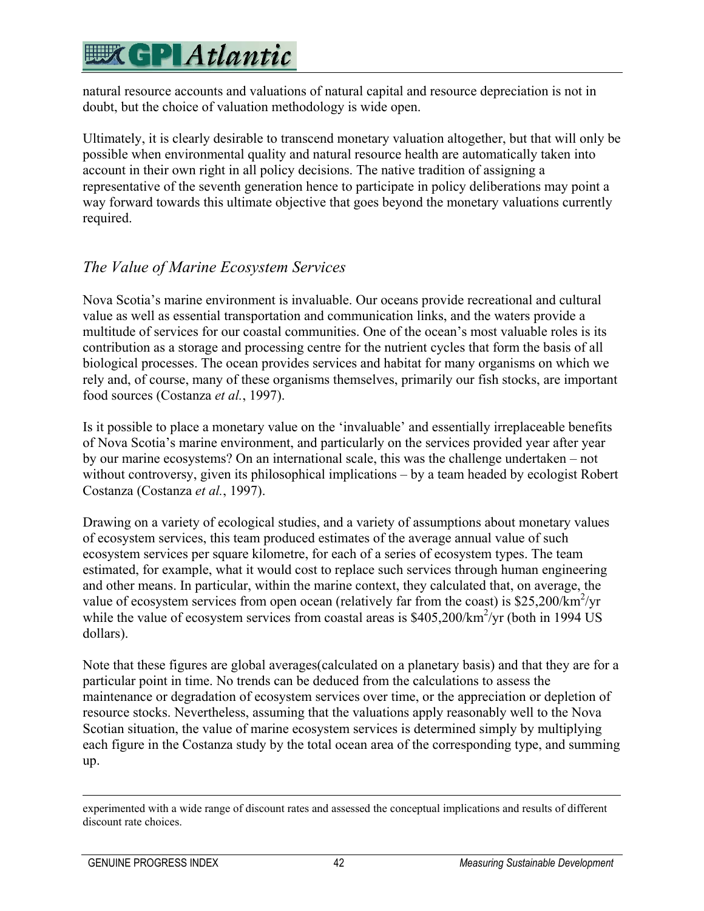natural resource accounts and valuations of natural capital and resource depreciation is not in doubt, but the choice of valuation methodology is wide open.

Ultimately, it is clearly desirable to transcend monetary valuation altogether, but that will only be possible when environmental quality and natural resource health are automatically taken into account in their own right in all policy decisions. The native tradition of assigning a representative of the seventh generation hence to participate in policy deliberations may point a way forward towards this ultimate objective that goes beyond the monetary valuations currently required.

## *The Value of Marine Ecosystem Services*

Nova Scotia's marine environment is invaluable. Our oceans provide recreational and cultural value as well as essential transportation and communication links, and the waters provide a multitude of services for our coastal communities. One of the ocean's most valuable roles is its contribution as a storage and processing centre for the nutrient cycles that form the basis of all biological processes. The ocean provides services and habitat for many organisms on which we rely and, of course, many of these organisms themselves, primarily our fish stocks, are important food sources (Costanza *et al.*, 1997).

Is it possible to place a monetary value on the 'invaluable' and essentially irreplaceable benefits of Nova Scotia's marine environment, and particularly on the services provided year after year by our marine ecosystems? On an international scale, this was the challenge undertaken – not without controversy, given its philosophical implications – by a team headed by ecologist Robert Costanza (Costanza *et al.*, 1997).

Drawing on a variety of ecological studies, and a variety of assumptions about monetary values of ecosystem services, this team produced estimates of the average annual value of such ecosystem services per square kilometre, for each of a series of ecosystem types. The team estimated, for example, what it would cost to replace such services through human engineering and other means. In particular, within the marine context, they calculated that, on average, the value of ecosystem services from open ocean (relatively far from the coast) is $25,200/km$^2$/yr while the value of ecosystem services from coastal areas is $405,200/km$^2$/yr (both in 1994 US dollars).

Note that these figures are global averages(calculated on a planetary basis) and that they are for a particular point in time. No trends can be deduced from the calculations to assess the maintenance or degradation of ecosystem services over time, or the appreciation or depletion of resource stocks. Nevertheless, assuming that the valuations apply reasonably well to the Nova Scotian situation, the value of marine ecosystem services is determined simply by multiplying each figure in the Costanza study by the total ocean area of the corresponding type, and summing up.

---

experimented with a wide range of discount rates and assessed the conceptual implications and results of different discount rate choices.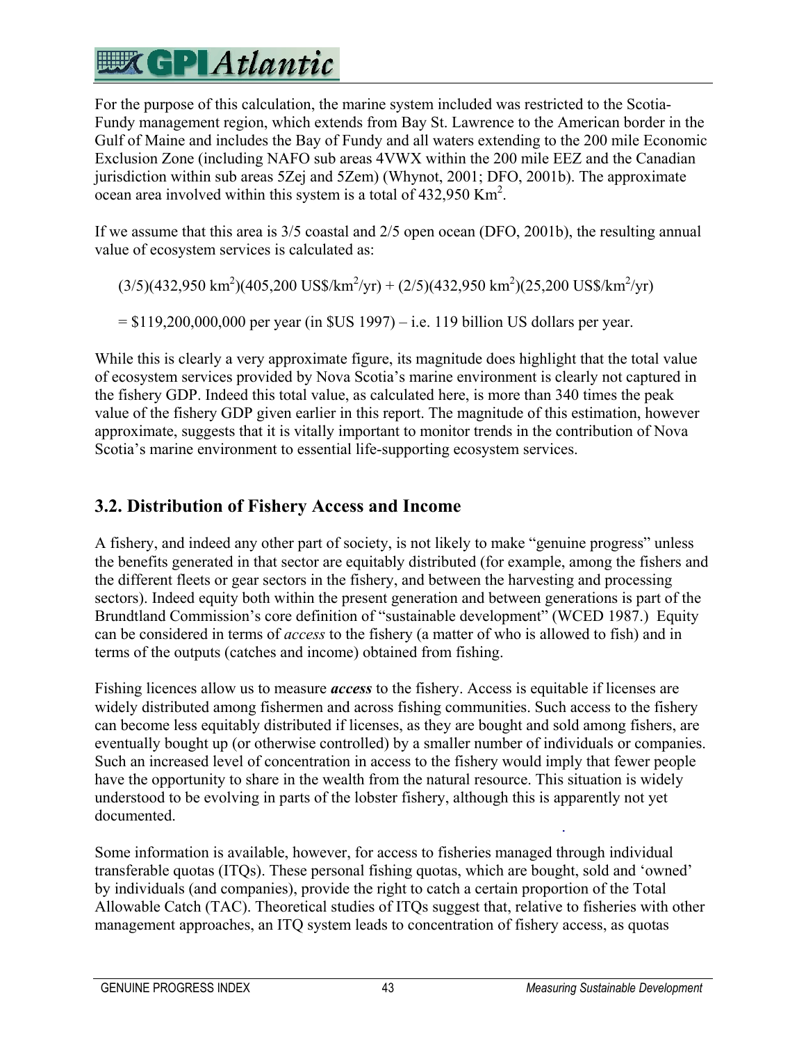For the purpose of this calculation, the marine system included was restricted to the Scotia-Fundy management region, which extends from Bay St. Lawrence to the American border in the Gulf of Maine and includes the Bay of Fundy and all waters extending to the 200 mile Economic Exclusion Zone (including NAFO sub areas 4VWX within the 200 mile EEZ and the Canadian jurisdiction within sub areas 5Zej and 5Zem) (Whynot, 2001; DFO, 2001b). The approximate ocean area involved within this system is a total of 432,950 $Km^2$.

If we assume that this area is 3/5 coastal and 2/5 open ocean (DFO, 2001b), the resulting annual value of ecosystem services is calculated as:

$$(3/5)(432{,}950 \text{ km}^2)(405{,}200 \text{ US\$/km}^2\text{/yr}) + (2/5)(432{,}950 \text{ km}^2)(25{,}200 \text{ US\$/km}^2\text{/yr})$$

= \$119,200,000,000 per year (in \$US 1997) – i.e. 119 billion US dollars per year.

While this is clearly a very approximate figure, its magnitude does highlight that the total value of ecosystem services provided by Nova Scotia's marine environment is clearly not captured in the fishery GDP. Indeed this total value, as calculated here, is more than 340 times the peak value of the fishery GDP given earlier in this report. The magnitude of this estimation, however approximate, suggests that it is vitally important to monitor trends in the contribution of Nova Scotia's marine environment to essential life-supporting ecosystem services.

## 3.2. Distribution of Fishery Access and Income

A fishery, and indeed any other part of society, is not likely to make "genuine progress" unless the benefits generated in that sector are equitably distributed (for example, among the fishers and the different fleets or gear sectors in the fishery, and between the harvesting and processing sectors). Indeed equity both within the present generation and between generations is part of the Brundtland Commission's core definition of "sustainable development" (WCED 1987.) Equity can be considered in terms of *access* to the fishery (a matter of who is allowed to fish) and in terms of the outputs (catches and income) obtained from fishing.

Fishing licences allow us to measure ***access*** to the fishery. Access is equitable if licenses are widely distributed among fishermen and across fishing communities. Such access to the fishery can become less equitably distributed if licenses, as they are bought and sold among fishers, are eventually bought up (or otherwise controlled) by a smaller number of individuals or companies. Such an increased level of concentration in access to the fishery would imply that fewer people have the opportunity to share in the wealth from the natural resource. This situation is widely understood to be evolving in parts of the lobster fishery, although this is apparently not yet documented.

Some information is available, however, for access to fisheries managed through individual transferable quotas (ITQs). These personal fishing quotas, which are bought, sold and 'owned' by individuals (and companies), provide the right to catch a certain proportion of the Total Allowable Catch (TAC). Theoretical studies of ITQs suggest that, relative to fisheries with other management approaches, an ITQ system leads to concentration of fishery access, as quotas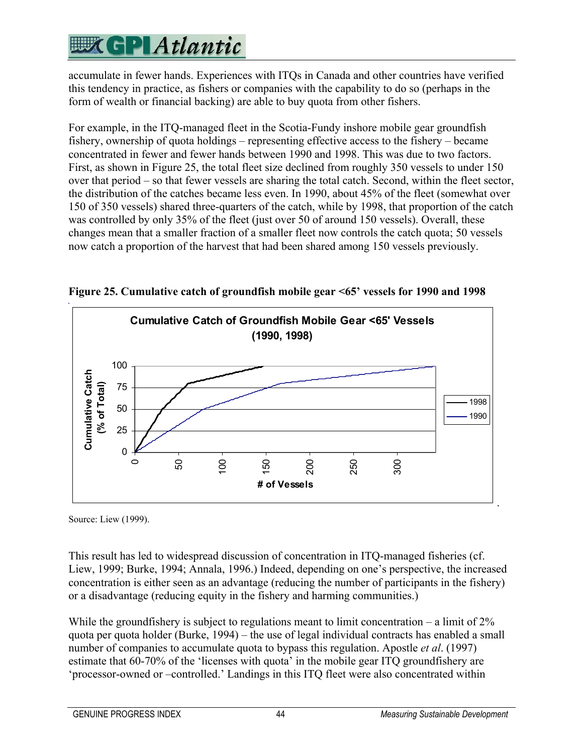accumulate in fewer hands. Experiences with ITQs in Canada and other countries have verified this tendency in practice, as fishers or companies with the capability to do so (perhaps in the form of wealth or financial backing) are able to buy quota from other fishers.

For example, in the ITQ-managed fleet in the Scotia-Fundy inshore mobile gear groundfish fishery, ownership of quota holdings – representing effective access to the fishery – became concentrated in fewer and fewer hands between 1990 and 1998. This was due to two factors. First, as shown in Figure 25, the total fleet size declined from roughly 350 vessels to under 150 over that period – so that fewer vessels are sharing the total catch. Second, within the fleet sector, the distribution of the catches became less even. In 1990, about 45% of the fleet (somewhat over 150 of 350 vessels) shared three-quarters of the catch, while by 1998, that proportion of the catch was controlled by only 35% of the fleet (just over 50 of around 150 vessels). Overall, these changes mean that a smaller fraction of a smaller fleet now controls the catch quota; 50 vessels now catch a proportion of the harvest that had been shared among 150 vessels previously.

**Figure 25. Cumulative catch of groundfish mobile gear <65' vessels for 1990 and 1998**

Source: Liew (1999).

This result has led to widespread discussion of concentration in ITQ-managed fisheries (cf. Liew, 1999; Burke, 1994; Annala, 1996.) Indeed, depending on one's perspective, the increased concentration is either seen as an advantage (reducing the number of participants in the fishery) or a disadvantage (reducing equity in the fishery and harming communities.)

While the groundfishery is subject to regulations meant to limit concentration – a limit of 2% quota per quota holder (Burke, 1994) – the use of legal individual contracts has enabled a small number of companies to accumulate quota to bypass this regulation. Apostle *et al*. (1997) estimate that 60-70% of the 'licenses with quota' in the mobile gear ITQ groundfishery are 'processor-owned or –controlled.' Landings in this ITQ fleet were also concentrated within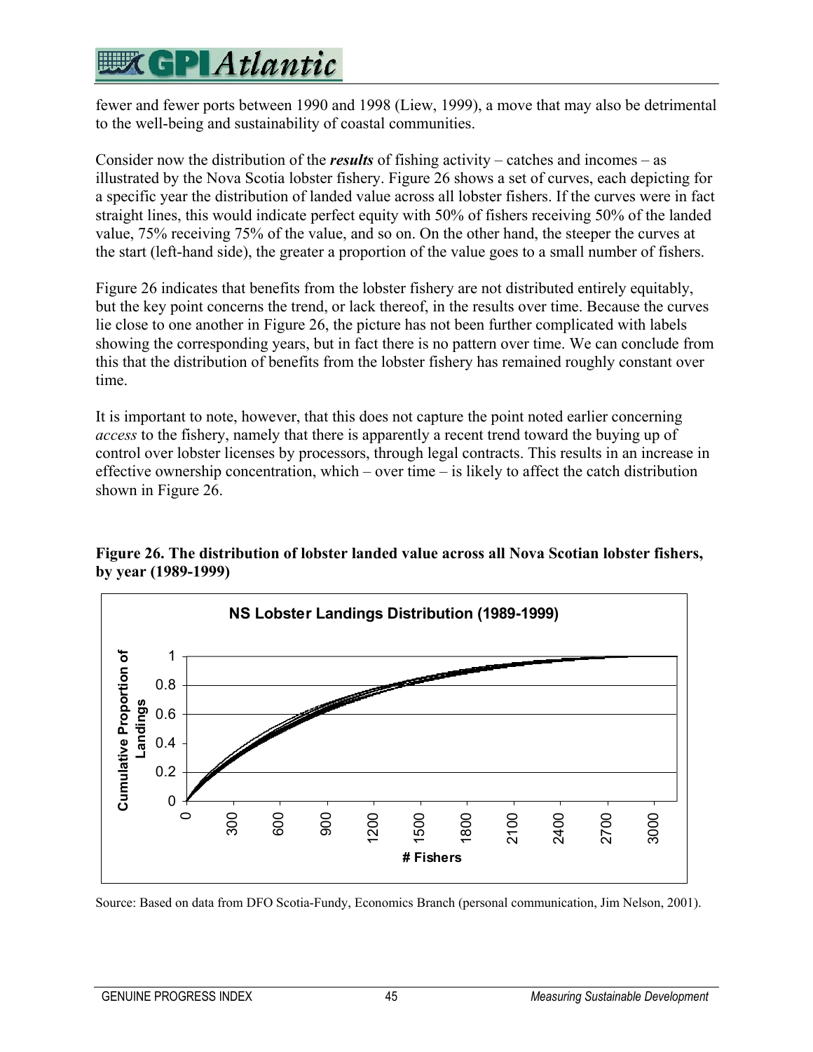fewer and fewer ports between 1990 and 1998 (Liew, 1999), a move that may also be detrimental to the well-being and sustainability of coastal communities.

Consider now the distribution of the ***results*** of fishing activity – catches and incomes – as illustrated by the Nova Scotia lobster fishery. Figure 26 shows a set of curves, each depicting for a specific year the distribution of landed value across all lobster fishers. If the curves were in fact straight lines, this would indicate perfect equity with 50% of fishers receiving 50% of the landed value, 75% receiving 75% of the value, and so on. On the other hand, the steeper the curves at the start (left-hand side), the greater a proportion of the value goes to a small number of fishers.

Figure 26 indicates that benefits from the lobster fishery are not distributed entirely equitably, but the key point concerns the trend, or lack thereof, in the results over time. Because the curves lie close to one another in Figure 26, the picture has not been further complicated with labels showing the corresponding years, but in fact there is no pattern over time. We can conclude from this that the distribution of benefits from the lobster fishery has remained roughly constant over time.

It is important to note, however, that this does not capture the point noted earlier concerning *access* to the fishery, namely that there is apparently a recent trend toward the buying up of control over lobster licenses by processors, through legal contracts. This results in an increase in effective ownership concentration, which – over time – is likely to affect the catch distribution shown in Figure 26.

**Figure 26. The distribution of lobster landed value across all Nova Scotian lobster fishers, by year (1989-1999)**

Source: Based on data from DFO Scotia-Fundy, Economics Branch (personal communication, Jim Nelson, 2001).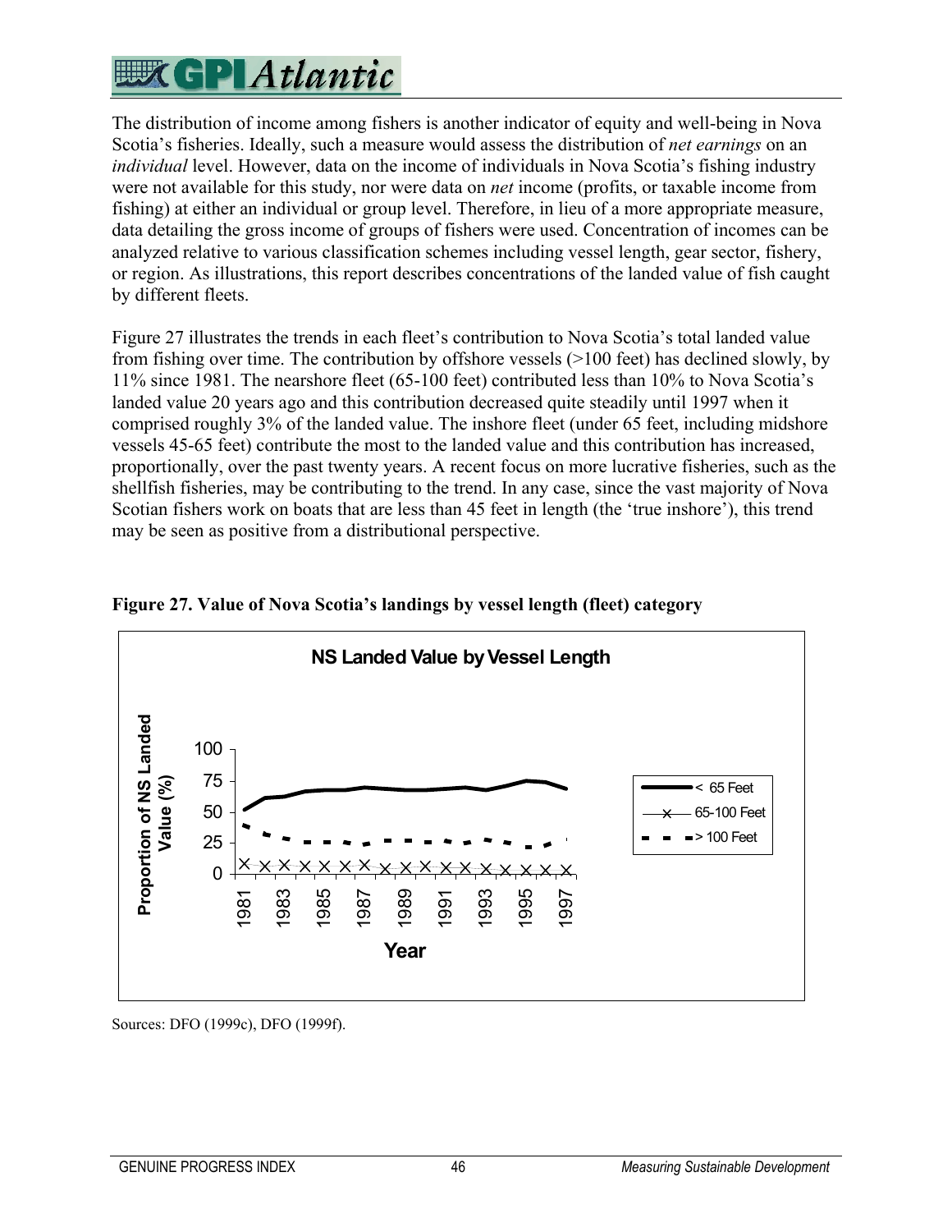The distribution of income among fishers is another indicator of equity and well-being in Nova Scotia's fisheries. Ideally, such a measure would assess the distribution of *net earnings* on an *individual* level. However, data on the income of individuals in Nova Scotia's fishing industry were not available for this study, nor were data on *net* income (profits, or taxable income from fishing) at either an individual or group level. Therefore, in lieu of a more appropriate measure, data detailing the gross income of groups of fishers were used. Concentration of incomes can be analyzed relative to various classification schemes including vessel length, gear sector, fishery, or region. As illustrations, this report describes concentrations of the landed value of fish caught by different fleets.

Figure 27 illustrates the trends in each fleet's contribution to Nova Scotia's total landed value from fishing over time. The contribution by offshore vessels (>100 feet) has declined slowly, by 11% since 1981. The nearshore fleet (65-100 feet) contributed less than 10% to Nova Scotia's landed value 20 years ago and this contribution decreased quite steadily until 1997 when it comprised roughly 3% of the landed value. The inshore fleet (under 65 feet, including midshore vessels 45-65 feet) contribute the most to the landed value and this contribution has increased, proportionally, over the past twenty years. A recent focus on more lucrative fisheries, such as the shellfish fisheries, may be contributing to the trend. In any case, since the vast majority of Nova Scotian fishers work on boats that are less than 45 feet in length (the 'true inshore'), this trend may be seen as positive from a distributional perspective.

**Figure 27. Value of Nova Scotia's landings by vessel length (fleet) category**

Sources: DFO (1999c), DFO (1999f).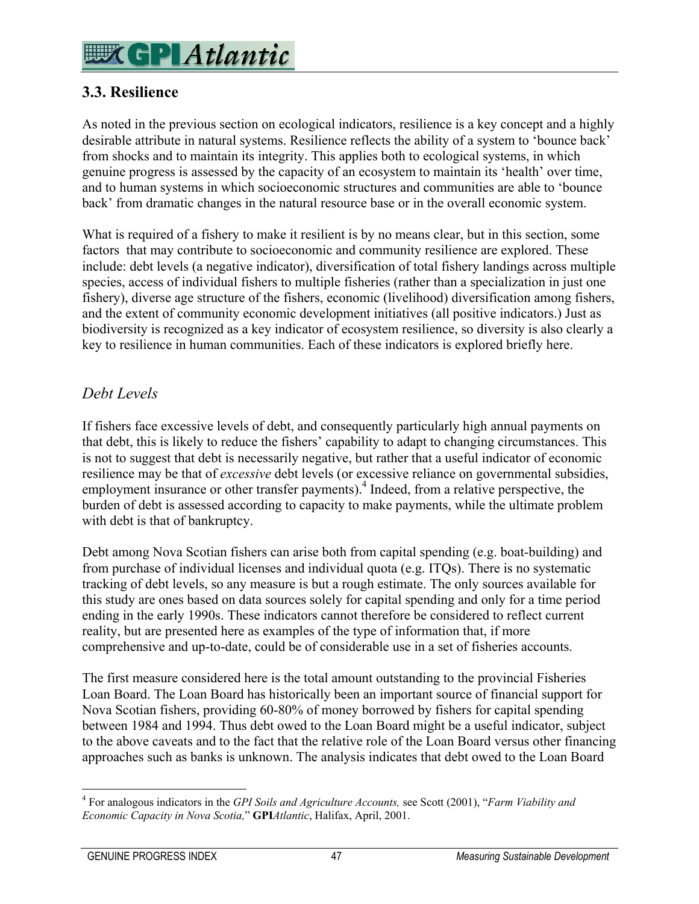## 3.3. Resilience

As noted in the previous section on ecological indicators, resilience is a key concept and a highly desirable attribute in natural systems. Resilience reflects the ability of a system to 'bounce back' from shocks and to maintain its integrity. This applies both to ecological systems, in which genuine progress is assessed by the capacity of an ecosystem to maintain its 'health' over time, and to human systems in which socioeconomic structures and communities are able to 'bounce back' from dramatic changes in the natural resource base or in the overall economic system.

What is required of a fishery to make it resilient is by no means clear, but in this section, some factors that may contribute to socioeconomic and community resilience are explored. These include: debt levels (a negative indicator), diversification of total fishery landings across multiple species, access of individual fishers to multiple fisheries (rather than a specialization in just one fishery), diverse age structure of the fishers, economic (livelihood) diversification among fishers, and the extent of community economic development initiatives (all positive indicators.) Just as biodiversity is recognized as a key indicator of ecosystem resilience, so diversity is also clearly a key to resilience in human communities. Each of these indicators is explored briefly here.

### *Debt Levels*

If fishers face excessive levels of debt, and consequently particularly high annual payments on that debt, this is likely to reduce the fishers' capability to adapt to changing circumstances. This is not to suggest that debt is necessarily negative, but rather that a useful indicator of economic resilience may be that of *excessive* debt levels (or excessive reliance on governmental subsidies, employment insurance or other transfer payments).[4] Indeed, from a relative perspective, the burden of debt is assessed according to capacity to make payments, while the ultimate problem with debt is that of bankruptcy.

Debt among Nova Scotian fishers can arise both from capital spending (e.g. boat-building) and from purchase of individual licenses and individual quota (e.g. ITQs). There is no systematic tracking of debt levels, so any measure is but a rough estimate. The only sources available for this study are ones based on data sources solely for capital spending and only for a time period ending in the early 1990s. These indicators cannot therefore be considered to reflect current reality, but are presented here as examples of the type of information that, if more comprehensive and up-to-date, could be of considerable use in a set of fisheries accounts.

The first measure considered here is the total amount outstanding to the provincial Fisheries Loan Board. The Loan Board has historically been an important source of financial support for Nova Scotian fishers, providing 60-80% of money borrowed by fishers for capital spending between 1984 and 1994. Thus debt owed to the Loan Board might be a useful indicator, subject to the above caveats and to the fact that the relative role of the Loan Board versus other financing approaches such as banks is unknown. The analysis indicates that debt owed to the Loan Board

---

[4] For analogous indicators in the *GPI Soils and Agriculture Accounts,* see Scott (2001), "*Farm Viability and Economic Capacity in Nova Scotia,*" **GPI***Atlantic*, Halifax, April, 2001.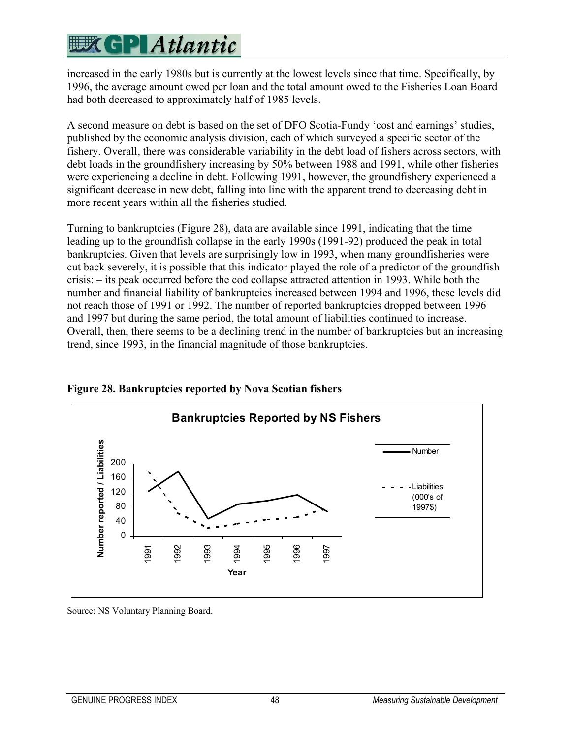increased in the early 1980s but is currently at the lowest levels since that time. Specifically, by 1996, the average amount owed per loan and the total amount owed to the Fisheries Loan Board had both decreased to approximately half of 1985 levels.

A second measure on debt is based on the set of DFO Scotia-Fundy 'cost and earnings' studies, published by the economic analysis division, each of which surveyed a specific sector of the fishery. Overall, there was considerable variability in the debt load of fishers across sectors, with debt loads in the groundfishery increasing by 50% between 1988 and 1991, while other fisheries were experiencing a decline in debt. Following 1991, however, the groundfishery experienced a significant decrease in new debt, falling into line with the apparent trend to decreasing debt in more recent years within all the fisheries studied.

Turning to bankruptcies (Figure 28), data are available since 1991, indicating that the time leading up to the groundfish collapse in the early 1990s (1991-92) produced the peak in total bankruptcies. Given that levels are surprisingly low in 1993, when many groundfisheries were cut back severely, it is possible that this indicator played the role of a predictor of the groundfish crisis: – its peak occurred before the cod collapse attracted attention in 1993. While both the number and financial liability of bankruptcies increased between 1994 and 1996, these levels did not reach those of 1991 or 1992. The number of reported bankruptcies dropped between 1996 and 1997 but during the same period, the total amount of liabilities continued to increase. Overall, then, there seems to be a declining trend in the number of bankruptcies but an increasing trend, since 1993, in the financial magnitude of those bankruptcies.

**Figure 28. Bankruptcies reported by Nova Scotian fishers**

Source: NS Voluntary Planning Board.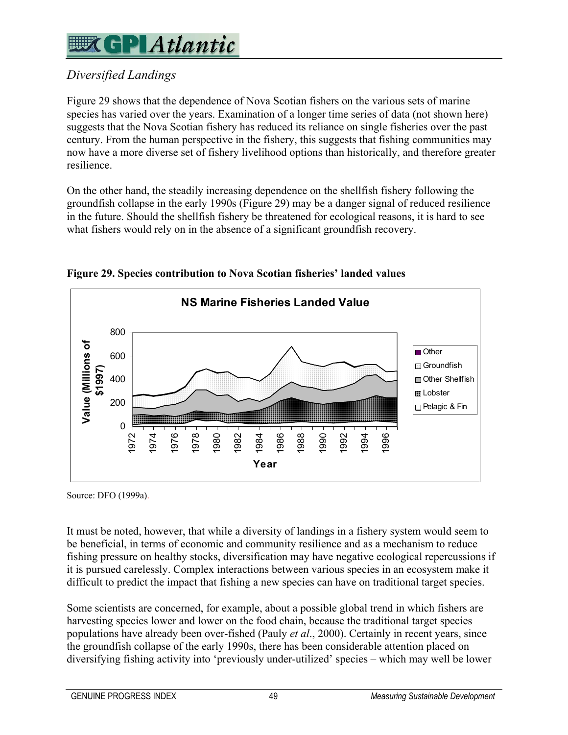## *Diversified Landings*

Figure 29 shows that the dependence of Nova Scotian fishers on the various sets of marine species has varied over the years. Examination of a longer time series of data (not shown here) suggests that the Nova Scotian fishery has reduced its reliance on single fisheries over the past century. From the human perspective in the fishery, this suggests that fishing communities may now have a more diverse set of fishery livelihood options than historically, and therefore greater resilience.

On the other hand, the steadily increasing dependence on the shellfish fishery following the groundfish collapse in the early 1990s (Figure 29) may be a danger signal of reduced resilience in the future. Should the shellfish fishery be threatened for ecological reasons, it is hard to see what fishers would rely on in the absence of a significant groundfish recovery.

**Figure 29. Species contribution to Nova Scotian fisheries' landed values**

Source: DFO (1999a).

It must be noted, however, that while a diversity of landings in a fishery system would seem to be beneficial, in terms of economic and community resilience and as a mechanism to reduce fishing pressure on healthy stocks, diversification may have negative ecological repercussions if it is pursued carelessly. Complex interactions between various species in an ecosystem make it difficult to predict the impact that fishing a new species can have on traditional target species.

Some scientists are concerned, for example, about a possible global trend in which fishers are harvesting species lower and lower on the food chain, because the traditional target species populations have already been over-fished (Pauly *et al*., 2000). Certainly in recent years, since the groundfish collapse of the early 1990s, there has been considerable attention placed on diversifying fishing activity into 'previously under-utilized' species – which may well be lower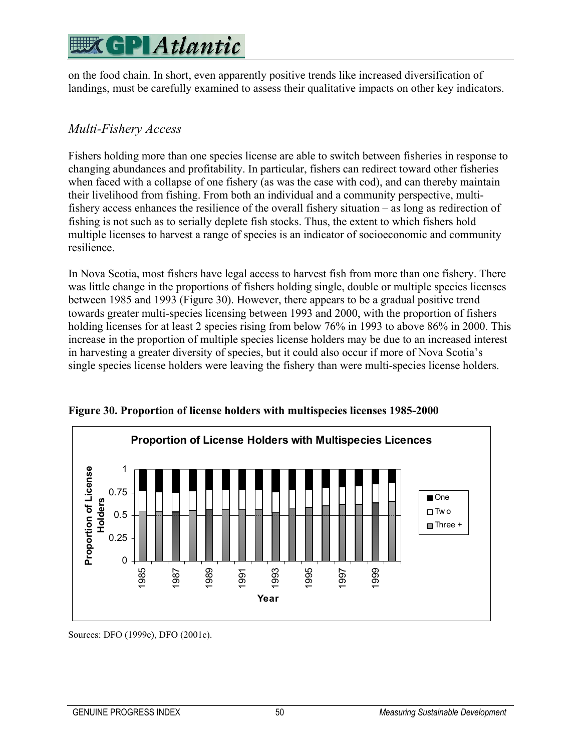on the food chain. In short, even apparently positive trends like increased diversification of landings, must be carefully examined to assess their qualitative impacts on other key indicators.

### *Multi-Fishery Access*

Fishers holding more than one species license are able to switch between fisheries in response to changing abundances and profitability. In particular, fishers can redirect toward other fisheries when faced with a collapse of one fishery (as was the case with cod), and can thereby maintain their livelihood from fishing. From both an individual and a community perspective, multi-fishery access enhances the resilience of the overall fishery situation – as long as redirection of fishing is not such as to serially deplete fish stocks. Thus, the extent to which fishers hold multiple licenses to harvest a range of species is an indicator of socioeconomic and community resilience.

In Nova Scotia, most fishers have legal access to harvest fish from more than one fishery. There was little change in the proportions of fishers holding single, double or multiple species licenses between 1985 and 1993 (Figure 30). However, there appears to be a gradual positive trend towards greater multi-species licensing between 1993 and 2000, with the proportion of fishers holding licenses for at least 2 species rising from below 76% in 1993 to above 86% in 2000. This increase in the proportion of multiple species license holders may be due to an increased interest in harvesting a greater diversity of species, but it could also occur if more of Nova Scotia's single species license holders were leaving the fishery than were multi-species license holders.

**Figure 30. Proportion of license holders with multispecies licenses 1985-2000**

Sources: DFO (1999e), DFO (2001c).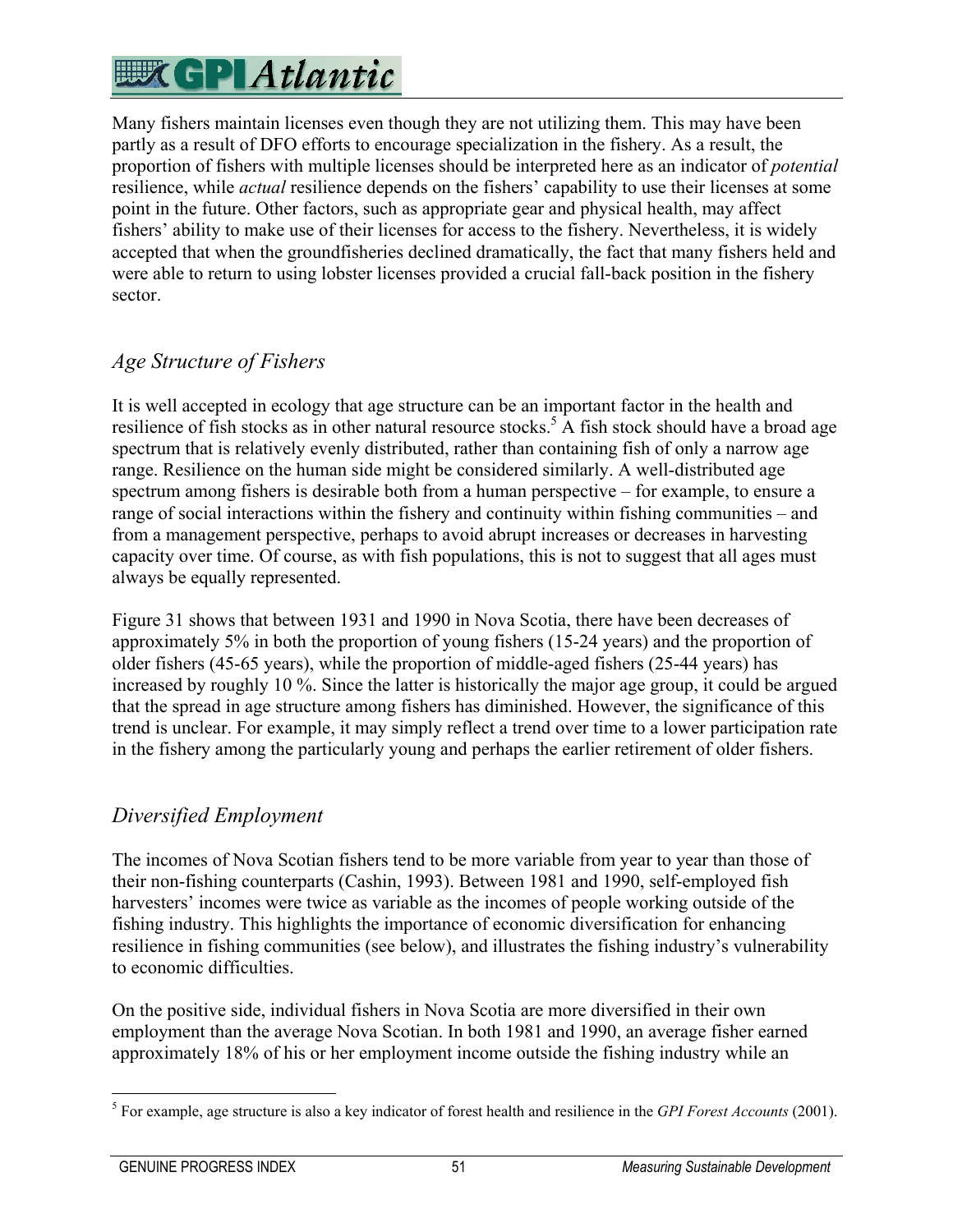Many fishers maintain licenses even though they are not utilizing them. This may have been partly as a result of DFO efforts to encourage specialization in the fishery. As a result, the proportion of fishers with multiple licenses should be interpreted here as an indicator of *potential* resilience, while *actual* resilience depends on the fishers' capability to use their licenses at some point in the future. Other factors, such as appropriate gear and physical health, may affect fishers' ability to make use of their licenses for access to the fishery. Nevertheless, it is widely accepted that when the groundfisheries declined dramatically, the fact that many fishers held and were able to return to using lobster licenses provided a crucial fall-back position in the fishery sector.

## *Age Structure of Fishers*

It is well accepted in ecology that age structure can be an important factor in the health and resilience of fish stocks as in other natural resource stocks.[5] A fish stock should have a broad age spectrum that is relatively evenly distributed, rather than containing fish of only a narrow age range. Resilience on the human side might be considered similarly. A well-distributed age spectrum among fishers is desirable both from a human perspective – for example, to ensure a range of social interactions within the fishery and continuity within fishing communities – and from a management perspective, perhaps to avoid abrupt increases or decreases in harvesting capacity over time. Of course, as with fish populations, this is not to suggest that all ages must always be equally represented.

Figure 31 shows that between 1931 and 1990 in Nova Scotia, there have been decreases of approximately 5% in both the proportion of young fishers (15-24 years) and the proportion of older fishers (45-65 years), while the proportion of middle-aged fishers (25-44 years) has increased by roughly 10 %. Since the latter is historically the major age group, it could be argued that the spread in age structure among fishers has diminished. However, the significance of this trend is unclear. For example, it may simply reflect a trend over time to a lower participation rate in the fishery among the particularly young and perhaps the earlier retirement of older fishers.

## *Diversified Employment*

The incomes of Nova Scotian fishers tend to be more variable from year to year than those of their non-fishing counterparts (Cashin, 1993). Between 1981 and 1990, self-employed fish harvesters' incomes were twice as variable as the incomes of people working outside of the fishing industry. This highlights the importance of economic diversification for enhancing resilience in fishing communities (see below), and illustrates the fishing industry's vulnerability to economic difficulties.

On the positive side, individual fishers in Nova Scotia are more diversified in their own employment than the average Nova Scotian. In both 1981 and 1990, an average fisher earned approximately 18% of his or her employment income outside the fishing industry while an

[5] For example, age structure is also a key indicator of forest health and resilience in the *GPI Forest Accounts* (2001).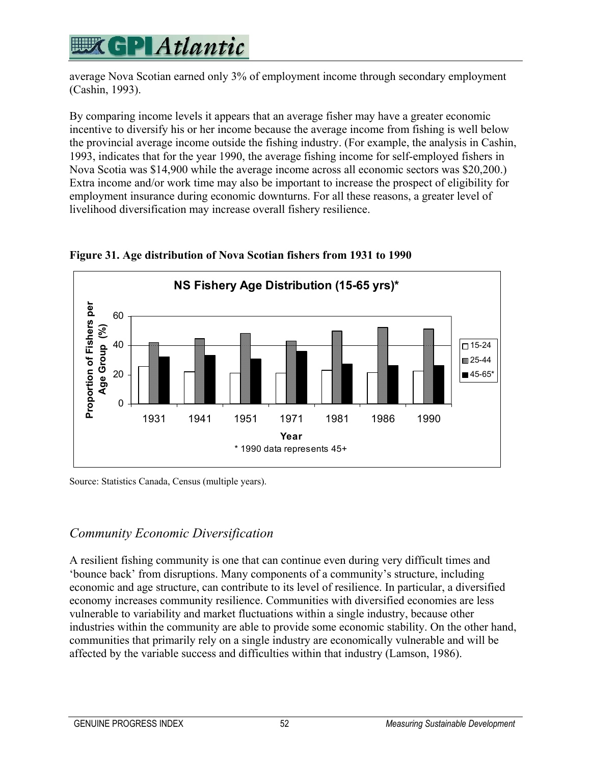average Nova Scotian earned only 3% of employment income through secondary employment (Cashin, 1993).

By comparing income levels it appears that an average fisher may have a greater economic incentive to diversify his or her income because the average income from fishing is well below the provincial average income outside the fishing industry. (For example, the analysis in Cashin, 1993, indicates that for the year 1990, the average fishing income for self-employed fishers in Nova Scotia was $14,900 while the average income across all economic sectors was $20,200.) Extra income and/or work time may also be important to increase the prospect of eligibility for employment insurance during economic downturns. For all these reasons, a greater level of livelihood diversification may increase overall fishery resilience.

**Figure 31. Age distribution of Nova Scotian fishers from 1931 to 1990**

Source: Statistics Canada, Census (multiple years).

## *Community Economic Diversification*

A resilient fishing community is one that can continue even during very difficult times and 'bounce back' from disruptions. Many components of a community's structure, including economic and age structure, can contribute to its level of resilience. In particular, a diversified economy increases community resilience. Communities with diversified economies are less vulnerable to variability and market fluctuations within a single industry, because other industries within the community are able to provide some economic stability. On the other hand, communities that primarily rely on a single industry are economically vulnerable and will be affected by the variable success and difficulties within that industry (Lamson, 1986).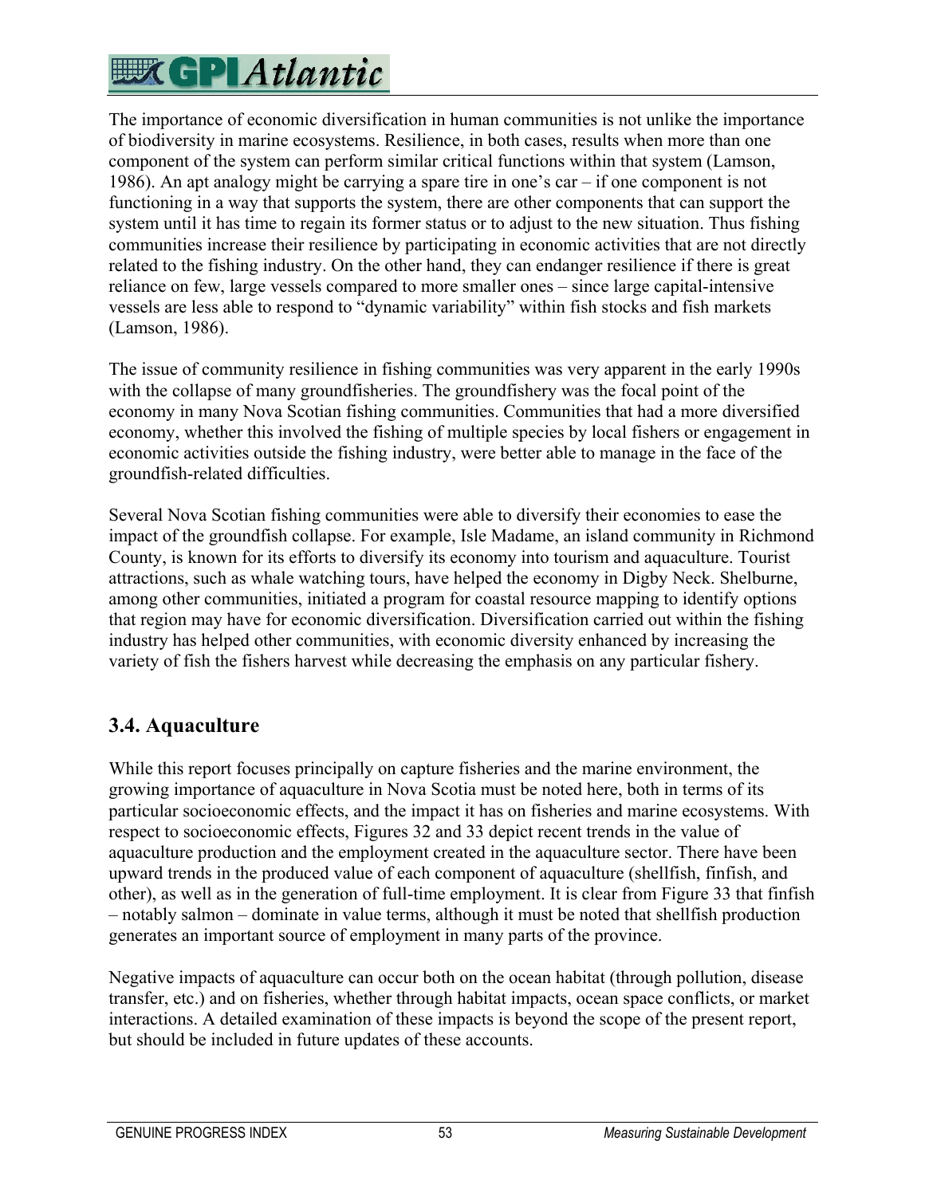The importance of economic diversification in human communities is not unlike the importance of biodiversity in marine ecosystems. Resilience, in both cases, results when more than one component of the system can perform similar critical functions within that system (Lamson, 1986). An apt analogy might be carrying a spare tire in one's car – if one component is not functioning in a way that supports the system, there are other components that can support the system until it has time to regain its former status or to adjust to the new situation. Thus fishing communities increase their resilience by participating in economic activities that are not directly related to the fishing industry. On the other hand, they can endanger resilience if there is great reliance on few, large vessels compared to more smaller ones – since large capital-intensive vessels are less able to respond to "dynamic variability" within fish stocks and fish markets (Lamson, 1986).

The issue of community resilience in fishing communities was very apparent in the early 1990s with the collapse of many groundfisheries. The groundfishery was the focal point of the economy in many Nova Scotian fishing communities. Communities that had a more diversified economy, whether this involved the fishing of multiple species by local fishers or engagement in economic activities outside the fishing industry, were better able to manage in the face of the groundfish-related difficulties.

Several Nova Scotian fishing communities were able to diversify their economies to ease the impact of the groundfish collapse. For example, Isle Madame, an island community in Richmond County, is known for its efforts to diversify its economy into tourism and aquaculture. Tourist attractions, such as whale watching tours, have helped the economy in Digby Neck. Shelburne, among other communities, initiated a program for coastal resource mapping to identify options that region may have for economic diversification. Diversification carried out within the fishing industry has helped other communities, with economic diversity enhanced by increasing the variety of fish the fishers harvest while decreasing the emphasis on any particular fishery.

## 3.4. Aquaculture

While this report focuses principally on capture fisheries and the marine environment, the growing importance of aquaculture in Nova Scotia must be noted here, both in terms of its particular socioeconomic effects, and the impact it has on fisheries and marine ecosystems. With respect to socioeconomic effects, Figures 32 and 33 depict recent trends in the value of aquaculture production and the employment created in the aquaculture sector. There have been upward trends in the produced value of each component of aquaculture (shellfish, finfish, and other), as well as in the generation of full-time employment. It is clear from Figure 33 that finfish – notably salmon – dominate in value terms, although it must be noted that shellfish production generates an important source of employment in many parts of the province.

Negative impacts of aquaculture can occur both on the ocean habitat (through pollution, disease transfer, etc.) and on fisheries, whether through habitat impacts, ocean space conflicts, or market interactions. A detailed examination of these impacts is beyond the scope of the present report, but should be included in future updates of these accounts.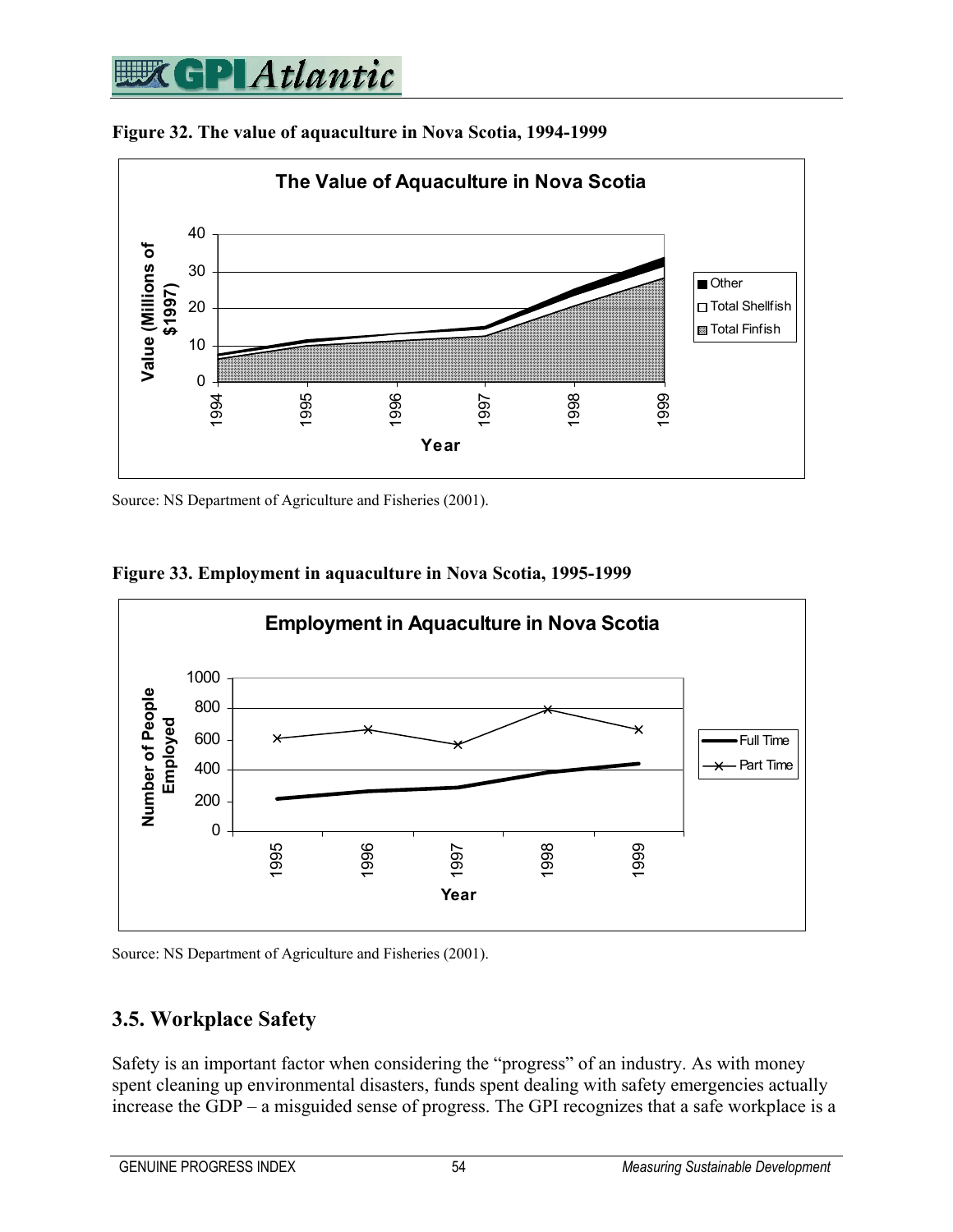**Figure 32. The value of aquaculture in Nova Scotia, 1994-1999**

Source: NS Department of Agriculture and Fisheries (2001).

**Figure 33. Employment in aquaculture in Nova Scotia, 1995-1999**

Source: NS Department of Agriculture and Fisheries (2001).

## 3.5. Workplace Safety

Safety is an important factor when considering the "progress" of an industry. As with money spent cleaning up environmental disasters, funds spent dealing with safety emergencies actually increase the GDP – a misguided sense of progress. The GPI recognizes that a safe workplace is a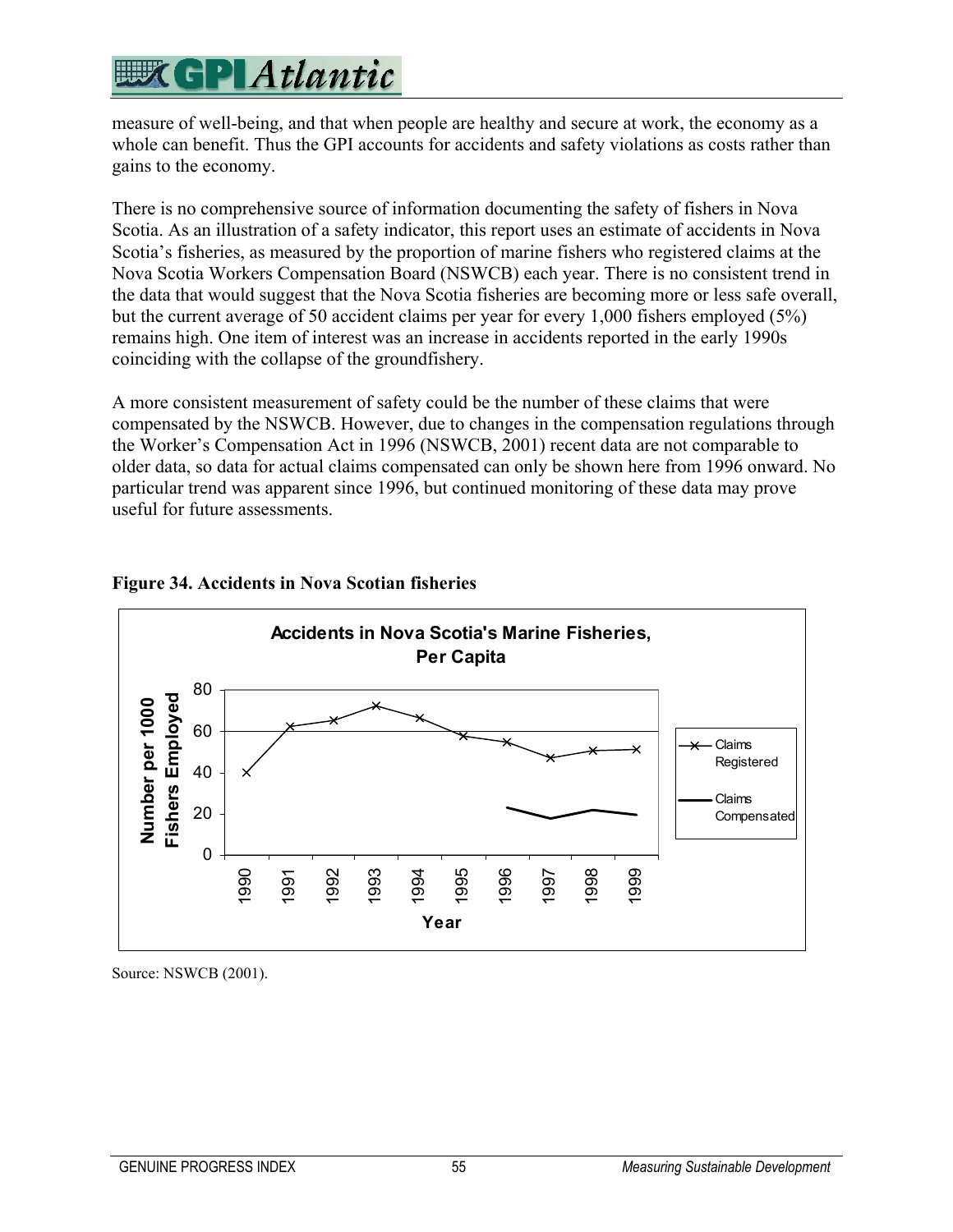measure of well-being, and that when people are healthy and secure at work, the economy as a whole can benefit. Thus the GPI accounts for accidents and safety violations as costs rather than gains to the economy.

There is no comprehensive source of information documenting the safety of fishers in Nova Scotia. As an illustration of a safety indicator, this report uses an estimate of accidents in Nova Scotia's fisheries, as measured by the proportion of marine fishers who registered claims at the Nova Scotia Workers Compensation Board (NSWCB) each year. There is no consistent trend in the data that would suggest that the Nova Scotia fisheries are becoming more or less safe overall, but the current average of 50 accident claims per year for every 1,000 fishers employed (5%) remains high. One item of interest was an increase in accidents reported in the early 1990s coinciding with the collapse of the groundfishery.

A more consistent measurement of safety could be the number of these claims that were compensated by the NSWCB. However, due to changes in the compensation regulations through the Worker's Compensation Act in 1996 (NSWCB, 2001) recent data are not comparable to older data, so data for actual claims compensated can only be shown here from 1996 onward. No particular trend was apparent since 1996, but continued monitoring of these data may prove useful for future assessments.

**Figure 34. Accidents in Nova Scotian fisheries**

**Accidents in Nova Scotia's Marine Fisheries, Per Capita**

(Line chart: Number per 1000 Fishers Employed by Year, 1990–1999; series: Claims Registered, Claims Compensated)

Source: NSWCB (2001).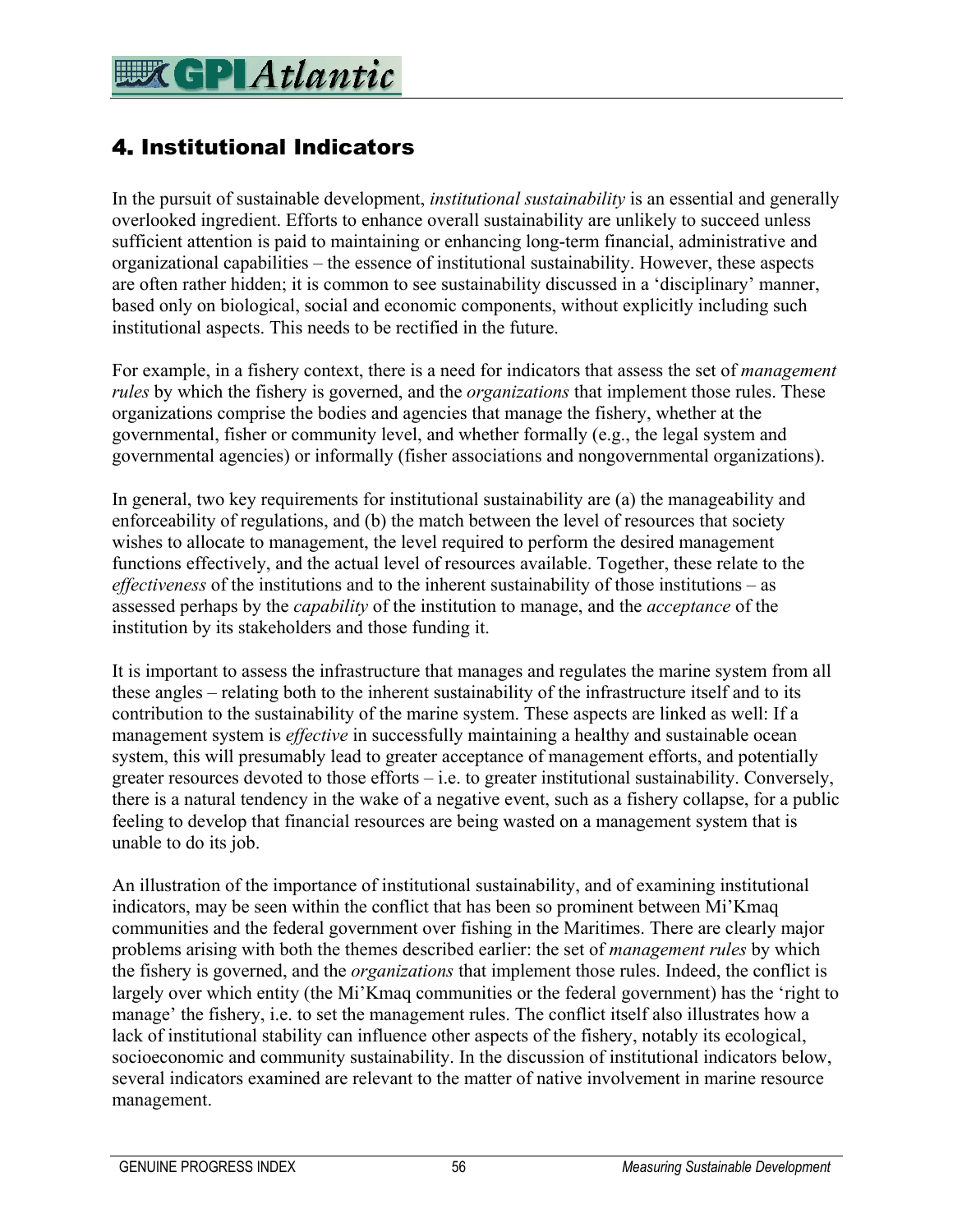# 4. Institutional Indicators

In the pursuit of sustainable development, *institutional sustainability* is an essential and generally overlooked ingredient. Efforts to enhance overall sustainability are unlikely to succeed unless sufficient attention is paid to maintaining or enhancing long-term financial, administrative and organizational capabilities – the essence of institutional sustainability. However, these aspects are often rather hidden; it is common to see sustainability discussed in a 'disciplinary' manner, based only on biological, social and economic components, without explicitly including such institutional aspects. This needs to be rectified in the future.

For example, in a fishery context, there is a need for indicators that assess the set of *management rules* by which the fishery is governed, and the *organizations* that implement those rules. These organizations comprise the bodies and agencies that manage the fishery, whether at the governmental, fisher or community level, and whether formally (e.g., the legal system and governmental agencies) or informally (fisher associations and nongovernmental organizations).

In general, two key requirements for institutional sustainability are (a) the manageability and enforceability of regulations, and (b) the match between the level of resources that society wishes to allocate to management, the level required to perform the desired management functions effectively, and the actual level of resources available. Together, these relate to the *effectiveness* of the institutions and to the inherent sustainability of those institutions – as assessed perhaps by the *capability* of the institution to manage, and the *acceptance* of the institution by its stakeholders and those funding it.

It is important to assess the infrastructure that manages and regulates the marine system from all these angles – relating both to the inherent sustainability of the infrastructure itself and to its contribution to the sustainability of the marine system. These aspects are linked as well: If a management system is *effective* in successfully maintaining a healthy and sustainable ocean system, this will presumably lead to greater acceptance of management efforts, and potentially greater resources devoted to those efforts – i.e. to greater institutional sustainability. Conversely, there is a natural tendency in the wake of a negative event, such as a fishery collapse, for a public feeling to develop that financial resources are being wasted on a management system that is unable to do its job.

An illustration of the importance of institutional sustainability, and of examining institutional indicators, may be seen within the conflict that has been so prominent between Mi'Kmaq communities and the federal government over fishing in the Maritimes. There are clearly major problems arising with both the themes described earlier: the set of *management rules* by which the fishery is governed, and the *organizations* that implement those rules. Indeed, the conflict is largely over which entity (the Mi'Kmaq communities or the federal government) has the 'right to manage' the fishery, i.e. to set the management rules. The conflict itself also illustrates how a lack of institutional stability can influence other aspects of the fishery, notably its ecological, socioeconomic and community sustainability. In the discussion of institutional indicators below, several indicators examined are relevant to the matter of native involvement in marine resource management.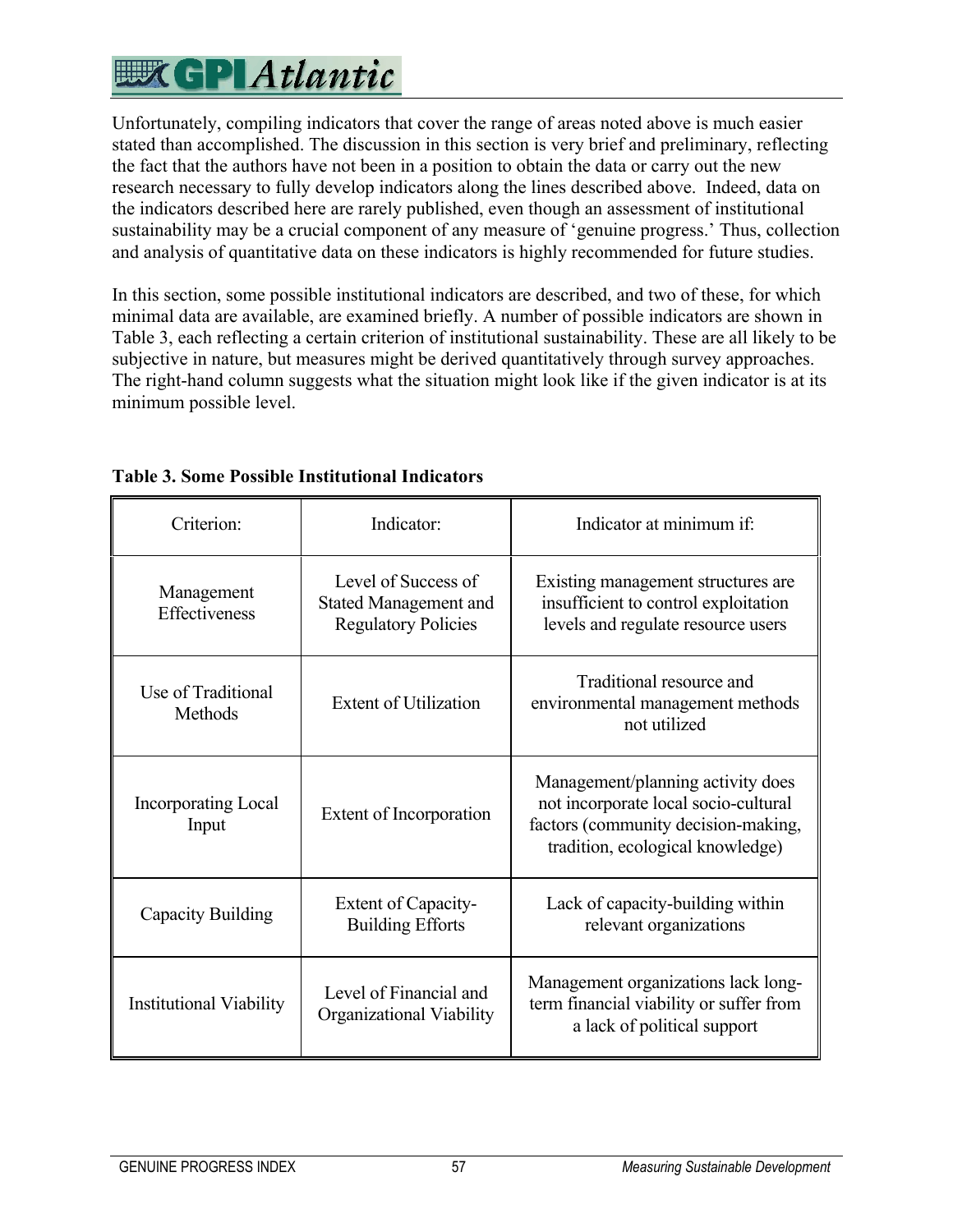Unfortunately, compiling indicators that cover the range of areas noted above is much easier stated than accomplished. The discussion in this section is very brief and preliminary, reflecting the fact that the authors have not been in a position to obtain the data or carry out the new research necessary to fully develop indicators along the lines described above. Indeed, data on the indicators described here are rarely published, even though an assessment of institutional sustainability may be a crucial component of any measure of 'genuine progress.' Thus, collection and analysis of quantitative data on these indicators is highly recommended for future studies.

In this section, some possible institutional indicators are described, and two of these, for which minimal data are available, are examined briefly. A number of possible indicators are shown in Table 3, each reflecting a certain criterion of institutional sustainability. These are all likely to be subjective in nature, but measures might be derived quantitatively through survey approaches. The right-hand column suggests what the situation might look like if the given indicator is at its minimum possible level.

**Table 3. Some Possible Institutional Indicators**

| Criterion: | Indicator: | Indicator at minimum if: |
|---|---|---|
| Management Effectiveness | Level of Success of Stated Management and Regulatory Policies | Existing management structures are insufficient to control exploitation levels and regulate resource users |
| Use of Traditional Methods | Extent of Utilization | Traditional resource and environmental management methods not utilized |
| Incorporating Local Input | Extent of Incorporation | Management/planning activity does not incorporate local socio-cultural factors (community decision-making, tradition, ecological knowledge) |
| Capacity Building | Extent of Capacity-Building Efforts | Lack of capacity-building within relevant organizations |
| Institutional Viability | Level of Financial and Organizational Viability | Management organizations lack long-term financial viability or suffer from a lack of political support |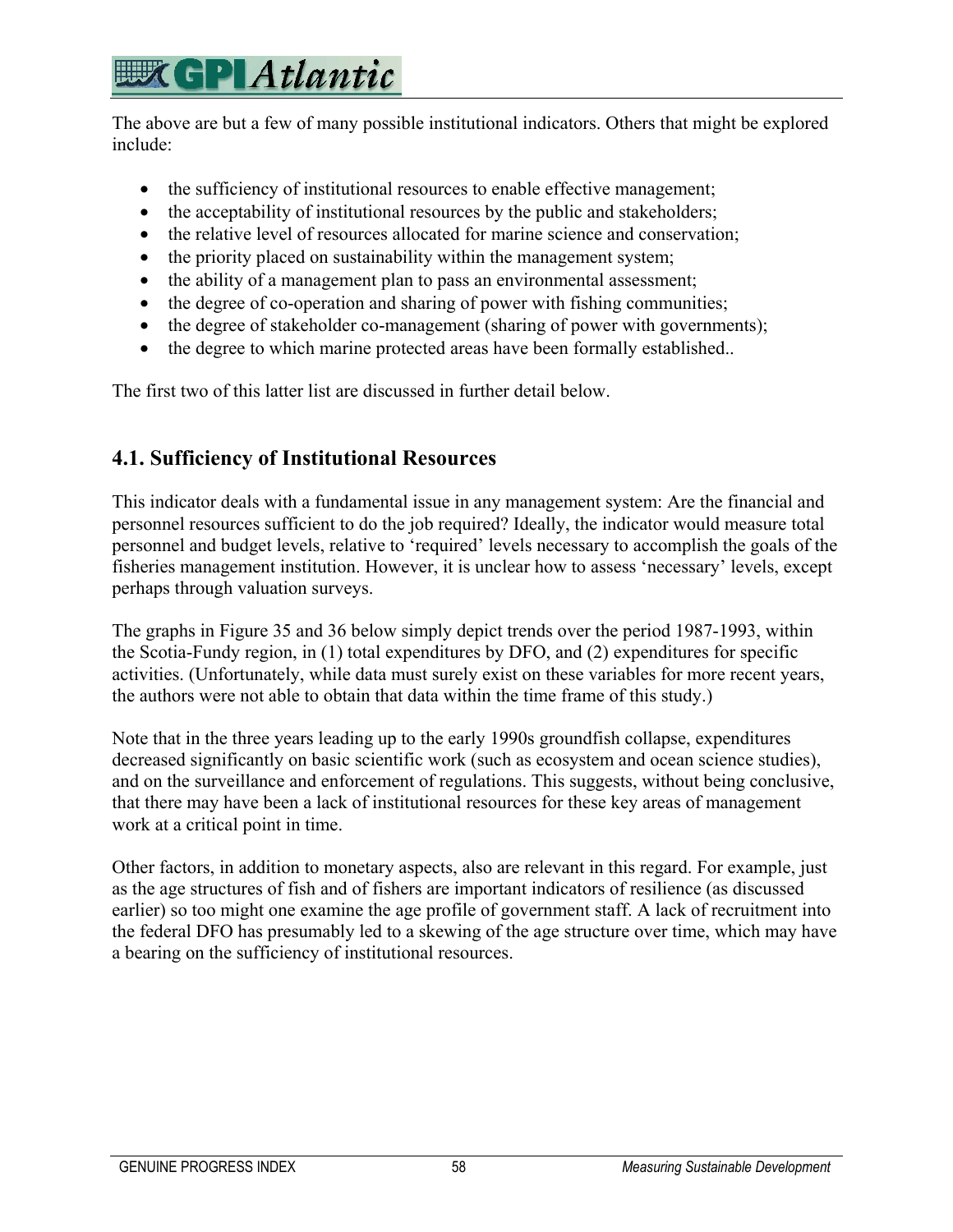The above are but a few of many possible institutional indicators. Others that might be explored include:

- the sufficiency of institutional resources to enable effective management;
- the acceptability of institutional resources by the public and stakeholders;
- the relative level of resources allocated for marine science and conservation;
- the priority placed on sustainability within the management system;
- the ability of a management plan to pass an environmental assessment;
- the degree of co-operation and sharing of power with fishing communities;
- the degree of stakeholder co-management (sharing of power with governments);
- the degree to which marine protected areas have been formally established..

The first two of this latter list are discussed in further detail below.

## 4.1. Sufficiency of Institutional Resources

This indicator deals with a fundamental issue in any management system: Are the financial and personnel resources sufficient to do the job required? Ideally, the indicator would measure total personnel and budget levels, relative to 'required' levels necessary to accomplish the goals of the fisheries management institution. However, it is unclear how to assess 'necessary' levels, except perhaps through valuation surveys.

The graphs in Figure 35 and 36 below simply depict trends over the period 1987-1993, within the Scotia-Fundy region, in (1) total expenditures by DFO, and (2) expenditures for specific activities. (Unfortunately, while data must surely exist on these variables for more recent years, the authors were not able to obtain that data within the time frame of this study.)

Note that in the three years leading up to the early 1990s groundfish collapse, expenditures decreased significantly on basic scientific work (such as ecosystem and ocean science studies), and on the surveillance and enforcement of regulations. This suggests, without being conclusive, that there may have been a lack of institutional resources for these key areas of management work at a critical point in time.

Other factors, in addition to monetary aspects, also are relevant in this regard. For example, just as the age structures of fish and of fishers are important indicators of resilience (as discussed earlier) so too might one examine the age profile of government staff. A lack of recruitment into the federal DFO has presumably led to a skewing of the age structure over time, which may have a bearing on the sufficiency of institutional resources.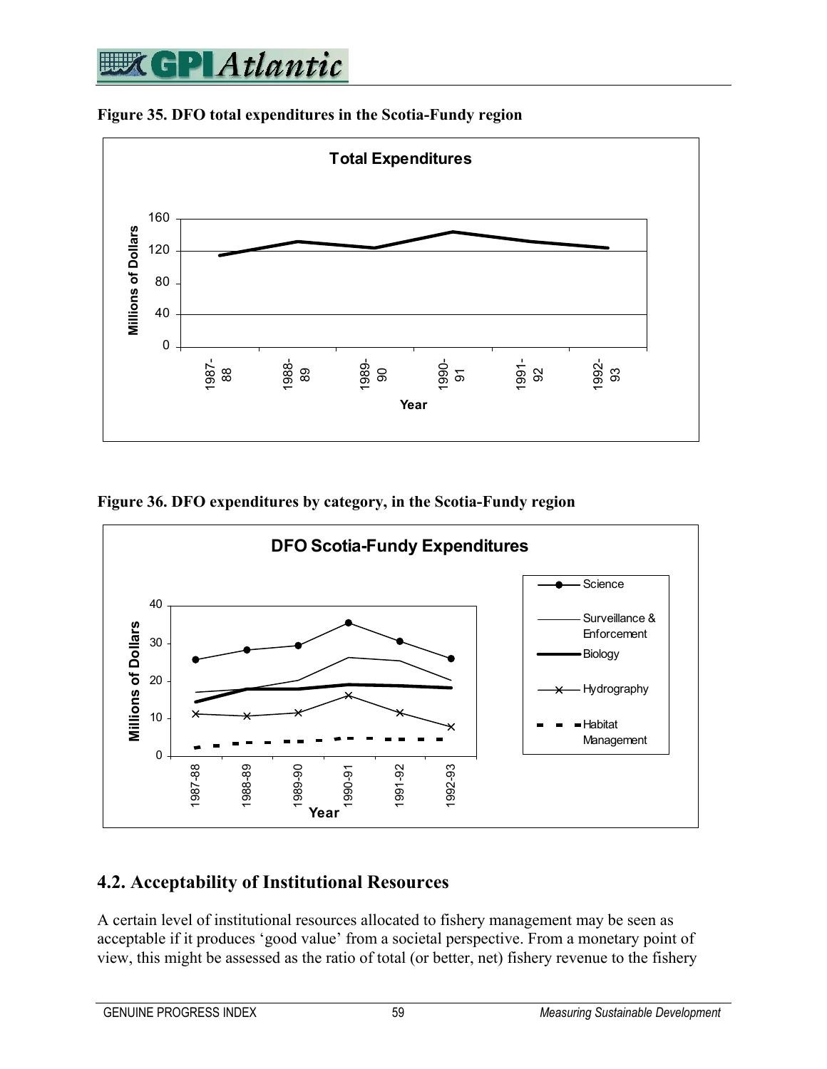**Figure 35. DFO total expenditures in the Scotia-Fundy region**

**Figure 36. DFO expenditures by category, in the Scotia-Fundy region**

## 4.2. Acceptability of Institutional Resources

A certain level of institutional resources allocated to fishery management may be seen as acceptable if it produces 'good value' from a societal perspective. From a monetary point of view, this might be assessed as the ratio of total (or better, net) fishery revenue to the fishery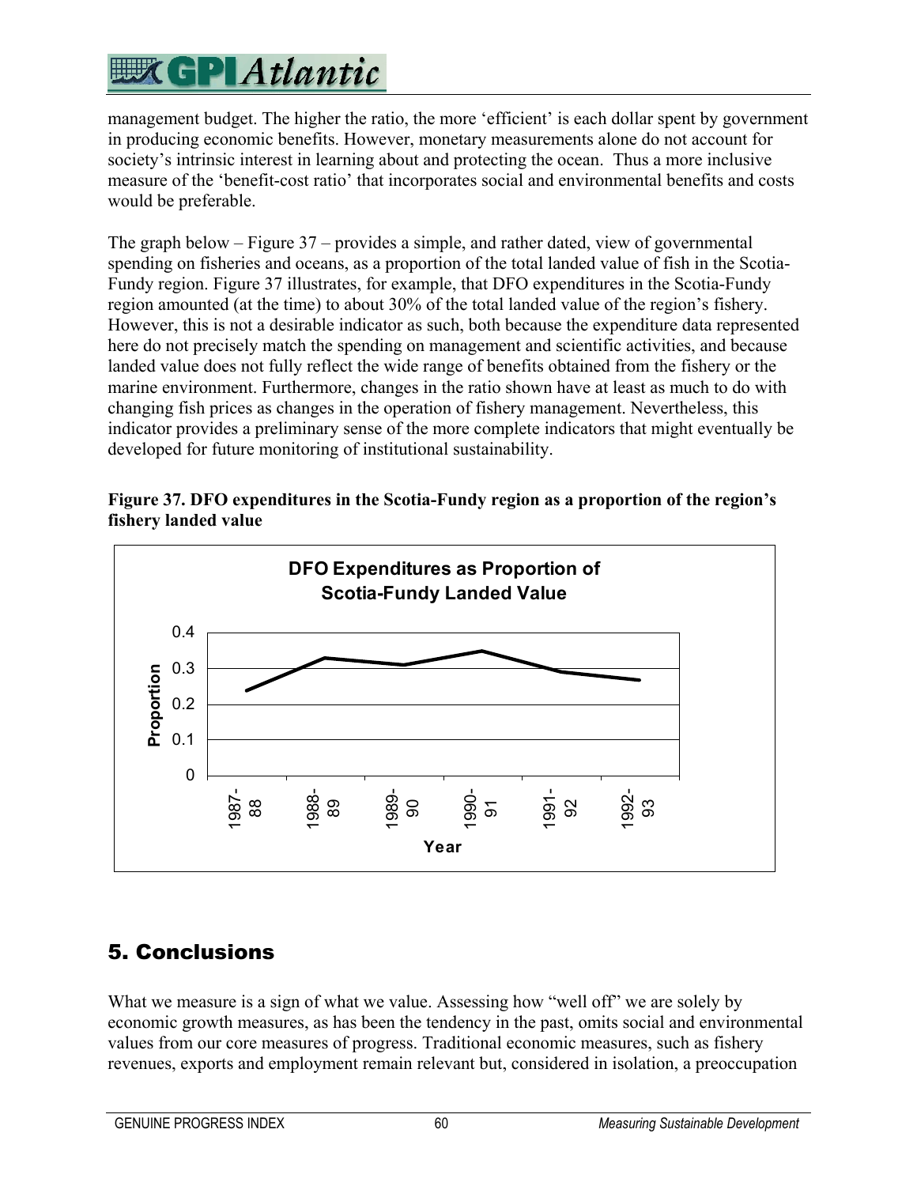management budget. The higher the ratio, the more 'efficient' is each dollar spent by government in producing economic benefits. However, monetary measurements alone do not account for society's intrinsic interest in learning about and protecting the ocean. Thus a more inclusive measure of the 'benefit-cost ratio' that incorporates social and environmental benefits and costs would be preferable.

The graph below – Figure 37 – provides a simple, and rather dated, view of governmental spending on fisheries and oceans, as a proportion of the total landed value of fish in the Scotia-Fundy region. Figure 37 illustrates, for example, that DFO expenditures in the Scotia-Fundy region amounted (at the time) to about 30% of the total landed value of the region's fishery. However, this is not a desirable indicator as such, both because the expenditure data represented here do not precisely match the spending on management and scientific activities, and because landed value does not fully reflect the wide range of benefits obtained from the fishery or the marine environment. Furthermore, changes in the ratio shown have at least as much to do with changing fish prices as changes in the operation of fishery management. Nevertheless, this indicator provides a preliminary sense of the more complete indicators that might eventually be developed for future monitoring of institutional sustainability.

**Figure 37. DFO expenditures in the Scotia-Fundy region as a proportion of the region's fishery landed value**

**DFO Expenditures as Proportion of Scotia-Fundy Landed Value**

## 5. Conclusions

What we measure is a sign of what we value. Assessing how "well off" we are solely by economic growth measures, as has been the tendency in the past, omits social and environmental values from our core measures of progress. Traditional economic measures, such as fishery revenues, exports and employment remain relevant but, considered in isolation, a preoccupation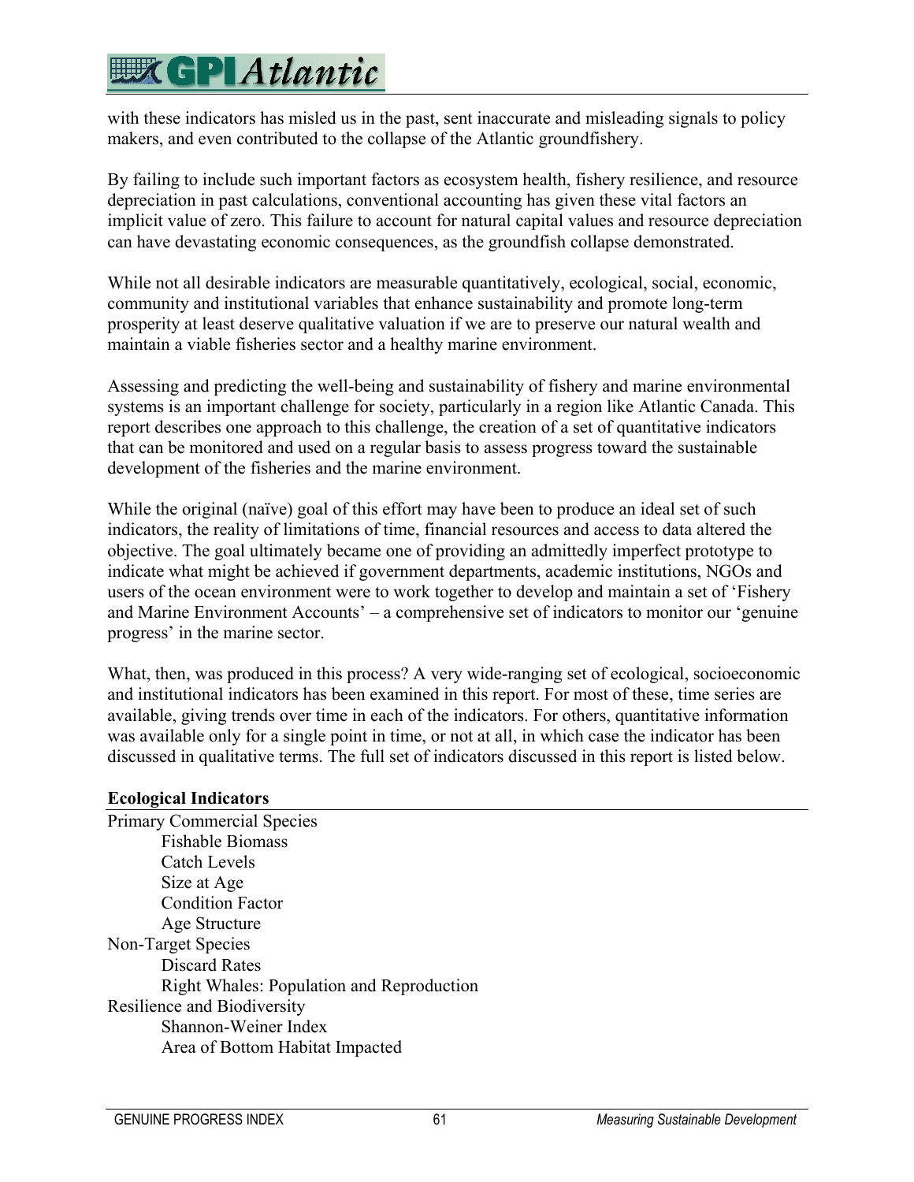with these indicators has misled us in the past, sent inaccurate and misleading signals to policy makers, and even contributed to the collapse of the Atlantic groundfishery.

By failing to include such important factors as ecosystem health, fishery resilience, and resource depreciation in past calculations, conventional accounting has given these vital factors an implicit value of zero. This failure to account for natural capital values and resource depreciation can have devastating economic consequences, as the groundfish collapse demonstrated.

While not all desirable indicators are measurable quantitatively, ecological, social, economic, community and institutional variables that enhance sustainability and promote long-term prosperity at least deserve qualitative valuation if we are to preserve our natural wealth and maintain a viable fisheries sector and a healthy marine environment.

Assessing and predicting the well-being and sustainability of fishery and marine environmental systems is an important challenge for society, particularly in a region like Atlantic Canada. This report describes one approach to this challenge, the creation of a set of quantitative indicators that can be monitored and used on a regular basis to assess progress toward the sustainable development of the fisheries and the marine environment.

While the original (naïve) goal of this effort may have been to produce an ideal set of such indicators, the reality of limitations of time, financial resources and access to data altered the objective. The goal ultimately became one of providing an admittedly imperfect prototype to indicate what might be achieved if government departments, academic institutions, NGOs and users of the ocean environment were to work together to develop and maintain a set of 'Fishery and Marine Environment Accounts' – a comprehensive set of indicators to monitor our 'genuine progress' in the marine sector.

What, then, was produced in this process? A very wide-ranging set of ecological, socioeconomic and institutional indicators has been examined in this report. For most of these, time series are available, giving trends over time in each of the indicators. For others, quantitative information was available only for a single point in time, or not at all, in which case the indicator has been discussed in qualitative terms. The full set of indicators discussed in this report is listed below.

**Ecological Indicators**

- Primary Commercial Species
  - Fishable Biomass
  - Catch Levels
  - Size at Age
  - Condition Factor
  - Age Structure
- Non-Target Species
  - Discard Rates
  - Right Whales: Population and Reproduction
- Resilience and Biodiversity
  - Shannon-Weiner Index
  - Area of Bottom Habitat Impacted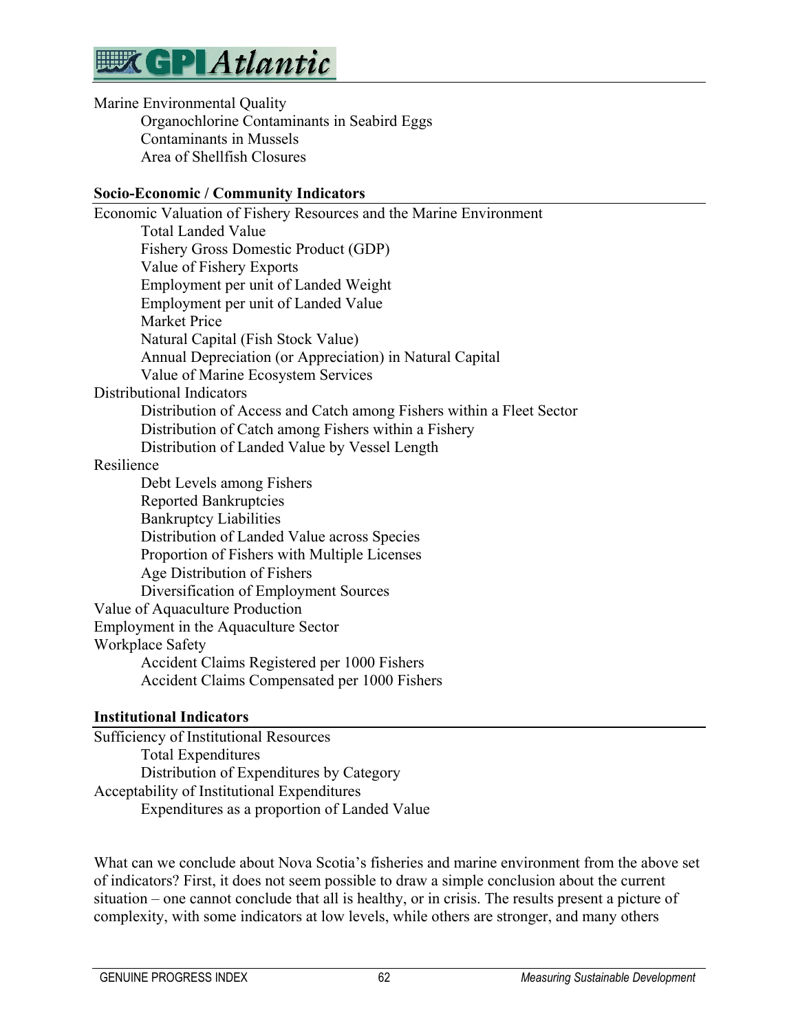Marine Environmental Quality
- Organochlorine Contaminants in Seabird Eggs
- Contaminants in Mussels
- Area of Shellfish Closures

**Socio-Economic / Community Indicators**

Economic Valuation of Fishery Resources and the Marine Environment
- Total Landed Value
- Fishery Gross Domestic Product (GDP)
- Value of Fishery Exports
- Employment per unit of Landed Weight
- Employment per unit of Landed Value
- Market Price
- Natural Capital (Fish Stock Value)
- Annual Depreciation (or Appreciation) in Natural Capital
- Value of Marine Ecosystem Services

Distributional Indicators
- Distribution of Access and Catch among Fishers within a Fleet Sector
- Distribution of Catch among Fishers within a Fishery
- Distribution of Landed Value by Vessel Length

Resilience
- Debt Levels among Fishers
- Reported Bankruptcies
- Bankruptcy Liabilities
- Distribution of Landed Value across Species
- Proportion of Fishers with Multiple Licenses
- Age Distribution of Fishers
- Diversification of Employment Sources

Value of Aquaculture Production

Employment in the Aquaculture Sector

Workplace Safety
- Accident Claims Registered per 1000 Fishers
- Accident Claims Compensated per 1000 Fishers

**Institutional Indicators**

Sufficiency of Institutional Resources
- Total Expenditures
- Distribution of Expenditures by Category

Acceptability of Institutional Expenditures
- Expenditures as a proportion of Landed Value

What can we conclude about Nova Scotia's fisheries and marine environment from the above set of indicators? First, it does not seem possible to draw a simple conclusion about the current situation – one cannot conclude that all is healthy, or in crisis. The results present a picture of complexity, with some indicators at low levels, while others are stronger, and many others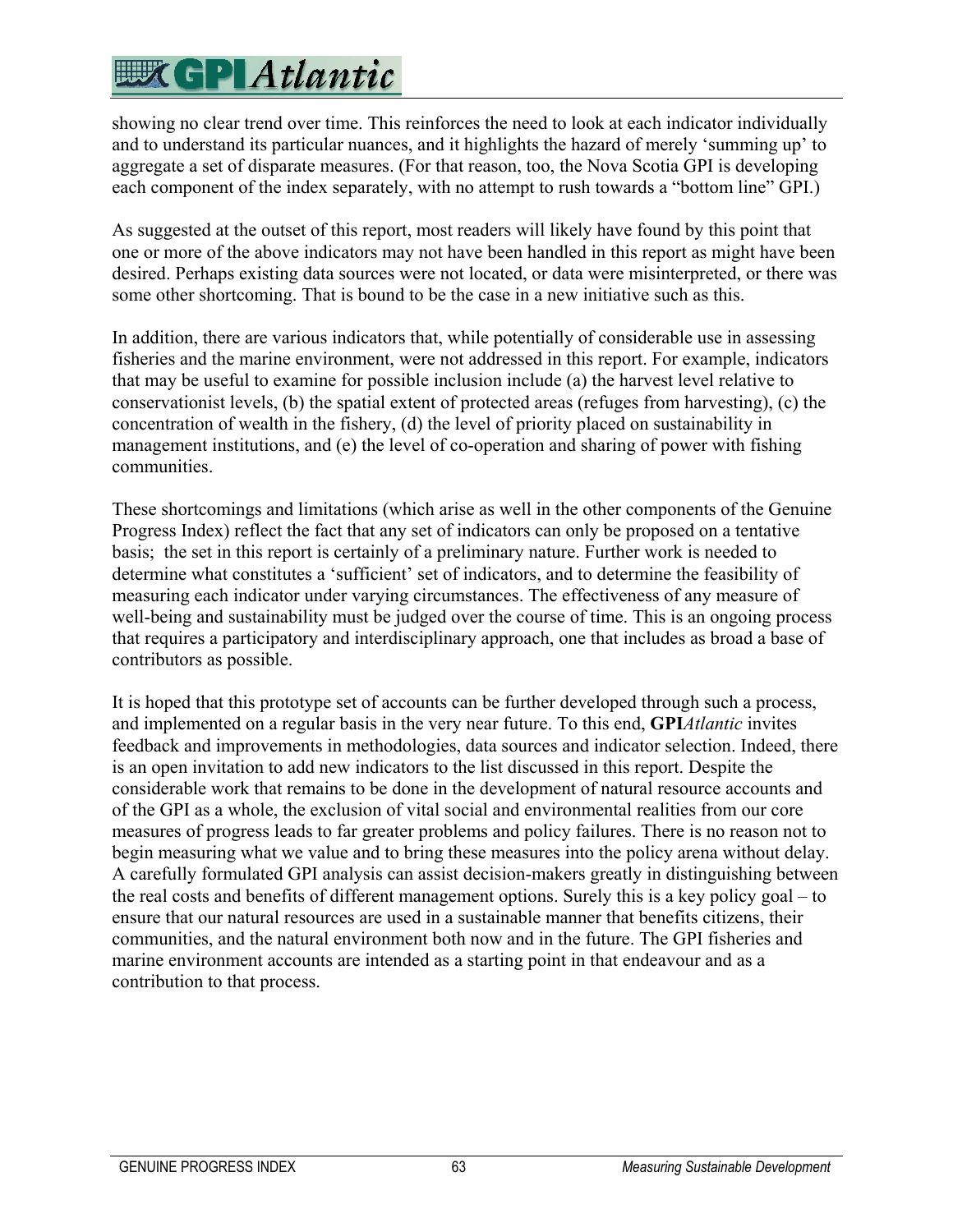showing no clear trend over time. This reinforces the need to look at each indicator individually and to understand its particular nuances, and it highlights the hazard of merely 'summing up' to aggregate a set of disparate measures. (For that reason, too, the Nova Scotia GPI is developing each component of the index separately, with no attempt to rush towards a "bottom line" GPI.)

As suggested at the outset of this report, most readers will likely have found by this point that one or more of the above indicators may not have been handled in this report as might have been desired. Perhaps existing data sources were not located, or data were misinterpreted, or there was some other shortcoming. That is bound to be the case in a new initiative such as this.

In addition, there are various indicators that, while potentially of considerable use in assessing fisheries and the marine environment, were not addressed in this report. For example, indicators that may be useful to examine for possible inclusion include (a) the harvest level relative to conservationist levels, (b) the spatial extent of protected areas (refuges from harvesting), (c) the concentration of wealth in the fishery, (d) the level of priority placed on sustainability in management institutions, and (e) the level of co-operation and sharing of power with fishing communities.

These shortcomings and limitations (which arise as well in the other components of the Genuine Progress Index) reflect the fact that any set of indicators can only be proposed on a tentative basis; the set in this report is certainly of a preliminary nature. Further work is needed to determine what constitutes a 'sufficient' set of indicators, and to determine the feasibility of measuring each indicator under varying circumstances. The effectiveness of any measure of well-being and sustainability must be judged over the course of time. This is an ongoing process that requires a participatory and interdisciplinary approach, one that includes as broad a base of contributors as possible.

It is hoped that this prototype set of accounts can be further developed through such a process, and implemented on a regular basis in the very near future. To this end, **GPI***Atlantic* invites feedback and improvements in methodologies, data sources and indicator selection. Indeed, there is an open invitation to add new indicators to the list discussed in this report. Despite the considerable work that remains to be done in the development of natural resource accounts and of the GPI as a whole, the exclusion of vital social and environmental realities from our core measures of progress leads to far greater problems and policy failures. There is no reason not to begin measuring what we value and to bring these measures into the policy arena without delay. A carefully formulated GPI analysis can assist decision-makers greatly in distinguishing between the real costs and benefits of different management options. Surely this is a key policy goal – to ensure that our natural resources are used in a sustainable manner that benefits citizens, their communities, and the natural environment both now and in the future. The GPI fisheries and marine environment accounts are intended as a starting point in that endeavour and as a contribution to that process.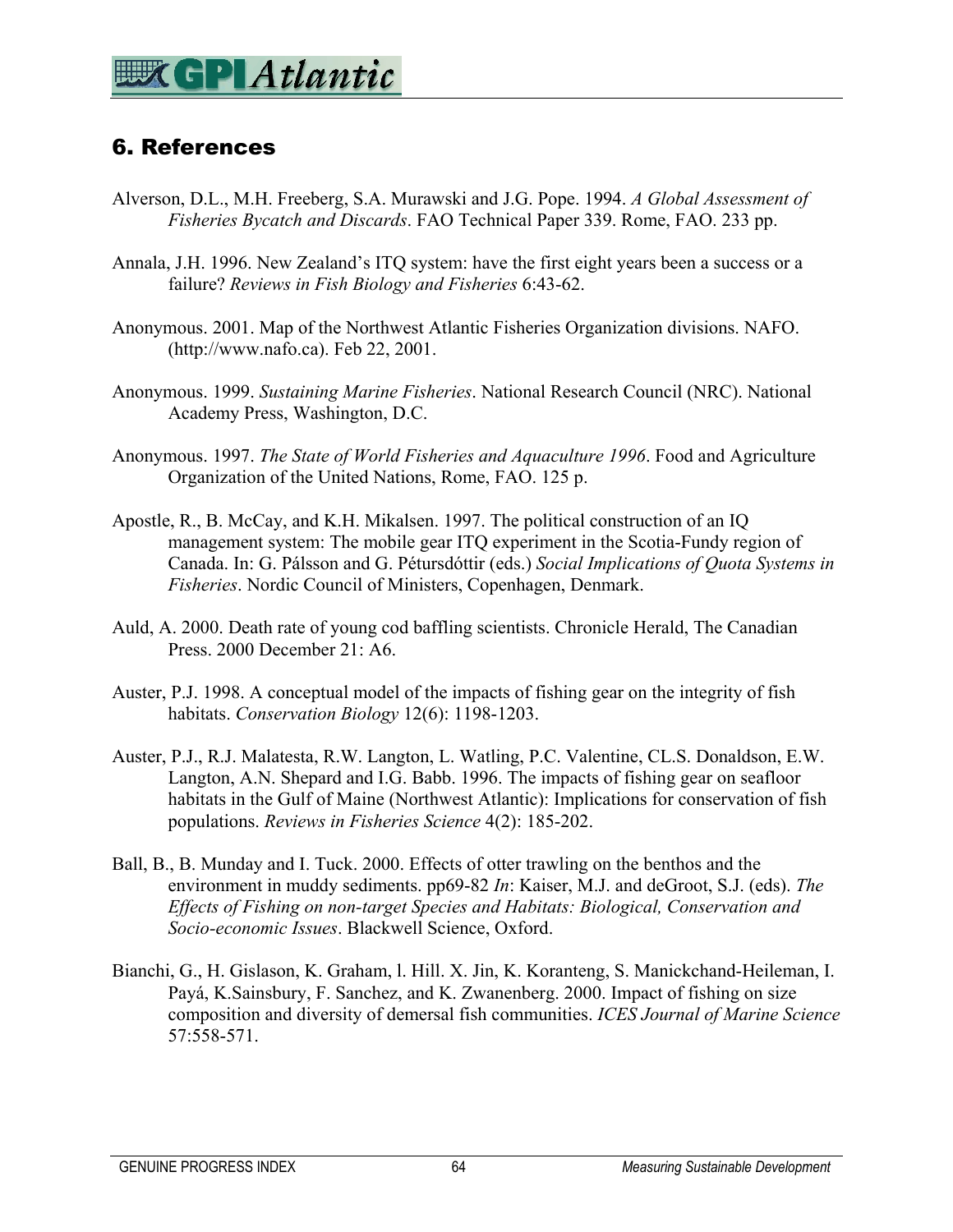## 6. References

Alverson, D.L., M.H. Freeberg, S.A. Murawski and J.G. Pope. 1994. *A Global Assessment of Fisheries Bycatch and Discards*. FAO Technical Paper 339. Rome, FAO. 233 pp.

Annala, J.H. 1996. New Zealand's ITQ system: have the first eight years been a success or a failure? *Reviews in Fish Biology and Fisheries* 6:43-62.

Anonymous. 2001. Map of the Northwest Atlantic Fisheries Organization divisions. NAFO. (http://www.nafo.ca). Feb 22, 2001.

Anonymous. 1999. *Sustaining Marine Fisheries*. National Research Council (NRC). National Academy Press, Washington, D.C.

Anonymous. 1997. *The State of World Fisheries and Aquaculture 1996*. Food and Agriculture Organization of the United Nations, Rome, FAO. 125 p.

Apostle, R., B. McCay, and K.H. Mikalsen. 1997. The political construction of an IQ management system: The mobile gear ITQ experiment in the Scotia-Fundy region of Canada. In: G. Pálsson and G. Pétursdóttir (eds.) *Social Implications of Quota Systems in Fisheries*. Nordic Council of Ministers, Copenhagen, Denmark.

Auld, A. 2000. Death rate of young cod baffling scientists. Chronicle Herald, The Canadian Press. 2000 December 21: A6.

Auster, P.J. 1998. A conceptual model of the impacts of fishing gear on the integrity of fish habitats. *Conservation Biology* 12(6): 1198-1203.

Auster, P.J., R.J. Malatesta, R.W. Langton, L. Watling, P.C. Valentine, CL.S. Donaldson, E.W. Langton, A.N. Shepard and I.G. Babb. 1996. The impacts of fishing gear on seafloor habitats in the Gulf of Maine (Northwest Atlantic): Implications for conservation of fish populations. *Reviews in Fisheries Science* 4(2): 185-202.

Ball, B., B. Munday and I. Tuck. 2000. Effects of otter trawling on the benthos and the environment in muddy sediments. pp69-82 *In*: Kaiser, M.J. and deGroot, S.J. (eds). *The Effects of Fishing on non-target Species and Habitats: Biological, Conservation and Socio-economic Issues*. Blackwell Science, Oxford.

Bianchi, G., H. Gislason, K. Graham, l. Hill. X. Jin, K. Koranteng, S. Manickchand-Heileman, I. Payá, K.Sainsbury, F. Sanchez, and K. Zwanenberg. 2000. Impact of fishing on size composition and diversity of demersal fish communities. *ICES Journal of Marine Science* 57:558-571.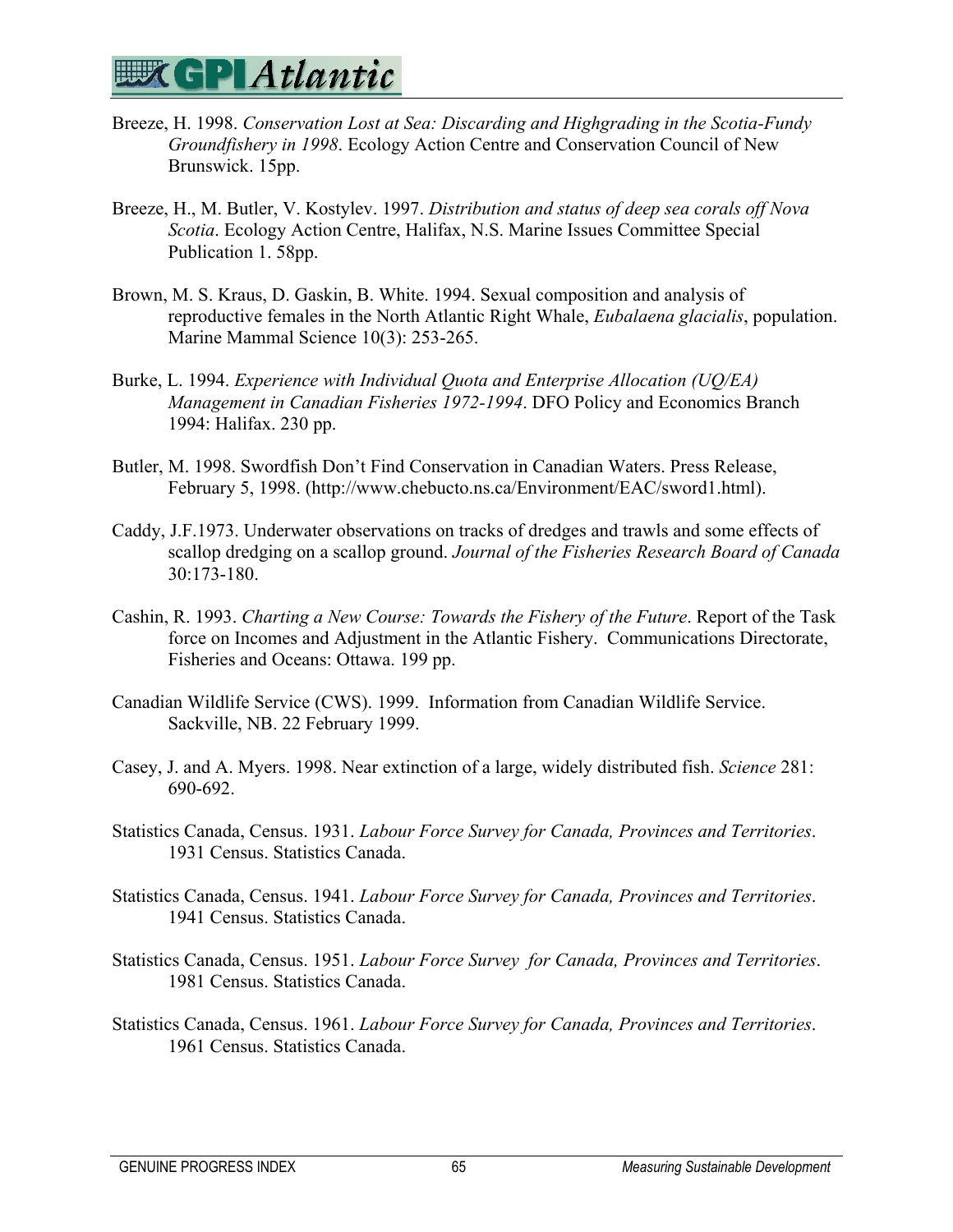Breeze, H. 1998. *Conservation Lost at Sea: Discarding and Highgrading in the Scotia-Fundy Groundfishery in 1998*. Ecology Action Centre and Conservation Council of New Brunswick. 15pp.

Breeze, H., M. Butler, V. Kostylev. 1997. *Distribution and status of deep sea corals off Nova Scotia*. Ecology Action Centre, Halifax, N.S. Marine Issues Committee Special Publication 1. 58pp.

Brown, M. S. Kraus, D. Gaskin, B. White. 1994. Sexual composition and analysis of reproductive females in the North Atlantic Right Whale, *Eubalaena glacialis*, population. Marine Mammal Science 10(3): 253-265.

Burke, L. 1994. *Experience with Individual Quota and Enterprise Allocation (UQ/EA) Management in Canadian Fisheries 1972-1994*. DFO Policy and Economics Branch 1994: Halifax. 230 pp.

Butler, M. 1998. Swordfish Don't Find Conservation in Canadian Waters. Press Release, February 5, 1998. (http://www.chebucto.ns.ca/Environment/EAC/sword1.html).

Caddy, J.F.1973. Underwater observations on tracks of dredges and trawls and some effects of scallop dredging on a scallop ground. *Journal of the Fisheries Research Board of Canada* 30:173-180.

Cashin, R. 1993. *Charting a New Course: Towards the Fishery of the Future*. Report of the Task force on Incomes and Adjustment in the Atlantic Fishery. Communications Directorate, Fisheries and Oceans: Ottawa. 199 pp.

Canadian Wildlife Service (CWS). 1999. Information from Canadian Wildlife Service. Sackville, NB. 22 February 1999.

Casey, J. and A. Myers. 1998. Near extinction of a large, widely distributed fish. *Science* 281: 690-692.

Statistics Canada, Census. 1931. *Labour Force Survey for Canada, Provinces and Territories*. 1931 Census. Statistics Canada.

Statistics Canada, Census. 1941. *Labour Force Survey for Canada, Provinces and Territories*. 1941 Census. Statistics Canada.

Statistics Canada, Census. 1951. *Labour Force Survey for Canada, Provinces and Territories*. 1981 Census. Statistics Canada.

Statistics Canada, Census. 1961. *Labour Force Survey for Canada, Provinces and Territories*. 1961 Census. Statistics Canada.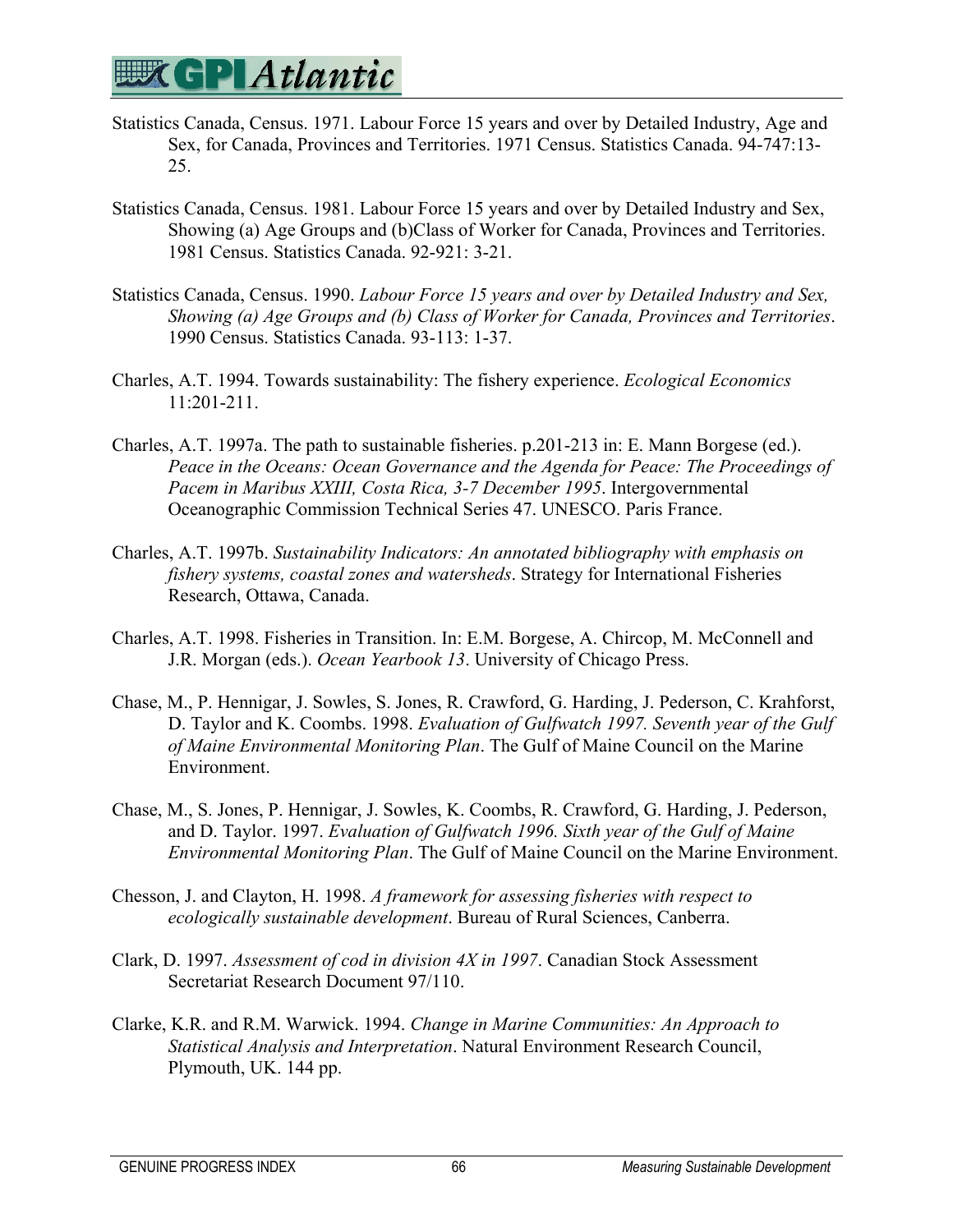Statistics Canada, Census. 1971. Labour Force 15 years and over by Detailed Industry, Age and Sex, for Canada, Provinces and Territories. 1971 Census. Statistics Canada. 94-747:13-25.

Statistics Canada, Census. 1981. Labour Force 15 years and over by Detailed Industry and Sex, Showing (a) Age Groups and (b)Class of Worker for Canada, Provinces and Territories. 1981 Census. Statistics Canada. 92-921: 3-21.

Statistics Canada, Census. 1990. *Labour Force 15 years and over by Detailed Industry and Sex, Showing (a) Age Groups and (b) Class of Worker for Canada, Provinces and Territories*. 1990 Census. Statistics Canada. 93-113: 1-37.

Charles, A.T. 1994. Towards sustainability: The fishery experience. *Ecological Economics* 11:201-211.

Charles, A.T. 1997a. The path to sustainable fisheries. p.201-213 in: E. Mann Borgese (ed.). *Peace in the Oceans: Ocean Governance and the Agenda for Peace: The Proceedings of Pacem in Maribus XXIII, Costa Rica, 3-7 December 1995*. Intergovernmental Oceanographic Commission Technical Series 47. UNESCO. Paris France.

Charles, A.T. 1997b. *Sustainability Indicators: An annotated bibliography with emphasis on fishery systems, coastal zones and watersheds*. Strategy for International Fisheries Research, Ottawa, Canada.

Charles, A.T. 1998. Fisheries in Transition. In: E.M. Borgese, A. Chircop, M. McConnell and J.R. Morgan (eds.). *Ocean Yearbook 13*. University of Chicago Press.

Chase, M., P. Hennigar, J. Sowles, S. Jones, R. Crawford, G. Harding, J. Pederson, C. Krahforst, D. Taylor and K. Coombs. 1998. *Evaluation of Gulfwatch 1997. Seventh year of the Gulf of Maine Environmental Monitoring Plan*. The Gulf of Maine Council on the Marine Environment.

Chase, M., S. Jones, P. Hennigar, J. Sowles, K. Coombs, R. Crawford, G. Harding, J. Pederson, and D. Taylor. 1997. *Evaluation of Gulfwatch 1996. Sixth year of the Gulf of Maine Environmental Monitoring Plan*. The Gulf of Maine Council on the Marine Environment.

Chesson, J. and Clayton, H. 1998. *A framework for assessing fisheries with respect to ecologically sustainable development*. Bureau of Rural Sciences, Canberra.

Clark, D. 1997. *Assessment of cod in division 4X in 1997*. Canadian Stock Assessment Secretariat Research Document 97/110.

Clarke, K.R. and R.M. Warwick. 1994. *Change in Marine Communities: An Approach to Statistical Analysis and Interpretation*. Natural Environment Research Council, Plymouth, UK. 144 pp.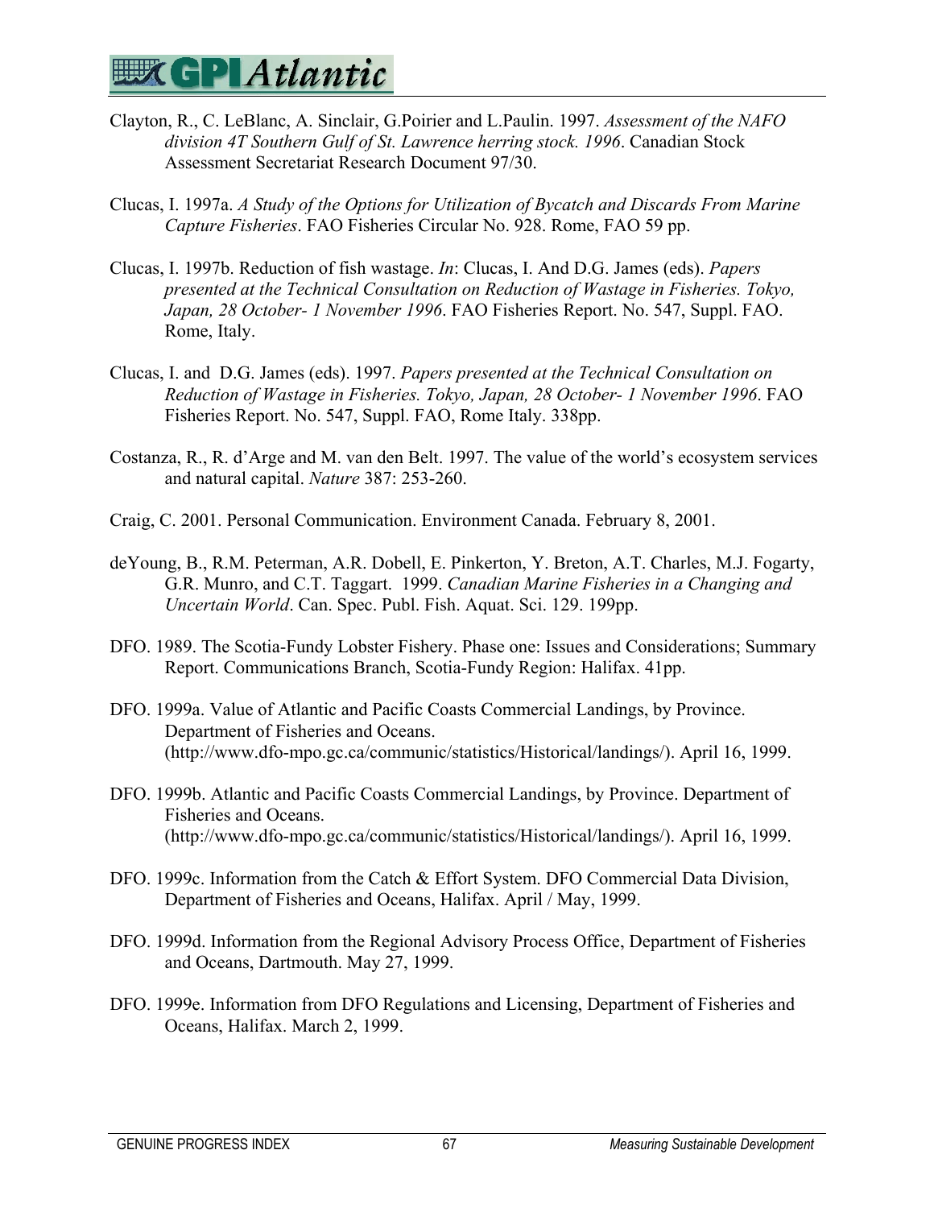Clayton, R., C. LeBlanc, A. Sinclair, G.Poirier and L.Paulin. 1997. *Assessment of the NAFO division 4T Southern Gulf of St. Lawrence herring stock. 1996*. Canadian Stock Assessment Secretariat Research Document 97/30.

Clucas, I. 1997a. *A Study of the Options for Utilization of Bycatch and Discards From Marine Capture Fisheries*. FAO Fisheries Circular No. 928. Rome, FAO 59 pp.

Clucas, I. 1997b. Reduction of fish wastage. *In*: Clucas, I. And D.G. James (eds). *Papers presented at the Technical Consultation on Reduction of Wastage in Fisheries. Tokyo, Japan, 28 October- 1 November 1996*. FAO Fisheries Report. No. 547, Suppl. FAO. Rome, Italy.

Clucas, I. and D.G. James (eds). 1997. *Papers presented at the Technical Consultation on Reduction of Wastage in Fisheries. Tokyo, Japan, 28 October- 1 November 1996*. FAO Fisheries Report. No. 547, Suppl. FAO, Rome Italy. 338pp.

Costanza, R., R. d'Arge and M. van den Belt. 1997. The value of the world's ecosystem services and natural capital. *Nature* 387: 253-260.

Craig, C. 2001. Personal Communication. Environment Canada. February 8, 2001.

deYoung, B., R.M. Peterman, A.R. Dobell, E. Pinkerton, Y. Breton, A.T. Charles, M.J. Fogarty, G.R. Munro, and C.T. Taggart. 1999. *Canadian Marine Fisheries in a Changing and Uncertain World*. Can. Spec. Publ. Fish. Aquat. Sci. 129. 199pp.

DFO. 1989. The Scotia-Fundy Lobster Fishery. Phase one: Issues and Considerations; Summary Report. Communications Branch, Scotia-Fundy Region: Halifax. 41pp.

DFO. 1999a. Value of Atlantic and Pacific Coasts Commercial Landings, by Province. Department of Fisheries and Oceans. (http://www.dfo-mpo.gc.ca/communic/statistics/Historical/landings/). April 16, 1999.

DFO. 1999b. Atlantic and Pacific Coasts Commercial Landings, by Province. Department of Fisheries and Oceans. (http://www.dfo-mpo.gc.ca/communic/statistics/Historical/landings/). April 16, 1999.

DFO. 1999c. Information from the Catch & Effort System. DFO Commercial Data Division, Department of Fisheries and Oceans, Halifax. April / May, 1999.

DFO. 1999d. Information from the Regional Advisory Process Office, Department of Fisheries and Oceans, Dartmouth. May 27, 1999.

DFO. 1999e. Information from DFO Regulations and Licensing, Department of Fisheries and Oceans, Halifax. March 2, 1999.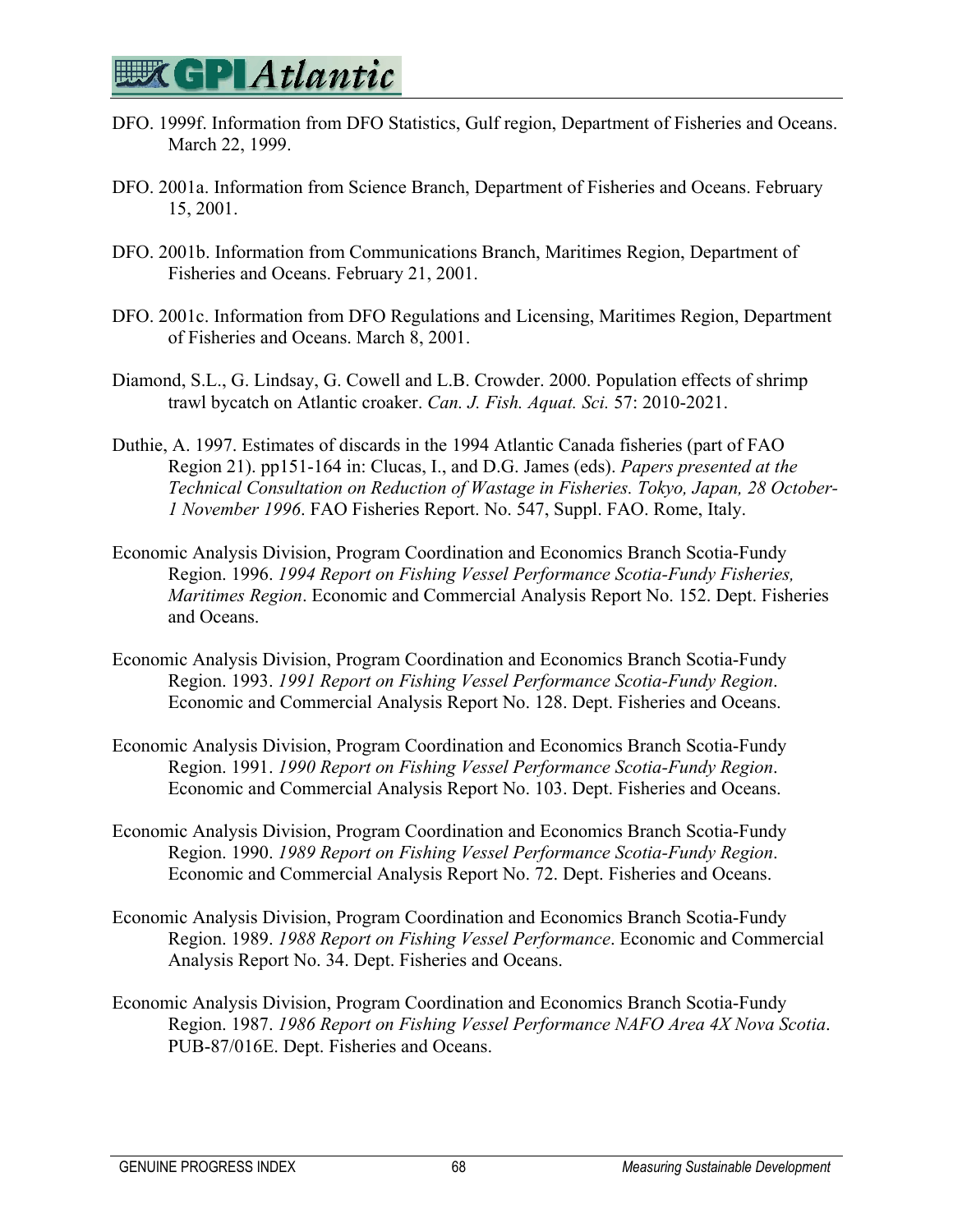DFO. 1999f. Information from DFO Statistics, Gulf region, Department of Fisheries and Oceans. March 22, 1999.

DFO. 2001a. Information from Science Branch, Department of Fisheries and Oceans. February 15, 2001.

DFO. 2001b. Information from Communications Branch, Maritimes Region, Department of Fisheries and Oceans. February 21, 2001.

DFO. 2001c. Information from DFO Regulations and Licensing, Maritimes Region, Department of Fisheries and Oceans. March 8, 2001.

Diamond, S.L., G. Lindsay, G. Cowell and L.B. Crowder. 2000. Population effects of shrimp trawl bycatch on Atlantic croaker. *Can. J. Fish. Aquat. Sci.* 57: 2010-2021.

Duthie, A. 1997. Estimates of discards in the 1994 Atlantic Canada fisheries (part of FAO Region 21). pp151-164 in: Clucas, I., and D.G. James (eds). *Papers presented at the Technical Consultation on Reduction of Wastage in Fisheries. Tokyo, Japan, 28 October-1 November 1996*. FAO Fisheries Report. No. 547, Suppl. FAO. Rome, Italy.

Economic Analysis Division, Program Coordination and Economics Branch Scotia-Fundy Region. 1996. *1994 Report on Fishing Vessel Performance Scotia-Fundy Fisheries, Maritimes Region*. Economic and Commercial Analysis Report No. 152. Dept. Fisheries and Oceans.

Economic Analysis Division, Program Coordination and Economics Branch Scotia-Fundy Region. 1993. *1991 Report on Fishing Vessel Performance Scotia-Fundy Region*. Economic and Commercial Analysis Report No. 128. Dept. Fisheries and Oceans.

Economic Analysis Division, Program Coordination and Economics Branch Scotia-Fundy Region. 1991. *1990 Report on Fishing Vessel Performance Scotia-Fundy Region*. Economic and Commercial Analysis Report No. 103. Dept. Fisheries and Oceans.

Economic Analysis Division, Program Coordination and Economics Branch Scotia-Fundy Region. 1990. *1989 Report on Fishing Vessel Performance Scotia-Fundy Region*. Economic and Commercial Analysis Report No. 72. Dept. Fisheries and Oceans.

Economic Analysis Division, Program Coordination and Economics Branch Scotia-Fundy Region. 1989. *1988 Report on Fishing Vessel Performance*. Economic and Commercial Analysis Report No. 34. Dept. Fisheries and Oceans.

Economic Analysis Division, Program Coordination and Economics Branch Scotia-Fundy Region. 1987. *1986 Report on Fishing Vessel Performance NAFO Area 4X Nova Scotia*. PUB-87/016E. Dept. Fisheries and Oceans.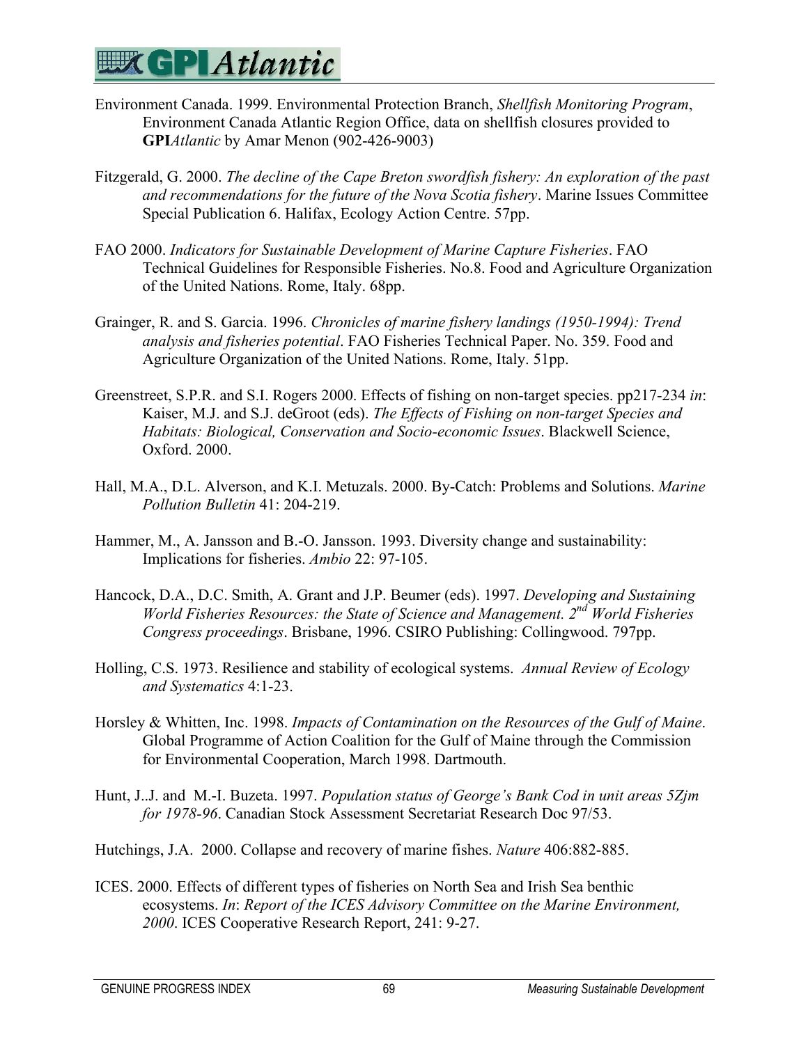Environment Canada. 1999. Environmental Protection Branch, *Shellfish Monitoring Program*, Environment Canada Atlantic Region Office, data on shellfish closures provided to **GPI***Atlantic* by Amar Menon (902-426-9003)

Fitzgerald, G. 2000. *The decline of the Cape Breton swordfish fishery: An exploration of the past and recommendations for the future of the Nova Scotia fishery*. Marine Issues Committee Special Publication 6. Halifax, Ecology Action Centre. 57pp.

FAO 2000. *Indicators for Sustainable Development of Marine Capture Fisheries*. FAO Technical Guidelines for Responsible Fisheries. No.8. Food and Agriculture Organization of the United Nations. Rome, Italy. 68pp.

Grainger, R. and S. Garcia. 1996. *Chronicles of marine fishery landings (1950-1994): Trend analysis and fisheries potential*. FAO Fisheries Technical Paper. No. 359. Food and Agriculture Organization of the United Nations. Rome, Italy. 51pp.

Greenstreet, S.P.R. and S.I. Rogers 2000. Effects of fishing on non-target species. pp217-234 *in*: Kaiser, M.J. and S.J. deGroot (eds). *The Effects of Fishing on non-target Species and Habitats: Biological, Conservation and Socio-economic Issues*. Blackwell Science, Oxford. 2000.

Hall, M.A., D.L. Alverson, and K.I. Metuzals. 2000. By-Catch: Problems and Solutions. *Marine Pollution Bulletin* 41: 204-219.

Hammer, M., A. Jansson and B.-O. Jansson. 1993. Diversity change and sustainability: Implications for fisheries. *Ambio* 22: 97-105.

Hancock, D.A., D.C. Smith, A. Grant and J.P. Beumer (eds). 1997. *Developing and Sustaining World Fisheries Resources: the State of Science and Management. 2nd World Fisheries Congress proceedings*. Brisbane, 1996. CSIRO Publishing: Collingwood. 797pp.

Holling, C.S. 1973. Resilience and stability of ecological systems. *Annual Review of Ecology and Systematics* 4:1-23.

Horsley & Whitten, Inc. 1998. *Impacts of Contamination on the Resources of the Gulf of Maine*. Global Programme of Action Coalition for the Gulf of Maine through the Commission for Environmental Cooperation, March 1998. Dartmouth.

Hunt, J..J. and M.-I. Buzeta. 1997. *Population status of George's Bank Cod in unit areas 5Zjm for 1978-96*. Canadian Stock Assessment Secretariat Research Doc 97/53.

Hutchings, J.A. 2000. Collapse and recovery of marine fishes. *Nature* 406:882-885.

ICES. 2000. Effects of different types of fisheries on North Sea and Irish Sea benthic ecosystems. *In*: *Report of the ICES Advisory Committee on the Marine Environment, 2000*. ICES Cooperative Research Report, 241: 9-27.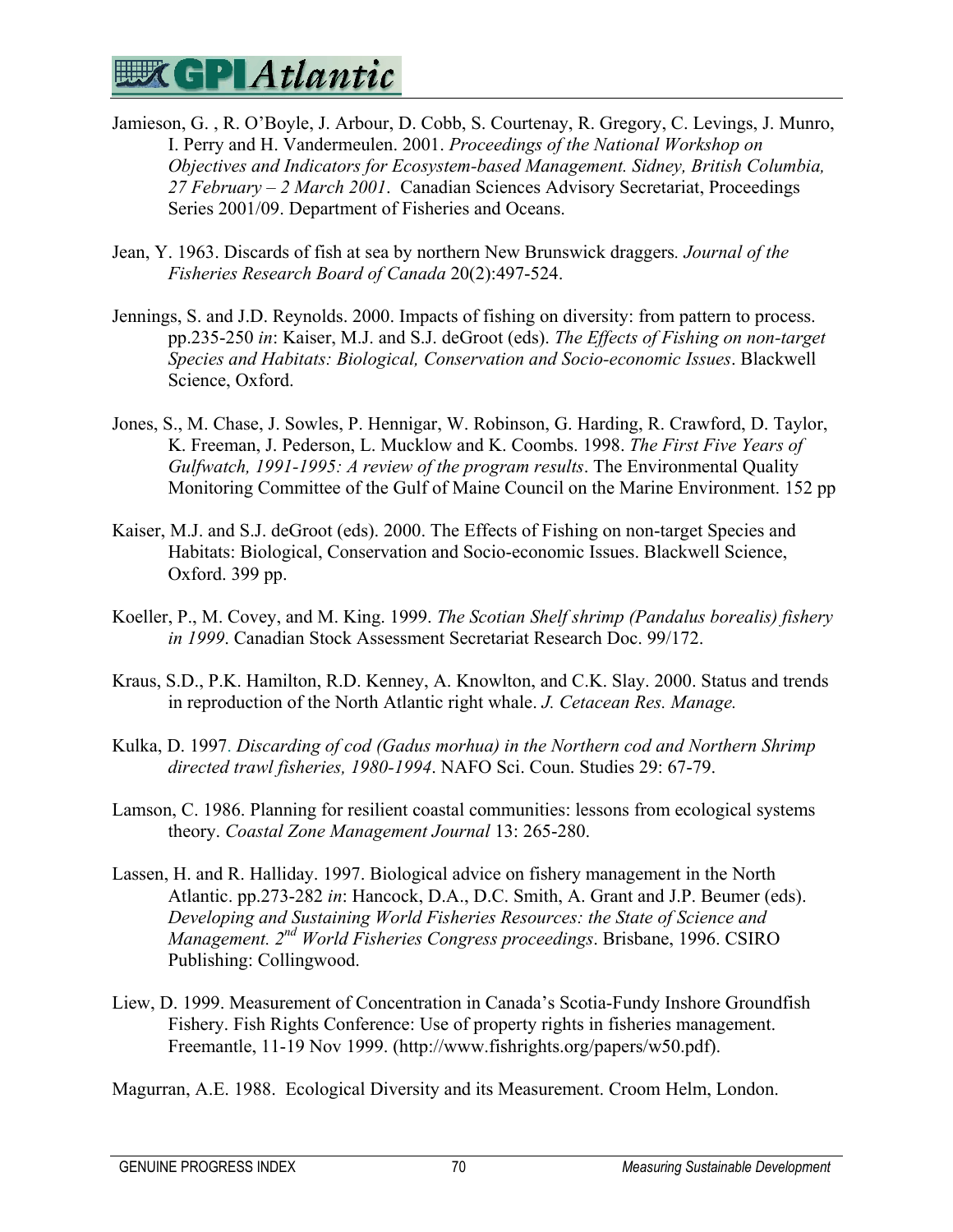Jamieson, G. , R. O'Boyle, J. Arbour, D. Cobb, S. Courtenay, R. Gregory, C. Levings, J. Munro, I. Perry and H. Vandermeulen. 2001. *Proceedings of the National Workshop on Objectives and Indicators for Ecosystem-based Management. Sidney, British Columbia, 27 February – 2 March 2001*. Canadian Sciences Advisory Secretariat, Proceedings Series 2001/09. Department of Fisheries and Oceans.

Jean, Y. 1963. Discards of fish at sea by northern New Brunswick draggers*. Journal of the Fisheries Research Board of Canada* 20(2):497-524.

Jennings, S. and J.D. Reynolds. 2000. Impacts of fishing on diversity: from pattern to process. pp.235-250 *in*: Kaiser, M.J. and S.J. deGroot (eds). *The Effects of Fishing on non-target Species and Habitats: Biological, Conservation and Socio-economic Issues*. Blackwell Science, Oxford.

Jones, S., M. Chase, J. Sowles, P. Hennigar, W. Robinson, G. Harding, R. Crawford, D. Taylor, K. Freeman, J. Pederson, L. Mucklow and K. Coombs. 1998. *The First Five Years of Gulfwatch, 1991-1995: A review of the program results*. The Environmental Quality Monitoring Committee of the Gulf of Maine Council on the Marine Environment. 152 pp

Kaiser, M.J. and S.J. deGroot (eds). 2000. The Effects of Fishing on non-target Species and Habitats: Biological, Conservation and Socio-economic Issues. Blackwell Science, Oxford. 399 pp.

Koeller, P., M. Covey, and M. King. 1999. *The Scotian Shelf shrimp (Pandalus borealis) fishery in 1999*. Canadian Stock Assessment Secretariat Research Doc. 99/172.

Kraus, S.D., P.K. Hamilton, R.D. Kenney, A. Knowlton, and C.K. Slay. 2000. Status and trends in reproduction of the North Atlantic right whale. *J. Cetacean Res. Manage.*

Kulka, D. 1997*. Discarding of cod (Gadus morhua) in the Northern cod and Northern Shrimp directed trawl fisheries, 1980-1994*. NAFO Sci. Coun. Studies 29: 67-79.

Lamson, C. 1986. Planning for resilient coastal communities: lessons from ecological systems theory. *Coastal Zone Management Journal* 13: 265-280.

Lassen, H. and R. Halliday. 1997. Biological advice on fishery management in the North Atlantic. pp.273-282 *in*: Hancock, D.A., D.C. Smith, A. Grant and J.P. Beumer (eds). *Developing and Sustaining World Fisheries Resources: the State of Science and Management. 2nd World Fisheries Congress proceedings*. Brisbane, 1996. CSIRO Publishing: Collingwood.

Liew, D. 1999. Measurement of Concentration in Canada's Scotia-Fundy Inshore Groundfish Fishery. Fish Rights Conference: Use of property rights in fisheries management. Freemantle, 11-19 Nov 1999. (http://www.fishrights.org/papers/w50.pdf).

Magurran, A.E. 1988. Ecological Diversity and its Measurement. Croom Helm, London.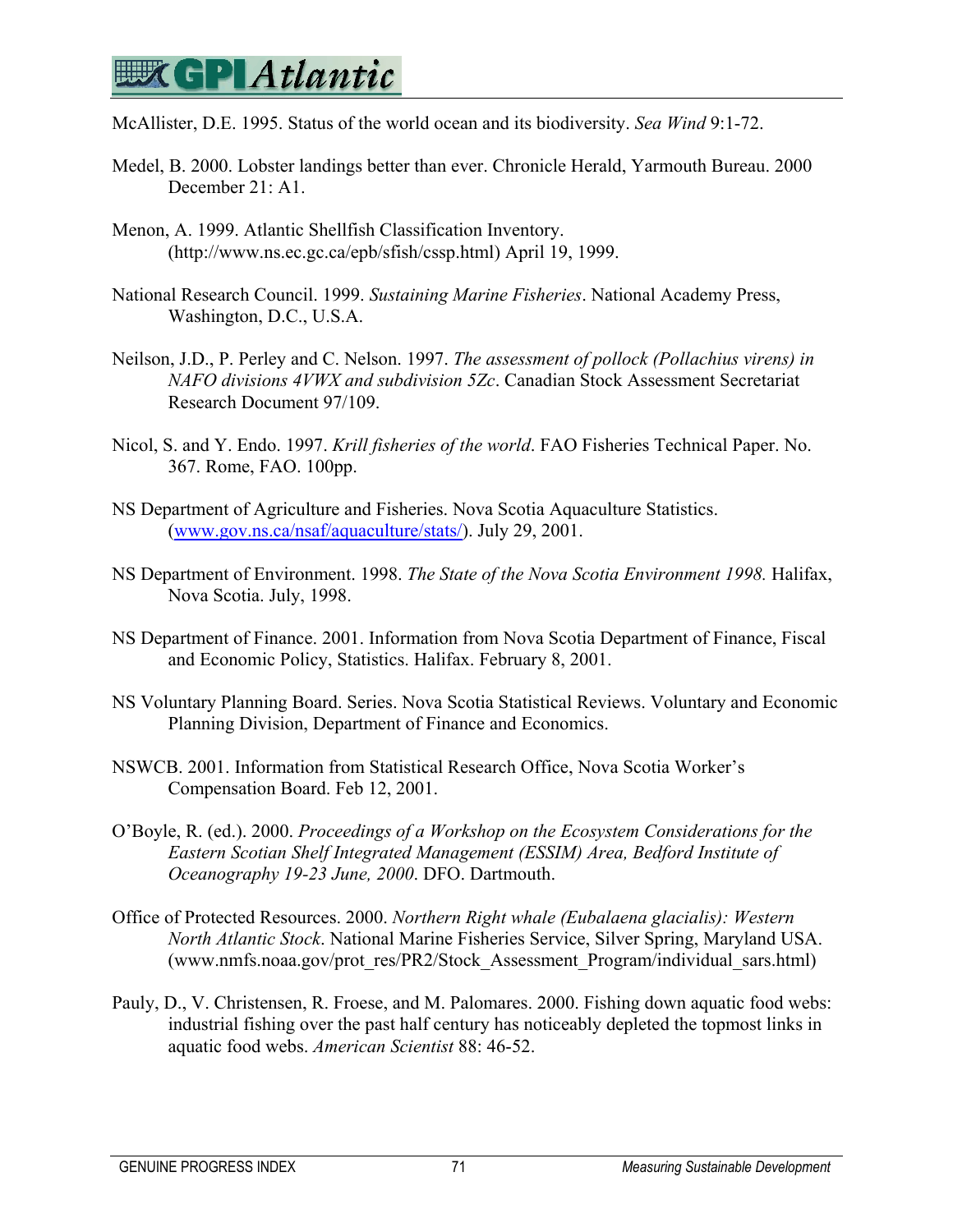McAllister, D.E. 1995. Status of the world ocean and its biodiversity. *Sea Wind* 9:1-72.

Medel, B. 2000. Lobster landings better than ever. Chronicle Herald, Yarmouth Bureau. 2000 December 21: A1.

Menon, A. 1999. Atlantic Shellfish Classification Inventory. (http://www.ns.ec.gc.ca/epb/sfish/cssp.html) April 19, 1999.

National Research Council. 1999. *Sustaining Marine Fisheries*. National Academy Press, Washington, D.C., U.S.A.

Neilson, J.D., P. Perley and C. Nelson. 1997. *The assessment of pollock (Pollachius virens) in NAFO divisions 4VWX and subdivision 5Zc*. Canadian Stock Assessment Secretariat Research Document 97/109.

Nicol, S. and Y. Endo. 1997. *Krill fisheries of the world*. FAO Fisheries Technical Paper. No. 367. Rome, FAO. 100pp.

NS Department of Agriculture and Fisheries. Nova Scotia Aquaculture Statistics. (www.gov.ns.ca/nsaf/aquaculture/stats/). July 29, 2001.

NS Department of Environment. 1998. *The State of the Nova Scotia Environment 1998.* Halifax, Nova Scotia. July, 1998.

NS Department of Finance. 2001. Information from Nova Scotia Department of Finance, Fiscal and Economic Policy, Statistics. Halifax. February 8, 2001.

NS Voluntary Planning Board. Series. Nova Scotia Statistical Reviews. Voluntary and Economic Planning Division, Department of Finance and Economics.

NSWCB. 2001. Information from Statistical Research Office, Nova Scotia Worker's Compensation Board. Feb 12, 2001.

O'Boyle, R. (ed.). 2000. *Proceedings of a Workshop on the Ecosystem Considerations for the Eastern Scotian Shelf Integrated Management (ESSIM) Area, Bedford Institute of Oceanography 19-23 June, 2000*. DFO. Dartmouth.

Office of Protected Resources. 2000. *Northern Right whale (Eubalaena glacialis): Western North Atlantic Stock*. National Marine Fisheries Service, Silver Spring, Maryland USA. (www.nmfs.noaa.gov/prot_res/PR2/Stock_Assessment_Program/individual_sars.html)

Pauly, D., V. Christensen, R. Froese, and M. Palomares. 2000. Fishing down aquatic food webs: industrial fishing over the past half century has noticeably depleted the topmost links in aquatic food webs. *American Scientist* 88: 46-52.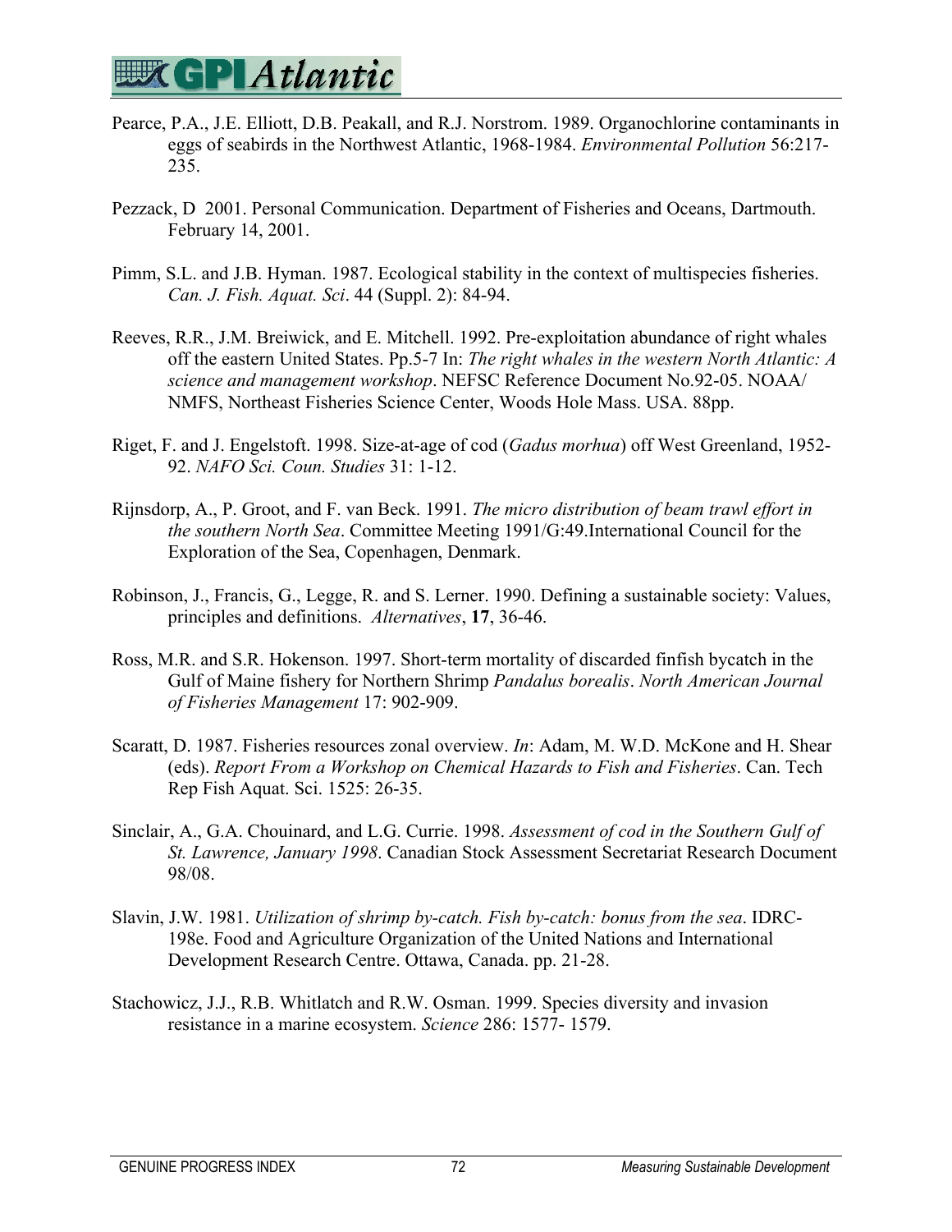Pearce, P.A., J.E. Elliott, D.B. Peakall, and R.J. Norstrom. 1989. Organochlorine contaminants in eggs of seabirds in the Northwest Atlantic, 1968-1984. *Environmental Pollution* 56:217-235.

Pezzack, D 2001. Personal Communication. Department of Fisheries and Oceans, Dartmouth. February 14, 2001.

Pimm, S.L. and J.B. Hyman. 1987. Ecological stability in the context of multispecies fisheries. *Can. J. Fish. Aquat. Sci*. 44 (Suppl. 2): 84-94.

Reeves, R.R., J.M. Breiwick, and E. Mitchell. 1992. Pre-exploitation abundance of right whales off the eastern United States. Pp.5-7 In: *The right whales in the western North Atlantic: A science and management workshop*. NEFSC Reference Document No.92-05. NOAA/ NMFS, Northeast Fisheries Science Center, Woods Hole Mass. USA. 88pp.

Riget, F. and J. Engelstoft. 1998. Size-at-age of cod (*Gadus morhua*) off West Greenland, 1952-92. *NAFO Sci. Coun. Studies* 31: 1-12.

Rijnsdorp, A., P. Groot, and F. van Beck. 1991. *The micro distribution of beam trawl effort in the southern North Sea*. Committee Meeting 1991/G:49.International Council for the Exploration of the Sea, Copenhagen, Denmark.

Robinson, J., Francis, G., Legge, R. and S. Lerner. 1990. Defining a sustainable society: Values, principles and definitions. *Alternatives*, **17**, 36-46.

Ross, M.R. and S.R. Hokenson. 1997. Short-term mortality of discarded finfish bycatch in the Gulf of Maine fishery for Northern Shrimp *Pandalus borealis*. *North American Journal of Fisheries Management* 17: 902-909.

Scaratt, D. 1987. Fisheries resources zonal overview. *In*: Adam, M. W.D. McKone and H. Shear (eds). *Report From a Workshop on Chemical Hazards to Fish and Fisheries*. Can. Tech Rep Fish Aquat. Sci. 1525: 26-35.

Sinclair, A., G.A. Chouinard, and L.G. Currie. 1998. *Assessment of cod in the Southern Gulf of St. Lawrence, January 1998*. Canadian Stock Assessment Secretariat Research Document 98/08.

Slavin, J.W. 1981. *Utilization of shrimp by-catch. Fish by-catch: bonus from the sea*. IDRC-198e. Food and Agriculture Organization of the United Nations and International Development Research Centre. Ottawa, Canada. pp. 21-28.

Stachowicz, J.J., R.B. Whitlatch and R.W. Osman. 1999. Species diversity and invasion resistance in a marine ecosystem. *Science* 286: 1577- 1579.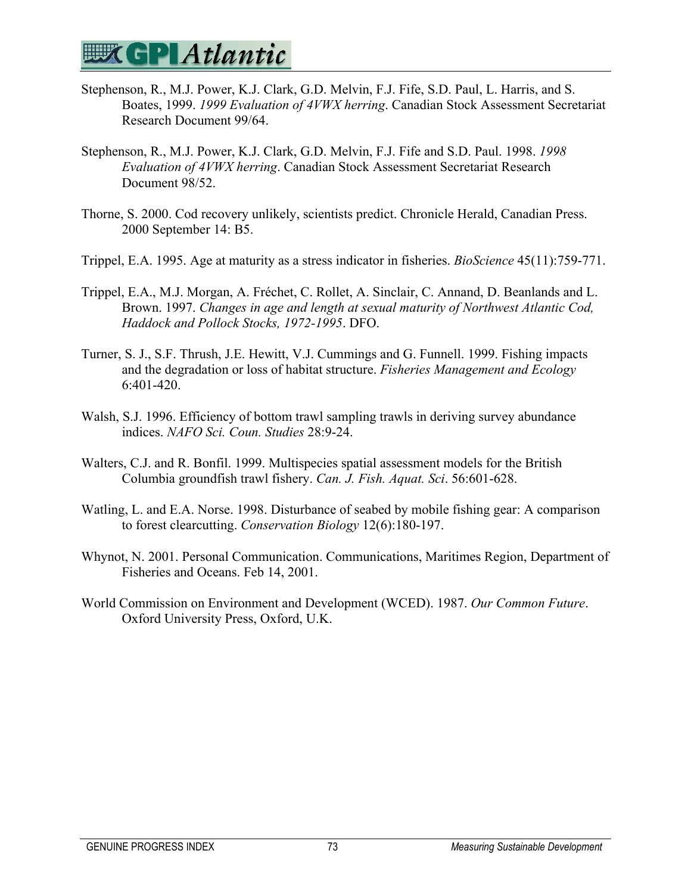Stephenson, R., M.J. Power, K.J. Clark, G.D. Melvin, F.J. Fife, S.D. Paul, L. Harris, and S. Boates, 1999. *1999 Evaluation of 4VWX herring*. Canadian Stock Assessment Secretariat Research Document 99/64.

Stephenson, R., M.J. Power, K.J. Clark, G.D. Melvin, F.J. Fife and S.D. Paul. 1998. *1998 Evaluation of 4VWX herring*. Canadian Stock Assessment Secretariat Research Document 98/52.

Thorne, S. 2000. Cod recovery unlikely, scientists predict. Chronicle Herald, Canadian Press. 2000 September 14: B5.

Trippel, E.A. 1995. Age at maturity as a stress indicator in fisheries. *BioScience* 45(11):759-771.

Trippel, E.A., M.J. Morgan, A. Fréchet, C. Rollet, A. Sinclair, C. Annand, D. Beanlands and L. Brown. 1997. *Changes in age and length at sexual maturity of Northwest Atlantic Cod, Haddock and Pollock Stocks, 1972-1995*. DFO.

Turner, S. J., S.F. Thrush, J.E. Hewitt, V.J. Cummings and G. Funnell. 1999. Fishing impacts and the degradation or loss of habitat structure. *Fisheries Management and Ecology* 6:401-420.

Walsh, S.J. 1996. Efficiency of bottom trawl sampling trawls in deriving survey abundance indices. *NAFO Sci. Coun. Studies* 28:9-24.

Walters, C.J. and R. Bonfil. 1999. Multispecies spatial assessment models for the British Columbia groundfish trawl fishery. *Can. J. Fish. Aquat. Sci*. 56:601-628.

Watling, L. and E.A. Norse. 1998. Disturbance of seabed by mobile fishing gear: A comparison to forest clearcutting. *Conservation Biology* 12(6):180-197.

Whynot, N. 2001. Personal Communication. Communications, Maritimes Region, Department of Fisheries and Oceans. Feb 14, 2001.

World Commission on Environment and Development (WCED). 1987. *Our Common Future*. Oxford University Press, Oxford, U.K.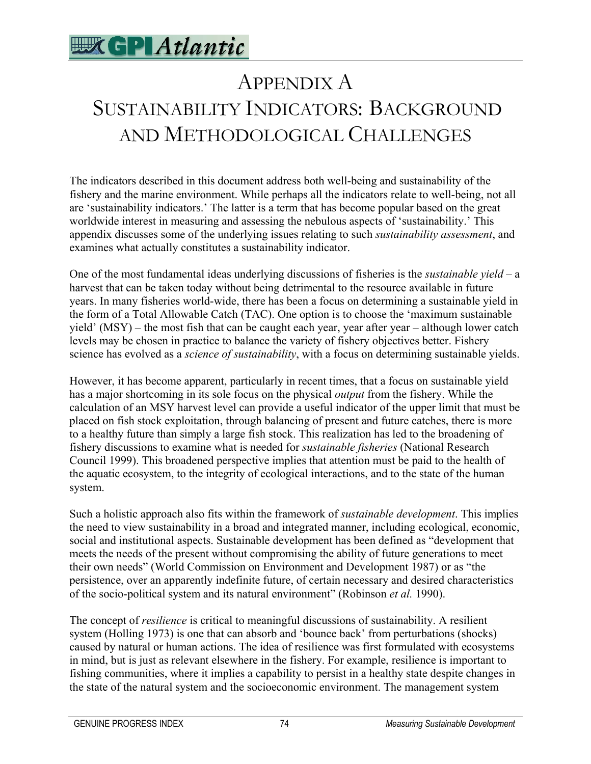# APPENDIX A
# SUSTAINABILITY INDICATORS: BACKGROUND AND METHODOLOGICAL CHALLENGES

The indicators described in this document address both well-being and sustainability of the fishery and the marine environment. While perhaps all the indicators relate to well-being, not all are 'sustainability indicators.' The latter is a term that has become popular based on the great worldwide interest in measuring and assessing the nebulous aspects of 'sustainability.' This appendix discusses some of the underlying issues relating to such *sustainability assessment*, and examines what actually constitutes a sustainability indicator.

One of the most fundamental ideas underlying discussions of fisheries is the *sustainable yield* – a harvest that can be taken today without being detrimental to the resource available in future years. In many fisheries world-wide, there has been a focus on determining a sustainable yield in the form of a Total Allowable Catch (TAC). One option is to choose the 'maximum sustainable yield' (MSY) – the most fish that can be caught each year, year after year – although lower catch levels may be chosen in practice to balance the variety of fishery objectives better. Fishery science has evolved as a *science of sustainability*, with a focus on determining sustainable yields.

However, it has become apparent, particularly in recent times, that a focus on sustainable yield has a major shortcoming in its sole focus on the physical *output* from the fishery. While the calculation of an MSY harvest level can provide a useful indicator of the upper limit that must be placed on fish stock exploitation, through balancing of present and future catches, there is more to a healthy future than simply a large fish stock. This realization has led to the broadening of fishery discussions to examine what is needed for *sustainable fisheries* (National Research Council 1999). This broadened perspective implies that attention must be paid to the health of the aquatic ecosystem, to the integrity of ecological interactions, and to the state of the human system.

Such a holistic approach also fits within the framework of *sustainable development*. This implies the need to view sustainability in a broad and integrated manner, including ecological, economic, social and institutional aspects. Sustainable development has been defined as "development that meets the needs of the present without compromising the ability of future generations to meet their own needs" (World Commission on Environment and Development 1987) or as "the persistence, over an apparently indefinite future, of certain necessary and desired characteristics of the socio-political system and its natural environment" (Robinson *et al.* 1990).

The concept of *resilience* is critical to meaningful discussions of sustainability. A resilient system (Holling 1973) is one that can absorb and 'bounce back' from perturbations (shocks) caused by natural or human actions. The idea of resilience was first formulated with ecosystems in mind, but is just as relevant elsewhere in the fishery. For example, resilience is important to fishing communities, where it implies a capability to persist in a healthy state despite changes in the state of the natural system and the socioeconomic environment. The management system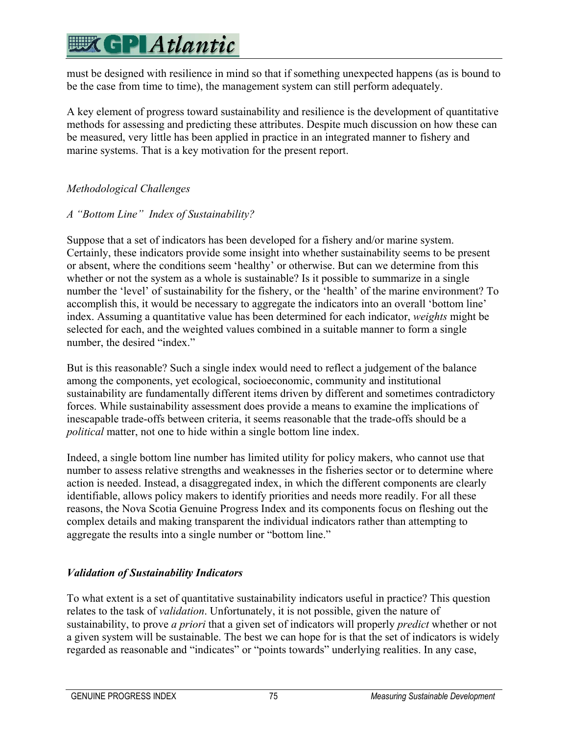must be designed with resilience in mind so that if something unexpected happens (as is bound to be the case from time to time), the management system can still perform adequately.

A key element of progress toward sustainability and resilience is the development of quantitative methods for assessing and predicting these attributes. Despite much discussion on how these can be measured, very little has been applied in practice in an integrated manner to fishery and marine systems. That is a key motivation for the present report.

*Methodological Challenges*

*A "Bottom Line" Index of Sustainability?*

Suppose that a set of indicators has been developed for a fishery and/or marine system. Certainly, these indicators provide some insight into whether sustainability seems to be present or absent, where the conditions seem 'healthy' or otherwise. But can we determine from this whether or not the system as a whole is sustainable? Is it possible to summarize in a single number the 'level' of sustainability for the fishery, or the 'health' of the marine environment? To accomplish this, it would be necessary to aggregate the indicators into an overall 'bottom line' index. Assuming a quantitative value has been determined for each indicator, *weights* might be selected for each, and the weighted values combined in a suitable manner to form a single number, the desired "index."

But is this reasonable? Such a single index would need to reflect a judgement of the balance among the components, yet ecological, socioeconomic, community and institutional sustainability are fundamentally different items driven by different and sometimes contradictory forces. While sustainability assessment does provide a means to examine the implications of inescapable trade-offs between criteria, it seems reasonable that the trade-offs should be a *political* matter, not one to hide within a single bottom line index.

Indeed, a single bottom line number has limited utility for policy makers, who cannot use that number to assess relative strengths and weaknesses in the fisheries sector or to determine where action is needed. Instead, a disaggregated index, in which the different components are clearly identifiable, allows policy makers to identify priorities and needs more readily. For all these reasons, the Nova Scotia Genuine Progress Index and its components focus on fleshing out the complex details and making transparent the individual indicators rather than attempting to aggregate the results into a single number or "bottom line."

***Validation of Sustainability Indicators***

To what extent is a set of quantitative sustainability indicators useful in practice? This question relates to the task of *validation*. Unfortunately, it is not possible, given the nature of sustainability, to prove *a priori* that a given set of indicators will properly *predict* whether or not a given system will be sustainable. The best we can hope for is that the set of indicators is widely regarded as reasonable and "indicates" or "points towards" underlying realities. In any case,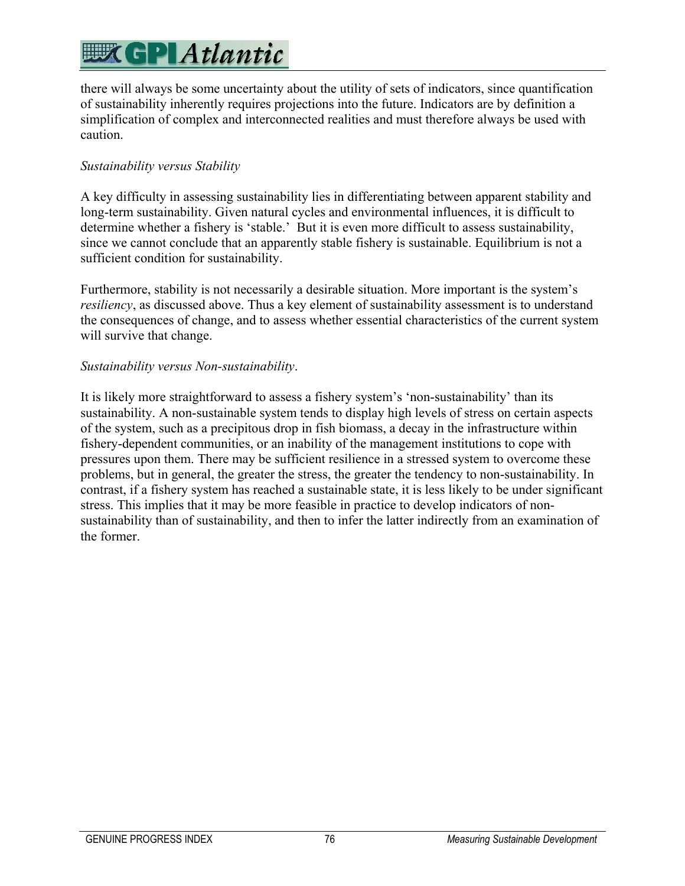there will always be some uncertainty about the utility of sets of indicators, since quantification of sustainability inherently requires projections into the future. Indicators are by definition a simplification of complex and interconnected realities and must therefore always be used with caution.

*Sustainability versus Stability*

A key difficulty in assessing sustainability lies in differentiating between apparent stability and long-term sustainability. Given natural cycles and environmental influences, it is difficult to determine whether a fishery is 'stable.' But it is even more difficult to assess sustainability, since we cannot conclude that an apparently stable fishery is sustainable. Equilibrium is not a sufficient condition for sustainability.

Furthermore, stability is not necessarily a desirable situation. More important is the system's *resiliency*, as discussed above. Thus a key element of sustainability assessment is to understand the consequences of change, and to assess whether essential characteristics of the current system will survive that change.

*Sustainability versus Non-sustainability*.

It is likely more straightforward to assess a fishery system's 'non-sustainability' than its sustainability. A non-sustainable system tends to display high levels of stress on certain aspects of the system, such as a precipitous drop in fish biomass, a decay in the infrastructure within fishery-dependent communities, or an inability of the management institutions to cope with pressures upon them. There may be sufficient resilience in a stressed system to overcome these problems, but in general, the greater the stress, the greater the tendency to non-sustainability. In contrast, if a fishery system has reached a sustainable state, it is less likely to be under significant stress. This implies that it may be more feasible in practice to develop indicators of non-sustainability than of sustainability, and then to infer the latter indirectly from an examination of the former.